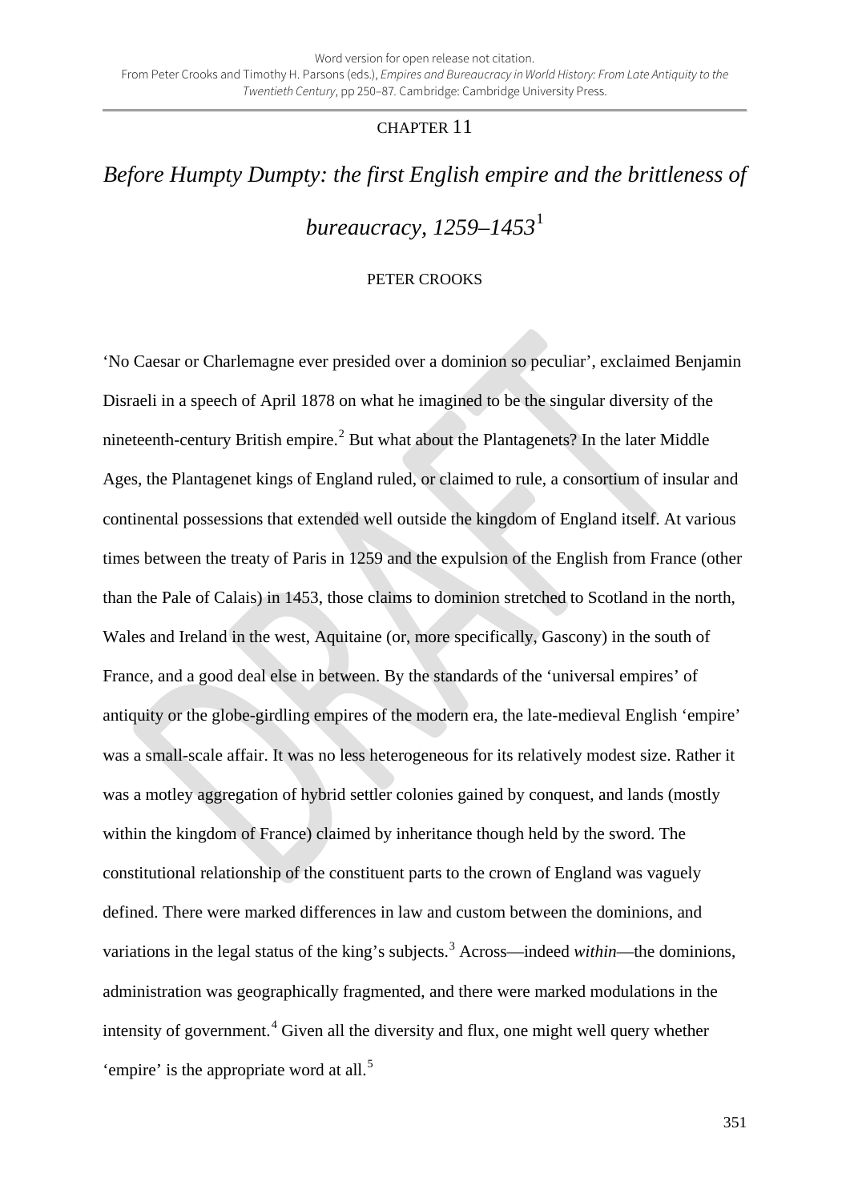Word version for open release not citation.
From Peter Crooks and Timothy H. Parsons (eds.), *Empires and Bureaucracy in World History: From Late Antiquity to the Twentieth Century*, pp 250–87. Cambridge: Cambridge University Press.

CHAPTER 11

# *Before Humpty Dumpty: the first English empire and the brittleness of bureaucracy, 1259–1453*[1]

PETER CROOKS

'No Caesar or Charlemagne ever presided over a dominion so peculiar', exclaimed Benjamin Disraeli in a speech of April 1878 on what he imagined to be the singular diversity of the nineteenth-century British empire.[2] But what about the Plantagenets? In the later Middle Ages, the Plantagenet kings of England ruled, or claimed to rule, a consortium of insular and continental possessions that extended well outside the kingdom of England itself. At various times between the treaty of Paris in 1259 and the expulsion of the English from France (other than the Pale of Calais) in 1453, those claims to dominion stretched to Scotland in the north, Wales and Ireland in the west, Aquitaine (or, more specifically, Gascony) in the south of France, and a good deal else in between. By the standards of the 'universal empires' of antiquity or the globe-girdling empires of the modern era, the late-medieval English 'empire' was a small-scale affair. It was no less heterogeneous for its relatively modest size. Rather it was a motley aggregation of hybrid settler colonies gained by conquest, and lands (mostly within the kingdom of France) claimed by inheritance though held by the sword. The constitutional relationship of the constituent parts to the crown of England was vaguely defined. There were marked differences in law and custom between the dominions, and variations in the legal status of the king's subjects.[3] Across—indeed *within*—the dominions, administration was geographically fragmented, and there were marked modulations in the intensity of government.[4] Given all the diversity and flux, one might well query whether 'empire' is the appropriate word at all.[5]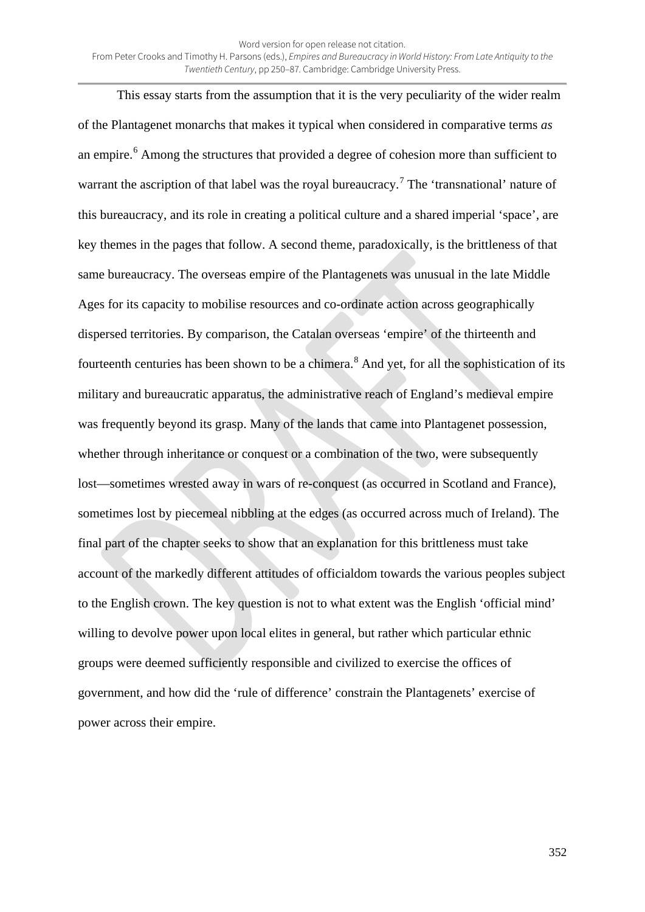This essay starts from the assumption that it is the very peculiarity of the wider realm of the Plantagenet monarchs that makes it typical when considered in comparative terms *as* an empire.[6] Among the structures that provided a degree of cohesion more than sufficient to warrant the ascription of that label was the royal bureaucracy.[7] The 'transnational' nature of this bureaucracy, and its role in creating a political culture and a shared imperial 'space', are key themes in the pages that follow. A second theme, paradoxically, is the brittleness of that same bureaucracy. The overseas empire of the Plantagenets was unusual in the late Middle Ages for its capacity to mobilise resources and co-ordinate action across geographically dispersed territories. By comparison, the Catalan overseas 'empire' of the thirteenth and fourteenth centuries has been shown to be a chimera.[8] And yet, for all the sophistication of its military and bureaucratic apparatus, the administrative reach of England's medieval empire was frequently beyond its grasp. Many of the lands that came into Plantagenet possession, whether through inheritance or conquest or a combination of the two, were subsequently lost—sometimes wrested away in wars of re-conquest (as occurred in Scotland and France), sometimes lost by piecemeal nibbling at the edges (as occurred across much of Ireland). The final part of the chapter seeks to show that an explanation for this brittleness must take account of the markedly different attitudes of officialdom towards the various peoples subject to the English crown. The key question is not to what extent was the English 'official mind' willing to devolve power upon local elites in general, but rather which particular ethnic groups were deemed sufficiently responsible and civilized to exercise the offices of government, and how did the 'rule of difference' constrain the Plantagenets' exercise of power across their empire.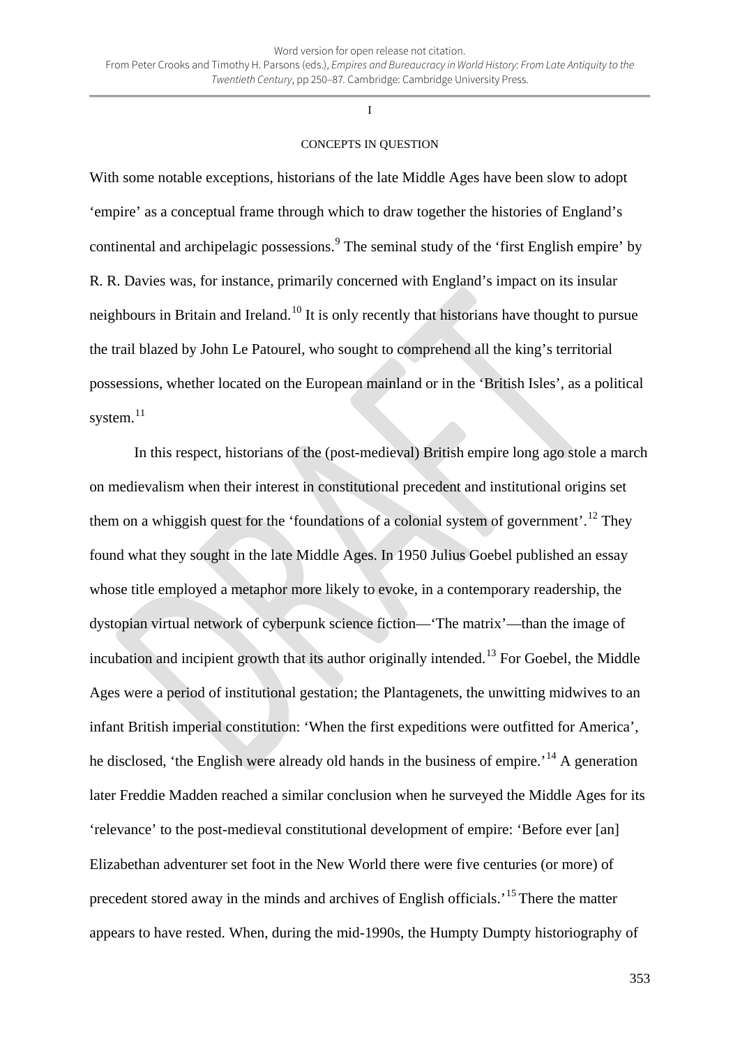## I

### CONCEPTS IN QUESTION

With some notable exceptions, historians of the late Middle Ages have been slow to adopt 'empire' as a conceptual frame through which to draw together the histories of England's continental and archipelagic possessions.[9] The seminal study of the 'first English empire' by R. R. Davies was, for instance, primarily concerned with England's impact on its insular neighbours in Britain and Ireland.[10] It is only recently that historians have thought to pursue the trail blazed by John Le Patourel, who sought to comprehend all the king's territorial possessions, whether located on the European mainland or in the 'British Isles', as a political system.[11]

In this respect, historians of the (post-medieval) British empire long ago stole a march on medievalism when their interest in constitutional precedent and institutional origins set them on a whiggish quest for the 'foundations of a colonial system of government'.[12] They found what they sought in the late Middle Ages. In 1950 Julius Goebel published an essay whose title employed a metaphor more likely to evoke, in a contemporary readership, the dystopian virtual network of cyberpunk science fiction—'The matrix'—than the image of incubation and incipient growth that its author originally intended.[13] For Goebel, the Middle Ages were a period of institutional gestation; the Plantagenets, the unwitting midwives to an infant British imperial constitution: 'When the first expeditions were outfitted for America', he disclosed, 'the English were already old hands in the business of empire.'[14] A generation later Freddie Madden reached a similar conclusion when he surveyed the Middle Ages for its 'relevance' to the post-medieval constitutional development of empire: 'Before ever [an] Elizabethan adventurer set foot in the New World there were five centuries (or more) of precedent stored away in the minds and archives of English officials.'[15] There the matter appears to have rested. When, during the mid-1990s, the Humpty Dumpty historiography of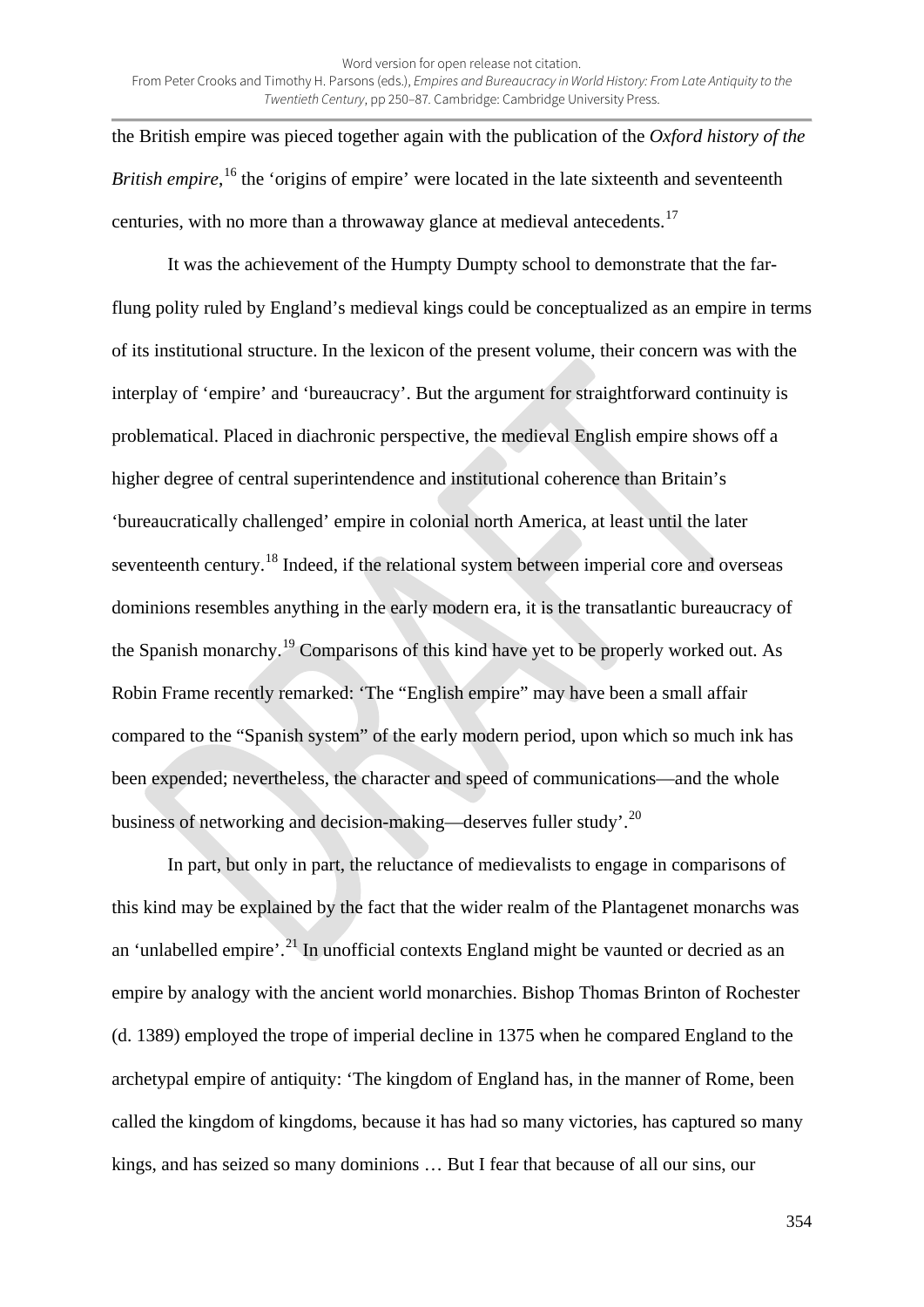the British empire was pieced together again with the publication of the *Oxford history of the British empire*,[16] the 'origins of empire' were located in the late sixteenth and seventeenth centuries, with no more than a throwaway glance at medieval antecedents.[17]

It was the achievement of the Humpty Dumpty school to demonstrate that the far-flung polity ruled by England's medieval kings could be conceptualized as an empire in terms of its institutional structure. In the lexicon of the present volume, their concern was with the interplay of 'empire' and 'bureaucracy'. But the argument for straightforward continuity is problematical. Placed in diachronic perspective, the medieval English empire shows off a higher degree of central superintendence and institutional coherence than Britain's 'bureaucratically challenged' empire in colonial north America, at least until the later seventeenth century.[18] Indeed, if the relational system between imperial core and overseas dominions resembles anything in the early modern era, it is the transatlantic bureaucracy of the Spanish monarchy.[19] Comparisons of this kind have yet to be properly worked out. As Robin Frame recently remarked: 'The "English empire" may have been a small affair compared to the "Spanish system" of the early modern period, upon which so much ink has been expended; nevertheless, the character and speed of communications—and the whole business of networking and decision-making—deserves fuller study'.[20]

In part, but only in part, the reluctance of medievalists to engage in comparisons of this kind may be explained by the fact that the wider realm of the Plantagenet monarchs was an 'unlabelled empire'.[21] In unofficial contexts England might be vaunted or decried as an empire by analogy with the ancient world monarchies. Bishop Thomas Brinton of Rochester (d. 1389) employed the trope of imperial decline in 1375 when he compared England to the archetypal empire of antiquity: 'The kingdom of England has, in the manner of Rome, been called the kingdom of kingdoms, because it has had so many victories, has captured so many kings, and has seized so many dominions … But I fear that because of all our sins, our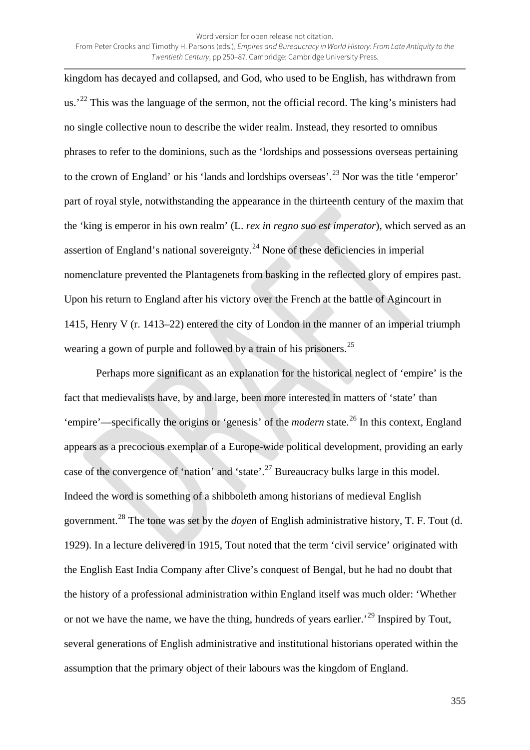kingdom has decayed and collapsed, and God, who used to be English, has withdrawn from us.'[22] This was the language of the sermon, not the official record. The king's ministers had no single collective noun to describe the wider realm. Instead, they resorted to omnibus phrases to refer to the dominions, such as the 'lordships and possessions overseas pertaining to the crown of England' or his 'lands and lordships overseas'.[23] Nor was the title 'emperor' part of royal style, notwithstanding the appearance in the thirteenth century of the maxim that the 'king is emperor in his own realm' (L. *rex in regno suo est imperator*), which served as an assertion of England's national sovereignty.[24] None of these deficiencies in imperial nomenclature prevented the Plantagenets from basking in the reflected glory of empires past. Upon his return to England after his victory over the French at the battle of Agincourt in 1415, Henry V (r. 1413–22) entered the city of London in the manner of an imperial triumph wearing a gown of purple and followed by a train of his prisoners.[25]

Perhaps more significant as an explanation for the historical neglect of 'empire' is the fact that medievalists have, by and large, been more interested in matters of 'state' than 'empire'—specifically the origins or 'genesis' of the *modern* state.[26] In this context, England appears as a precocious exemplar of a Europe-wide political development, providing an early case of the convergence of 'nation' and 'state'.[27] Bureaucracy bulks large in this model. Indeed the word is something of a shibboleth among historians of medieval English government.[28] The tone was set by the *doyen* of English administrative history, T. F. Tout (d. 1929). In a lecture delivered in 1915, Tout noted that the term 'civil service' originated with the English East India Company after Clive's conquest of Bengal, but he had no doubt that the history of a professional administration within England itself was much older: 'Whether or not we have the name, we have the thing, hundreds of years earlier.'[29] Inspired by Tout, several generations of English administrative and institutional historians operated within the assumption that the primary object of their labours was the kingdom of England.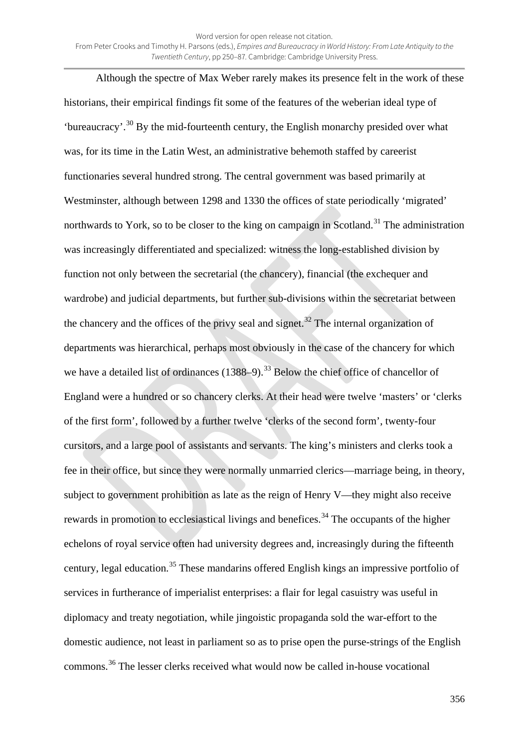Although the spectre of Max Weber rarely makes its presence felt in the work of these historians, their empirical findings fit some of the features of the weberian ideal type of 'bureaucracy'.[30] By the mid-fourteenth century, the English monarchy presided over what was, for its time in the Latin West, an administrative behemoth staffed by careerist functionaries several hundred strong. The central government was based primarily at Westminster, although between 1298 and 1330 the offices of state periodically 'migrated' northwards to York, so to be closer to the king on campaign in Scotland.[31] The administration was increasingly differentiated and specialized: witness the long-established division by function not only between the secretarial (the chancery), financial (the exchequer and wardrobe) and judicial departments, but further sub-divisions within the secretariat between the chancery and the offices of the privy seal and signet.[32] The internal organization of departments was hierarchical, perhaps most obviously in the case of the chancery for which we have a detailed list of ordinances (1388–9).[33] Below the chief office of chancellor of England were a hundred or so chancery clerks. At their head were twelve 'masters' or 'clerks of the first form', followed by a further twelve 'clerks of the second form', twenty-four cursitors, and a large pool of assistants and servants. The king's ministers and clerks took a fee in their office, but since they were normally unmarried clerics—marriage being, in theory, subject to government prohibition as late as the reign of Henry V—they might also receive rewards in promotion to ecclesiastical livings and benefices.[34] The occupants of the higher echelons of royal service often had university degrees and, increasingly during the fifteenth century, legal education.[35] These mandarins offered English kings an impressive portfolio of services in furtherance of imperialist enterprises: a flair for legal casuistry was useful in diplomacy and treaty negotiation, while jingoistic propaganda sold the war-effort to the domestic audience, not least in parliament so as to prise open the purse-strings of the English commons.[36] The lesser clerks received what would now be called in-house vocational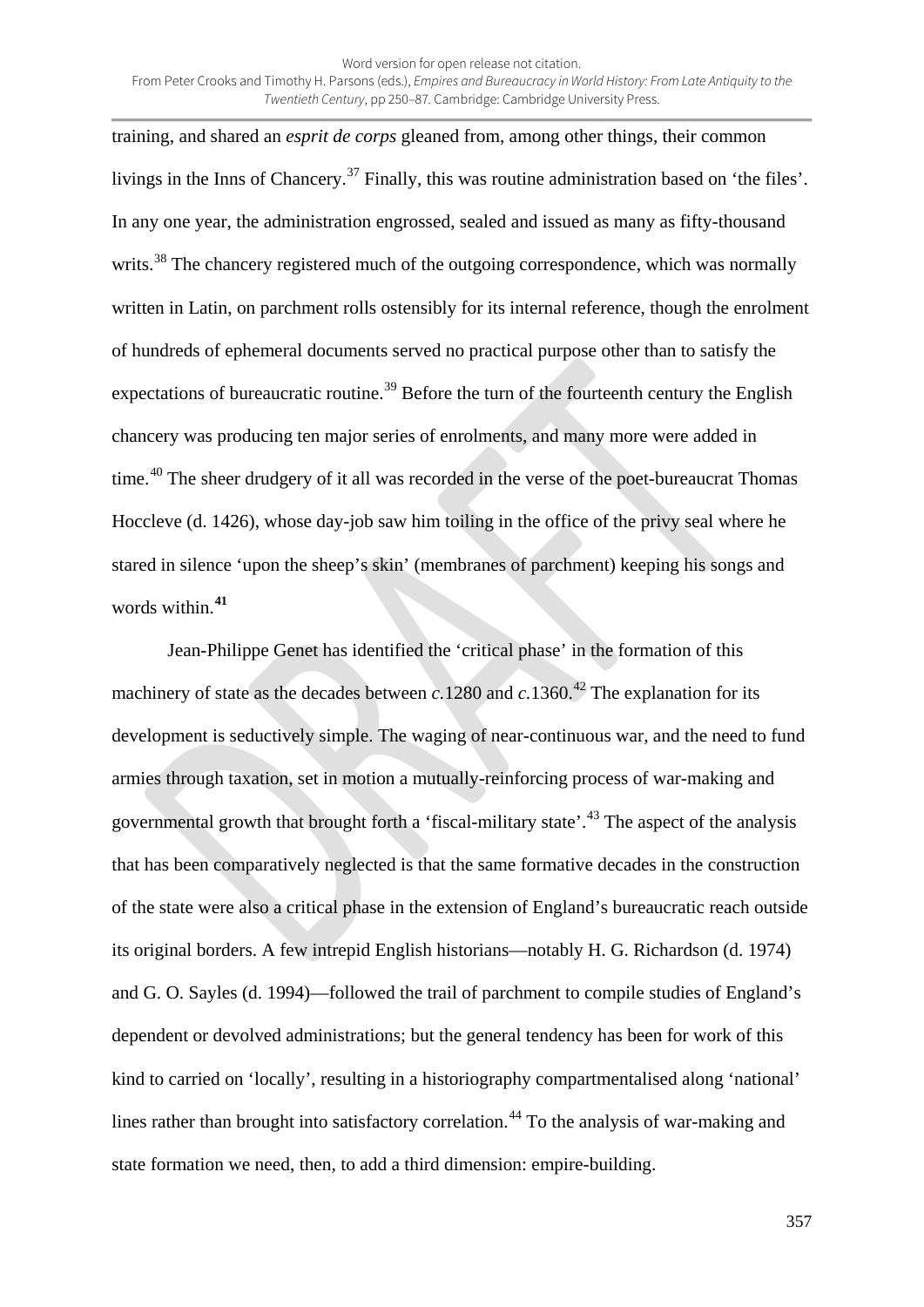training, and shared an *esprit de corps* gleaned from, among other things, their common livings in the Inns of Chancery.[37] Finally, this was routine administration based on 'the files'. In any one year, the administration engrossed, sealed and issued as many as fifty-thousand writs.[38] The chancery registered much of the outgoing correspondence, which was normally written in Latin, on parchment rolls ostensibly for its internal reference, though the enrolment of hundreds of ephemeral documents served no practical purpose other than to satisfy the expectations of bureaucratic routine.[39] Before the turn of the fourteenth century the English chancery was producing ten major series of enrolments, and many more were added in time.[40] The sheer drudgery of it all was recorded in the verse of the poet-bureaucrat Thomas Hoccleve (d. 1426), whose day-job saw him toiling in the office of the privy seal where he stared in silence 'upon the sheep's skin' (membranes of parchment) keeping his songs and words within.[41]

Jean-Philippe Genet has identified the 'critical phase' in the formation of this machinery of state as the decades between *c.*1280 and *c.*1360.[42] The explanation for its development is seductively simple. The waging of near-continuous war, and the need to fund armies through taxation, set in motion a mutually-reinforcing process of war-making and governmental growth that brought forth a 'fiscal-military state'.[43] The aspect of the analysis that has been comparatively neglected is that the same formative decades in the construction of the state were also a critical phase in the extension of England's bureaucratic reach outside its original borders. A few intrepid English historians—notably H. G. Richardson (d. 1974) and G. O. Sayles (d. 1994)—followed the trail of parchment to compile studies of England's dependent or devolved administrations; but the general tendency has been for work of this kind to carried on 'locally', resulting in a historiography compartmentalised along 'national' lines rather than brought into satisfactory correlation.[44] To the analysis of war-making and state formation we need, then, to add a third dimension: empire-building.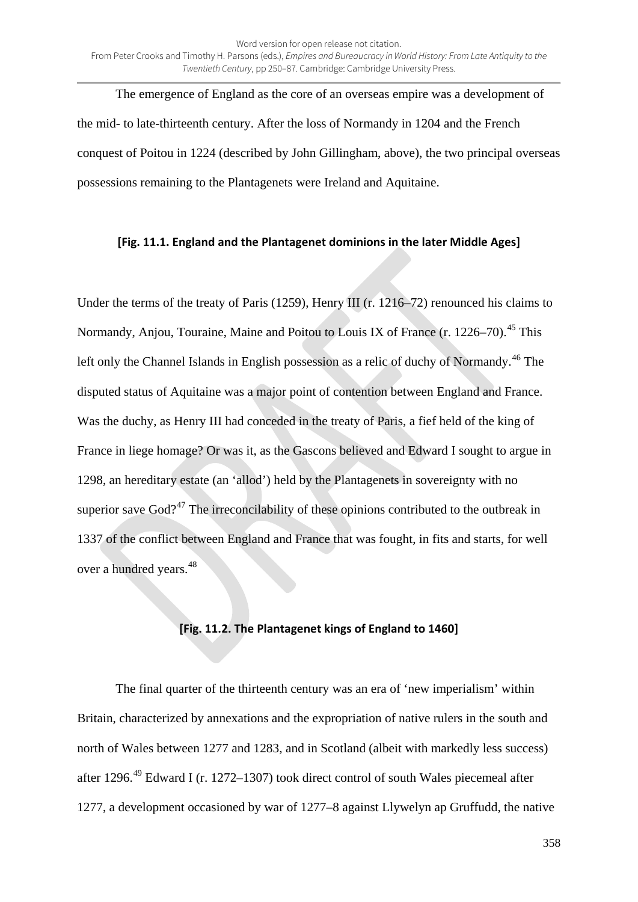The emergence of England as the core of an overseas empire was a development of the mid- to late-thirteenth century. After the loss of Normandy in 1204 and the French conquest of Poitou in 1224 (described by John Gillingham, above), the two principal overseas possessions remaining to the Plantagenets were Ireland and Aquitaine.

**[Fig. 11.1. England and the Plantagenet dominions in the later Middle Ages]**

Under the terms of the treaty of Paris (1259), Henry III (r. 1216–72) renounced his claims to Normandy, Anjou, Touraine, Maine and Poitou to Louis IX of France (r. 1226–70).[45] This left only the Channel Islands in English possession as a relic of duchy of Normandy.[46] The disputed status of Aquitaine was a major point of contention between England and France. Was the duchy, as Henry III had conceded in the treaty of Paris, a fief held of the king of France in liege homage? Or was it, as the Gascons believed and Edward I sought to argue in 1298, an hereditary estate (an 'allod') held by the Plantagenets in sovereignty with no superior save God?[47] The irreconcilability of these opinions contributed to the outbreak in 1337 of the conflict between England and France that was fought, in fits and starts, for well over a hundred years.[48]

**[Fig. 11.2. The Plantagenet kings of England to 1460]**

The final quarter of the thirteenth century was an era of 'new imperialism' within Britain, characterized by annexations and the expropriation of native rulers in the south and north of Wales between 1277 and 1283, and in Scotland (albeit with markedly less success) after 1296.[49] Edward I (r. 1272–1307) took direct control of south Wales piecemeal after 1277, a development occasioned by war of 1277–8 against Llywelyn ap Gruffudd, the native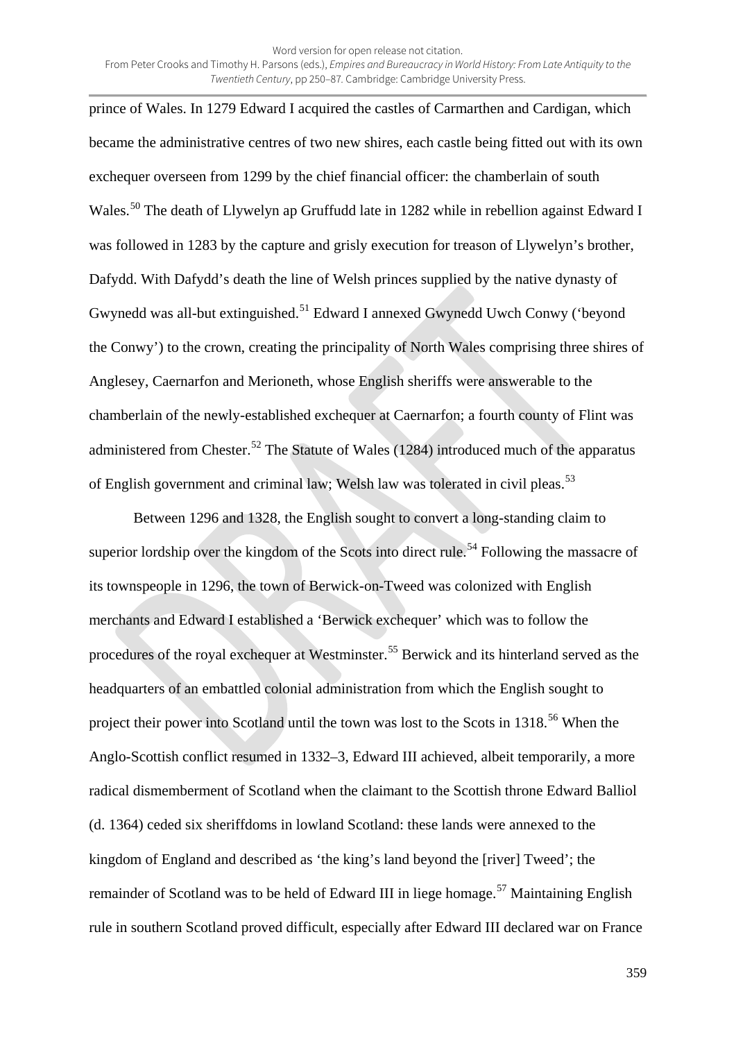prince of Wales. In 1279 Edward I acquired the castles of Carmarthen and Cardigan, which became the administrative centres of two new shires, each castle being fitted out with its own exchequer overseen from 1299 by the chief financial officer: the chamberlain of south Wales.[50] The death of Llywelyn ap Gruffudd late in 1282 while in rebellion against Edward I was followed in 1283 by the capture and grisly execution for treason of Llywelyn's brother, Dafydd. With Dafydd's death the line of Welsh princes supplied by the native dynasty of Gwynedd was all-but extinguished.[51] Edward I annexed Gwynedd Uwch Conwy ('beyond the Conwy') to the crown, creating the principality of North Wales comprising three shires of Anglesey, Caernarfon and Merioneth, whose English sheriffs were answerable to the chamberlain of the newly-established exchequer at Caernarfon; a fourth county of Flint was administered from Chester.[52] The Statute of Wales (1284) introduced much of the apparatus of English government and criminal law; Welsh law was tolerated in civil pleas.[53]

Between 1296 and 1328, the English sought to convert a long-standing claim to superior lordship over the kingdom of the Scots into direct rule.[54] Following the massacre of its townspeople in 1296, the town of Berwick-on-Tweed was colonized with English merchants and Edward I established a 'Berwick exchequer' which was to follow the procedures of the royal exchequer at Westminster.[55] Berwick and its hinterland served as the headquarters of an embattled colonial administration from which the English sought to project their power into Scotland until the town was lost to the Scots in 1318.[56] When the Anglo-Scottish conflict resumed in 1332–3, Edward III achieved, albeit temporarily, a more radical dismemberment of Scotland when the claimant to the Scottish throne Edward Balliol (d. 1364) ceded six sheriffdoms in lowland Scotland: these lands were annexed to the kingdom of England and described as 'the king's land beyond the [river] Tweed'; the remainder of Scotland was to be held of Edward III in liege homage.[57] Maintaining English rule in southern Scotland proved difficult, especially after Edward III declared war on France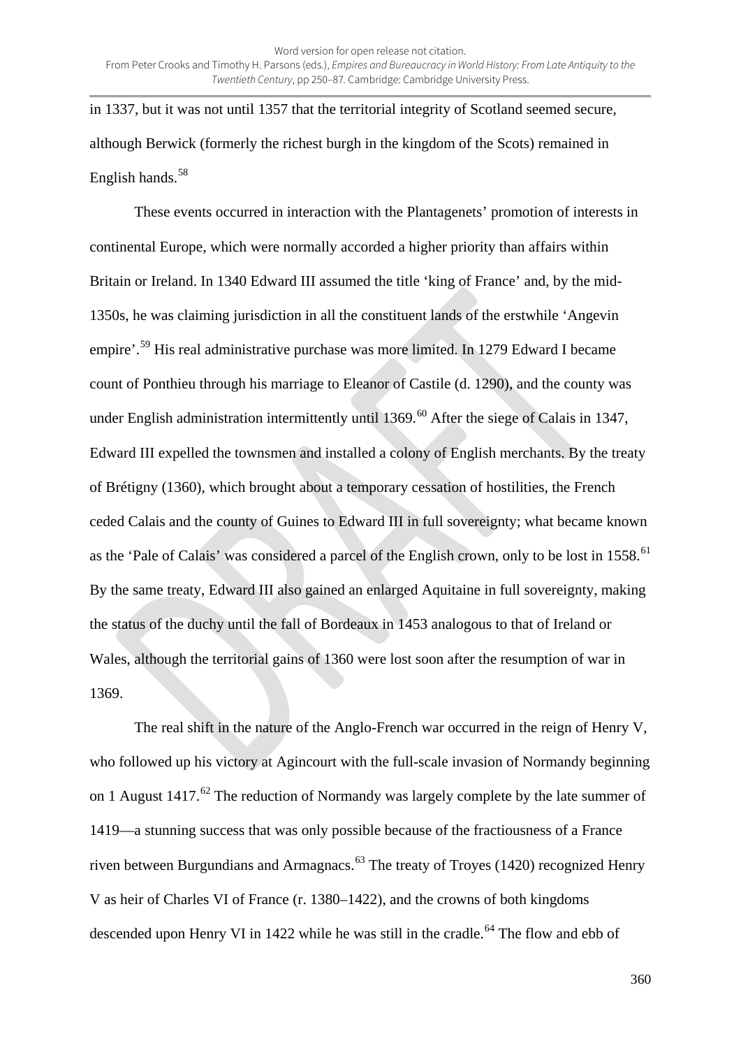in 1337, but it was not until 1357 that the territorial integrity of Scotland seemed secure, although Berwick (formerly the richest burgh in the kingdom of the Scots) remained in English hands.[58]

These events occurred in interaction with the Plantagenets' promotion of interests in continental Europe, which were normally accorded a higher priority than affairs within Britain or Ireland. In 1340 Edward III assumed the title 'king of France' and, by the mid-1350s, he was claiming jurisdiction in all the constituent lands of the erstwhile 'Angevin empire'.[59] His real administrative purchase was more limited. In 1279 Edward I became count of Ponthieu through his marriage to Eleanor of Castile (d. 1290), and the county was under English administration intermittently until 1369.[60] After the siege of Calais in 1347, Edward III expelled the townsmen and installed a colony of English merchants. By the treaty of Brétigny (1360), which brought about a temporary cessation of hostilities, the French ceded Calais and the county of Guines to Edward III in full sovereignty; what became known as the 'Pale of Calais' was considered a parcel of the English crown, only to be lost in 1558.[61] By the same treaty, Edward III also gained an enlarged Aquitaine in full sovereignty, making the status of the duchy until the fall of Bordeaux in 1453 analogous to that of Ireland or Wales, although the territorial gains of 1360 were lost soon after the resumption of war in 1369.

The real shift in the nature of the Anglo-French war occurred in the reign of Henry V, who followed up his victory at Agincourt with the full-scale invasion of Normandy beginning on 1 August 1417.[62] The reduction of Normandy was largely complete by the late summer of 1419—a stunning success that was only possible because of the fractiousness of a France riven between Burgundians and Armagnacs.[63] The treaty of Troyes (1420) recognized Henry V as heir of Charles VI of France (r. 1380–1422), and the crowns of both kingdoms descended upon Henry VI in 1422 while he was still in the cradle.[64] The flow and ebb of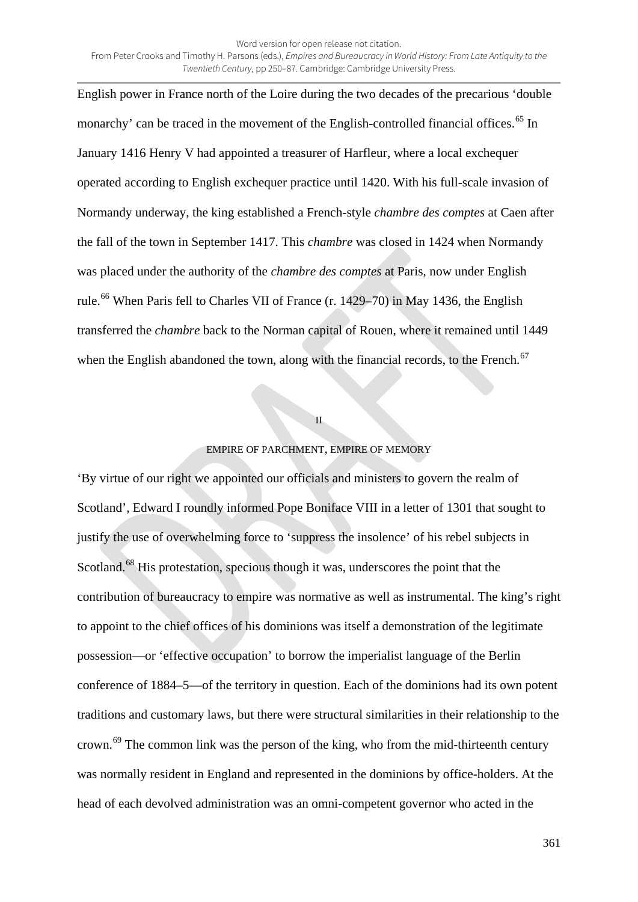English power in France north of the Loire during the two decades of the precarious 'double monarchy' can be traced in the movement of the English-controlled financial offices.[65] In January 1416 Henry V had appointed a treasurer of Harfleur, where a local exchequer operated according to English exchequer practice until 1420. With his full-scale invasion of Normandy underway, the king established a French-style *chambre des comptes* at Caen after the fall of the town in September 1417. This *chambre* was closed in 1424 when Normandy was placed under the authority of the *chambre des comptes* at Paris, now under English rule.[66] When Paris fell to Charles VII of France (r. 1429–70) in May 1436, the English transferred the *chambre* back to the Norman capital of Rouen, where it remained until 1449 when the English abandoned the town, along with the financial records, to the French.[67]

## II

## EMPIRE OF PARCHMENT, EMPIRE OF MEMORY

'By virtue of our right we appointed our officials and ministers to govern the realm of Scotland', Edward I roundly informed Pope Boniface VIII in a letter of 1301 that sought to justify the use of overwhelming force to 'suppress the insolence' of his rebel subjects in Scotland.[68] His protestation, specious though it was, underscores the point that the contribution of bureaucracy to empire was normative as well as instrumental. The king's right to appoint to the chief offices of his dominions was itself a demonstration of the legitimate possession—or 'effective occupation' to borrow the imperialist language of the Berlin conference of 1884–5—of the territory in question. Each of the dominions had its own potent traditions and customary laws, but there were structural similarities in their relationship to the crown.[69] The common link was the person of the king, who from the mid-thirteenth century was normally resident in England and represented in the dominions by office-holders. At the head of each devolved administration was an omni-competent governor who acted in the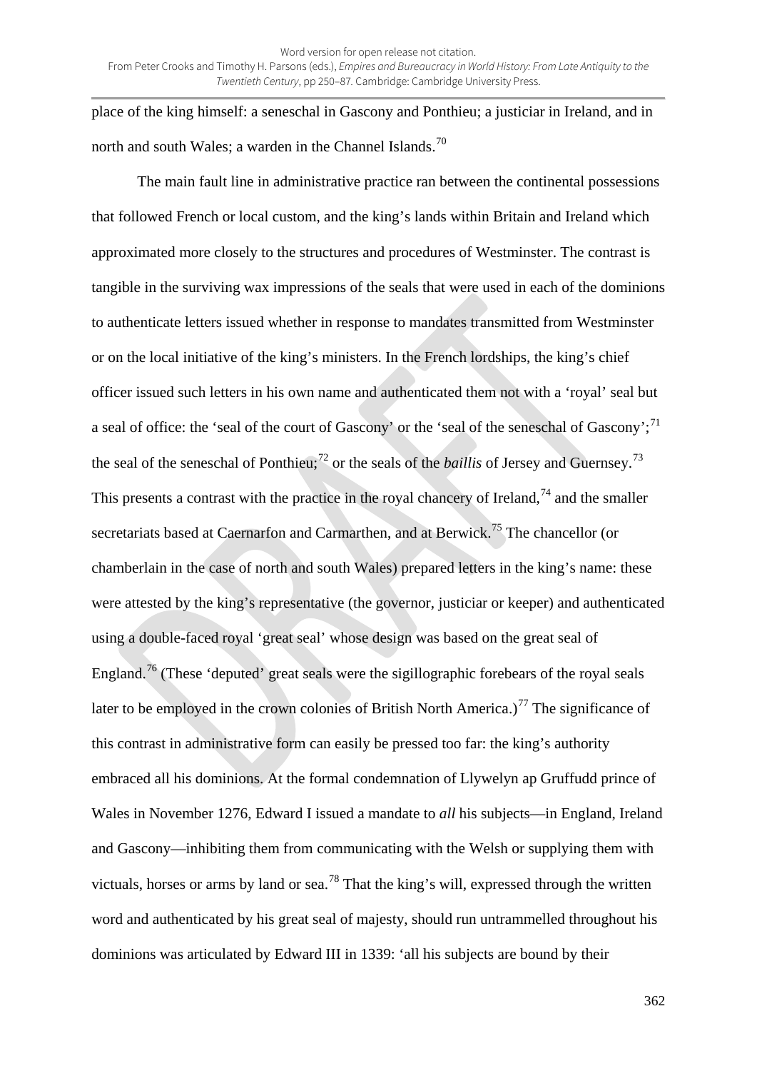place of the king himself: a seneschal in Gascony and Ponthieu; a justiciar in Ireland, and in north and south Wales; a warden in the Channel Islands.[70]

The main fault line in administrative practice ran between the continental possessions that followed French or local custom, and the king's lands within Britain and Ireland which approximated more closely to the structures and procedures of Westminster. The contrast is tangible in the surviving wax impressions of the seals that were used in each of the dominions to authenticate letters issued whether in response to mandates transmitted from Westminster or on the local initiative of the king's ministers. In the French lordships, the king's chief officer issued such letters in his own name and authenticated them not with a 'royal' seal but a seal of office: the 'seal of the court of Gascony' or the 'seal of the seneschal of Gascony';[71] the seal of the seneschal of Ponthieu;[72] or the seals of the *baillis* of Jersey and Guernsey.[73] This presents a contrast with the practice in the royal chancery of Ireland,[74] and the smaller secretariats based at Caernarfon and Carmarthen, and at Berwick.[75] The chancellor (or chamberlain in the case of north and south Wales) prepared letters in the king's name: these were attested by the king's representative (the governor, justiciar or keeper) and authenticated using a double-faced royal 'great seal' whose design was based on the great seal of England.[76] (These 'deputed' great seals were the sigillographic forebears of the royal seals later to be employed in the crown colonies of British North America.)[77] The significance of this contrast in administrative form can easily be pressed too far: the king's authority embraced all his dominions. At the formal condemnation of Llywelyn ap Gruffudd prince of Wales in November 1276, Edward I issued a mandate to *all* his subjects—in England, Ireland and Gascony—inhibiting them from communicating with the Welsh or supplying them with victuals, horses or arms by land or sea.[78] That the king's will, expressed through the written word and authenticated by his great seal of majesty, should run untrammelled throughout his dominions was articulated by Edward III in 1339: 'all his subjects are bound by their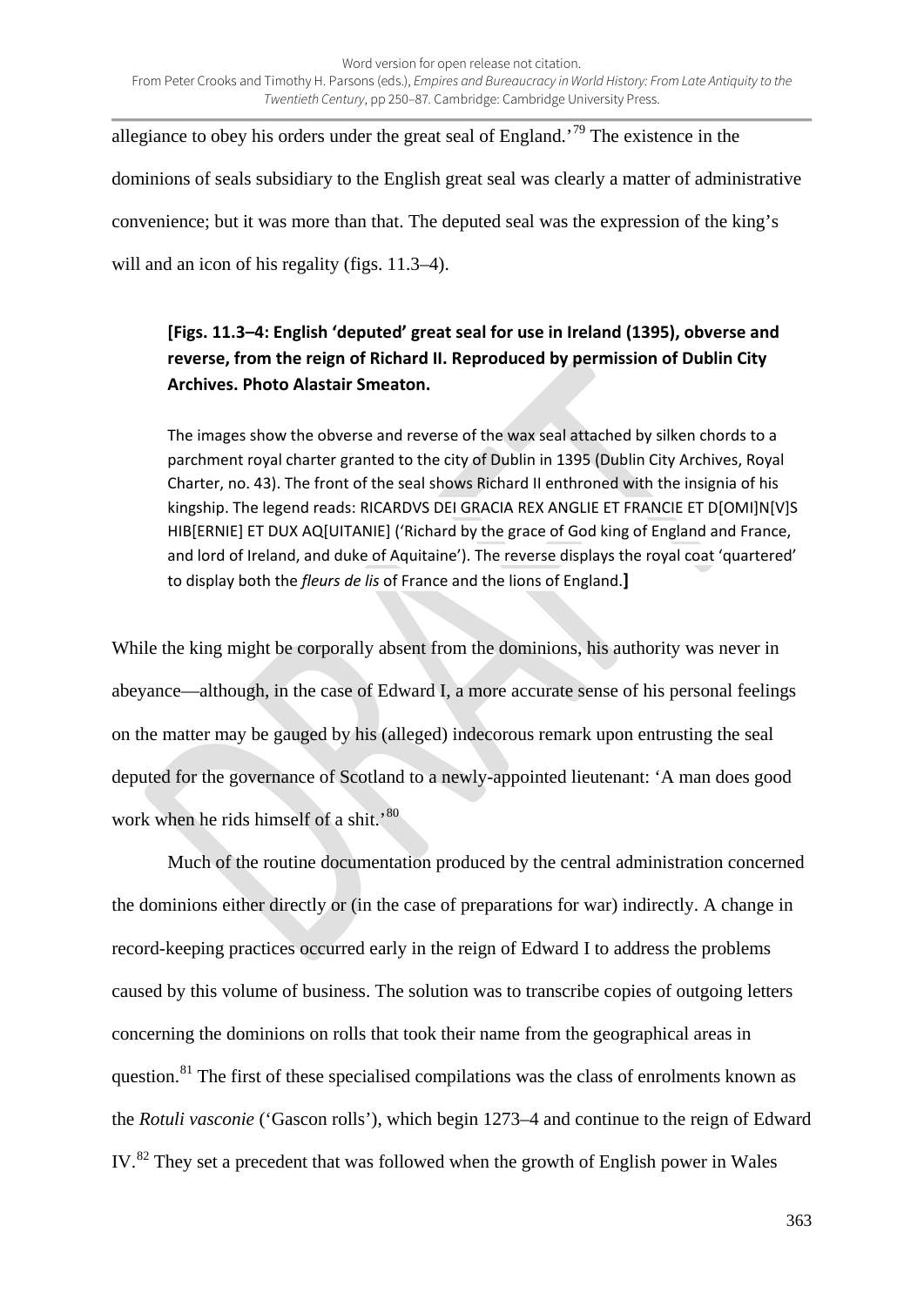allegiance to obey his orders under the great seal of England.'[79] The existence in the dominions of seals subsidiary to the English great seal was clearly a matter of administrative convenience; but it was more than that. The deputed seal was the expression of the king's will and an icon of his regality (figs. 11.3–4).

**[Figs. 11.3–4: English 'deputed' great seal for use in Ireland (1395), obverse and reverse, from the reign of Richard II. Reproduced by permission of Dublin City Archives. Photo Alastair Smeaton.**

The images show the obverse and reverse of the wax seal attached by silken chords to a parchment royal charter granted to the city of Dublin in 1395 (Dublin City Archives, Royal Charter, no. 43). The front of the seal shows Richard II enthroned with the insignia of his kingship. The legend reads: RICARDVS DEI GRACIA REX ANGLIE ET FRANCIE ET D[OMI]N[V]S HIB[ERNIE] ET DUX AQ[UITANIE] ('Richard by the grace of God king of England and France, and lord of Ireland, and duke of Aquitaine'). The reverse displays the royal coat 'quartered' to display both the *fleurs de lis* of France and the lions of England.**]**

While the king might be corporally absent from the dominions, his authority was never in abeyance—although, in the case of Edward I, a more accurate sense of his personal feelings on the matter may be gauged by his (alleged) indecorous remark upon entrusting the seal deputed for the governance of Scotland to a newly-appointed lieutenant: 'A man does good work when he rids himself of a shit.'[80]

Much of the routine documentation produced by the central administration concerned the dominions either directly or (in the case of preparations for war) indirectly. A change in record-keeping practices occurred early in the reign of Edward I to address the problems caused by this volume of business. The solution was to transcribe copies of outgoing letters concerning the dominions on rolls that took their name from the geographical areas in question.[81] The first of these specialised compilations was the class of enrolments known as the *Rotuli vasconie* ('Gascon rolls'), which begin 1273–4 and continue to the reign of Edward IV.[82] They set a precedent that was followed when the growth of English power in Wales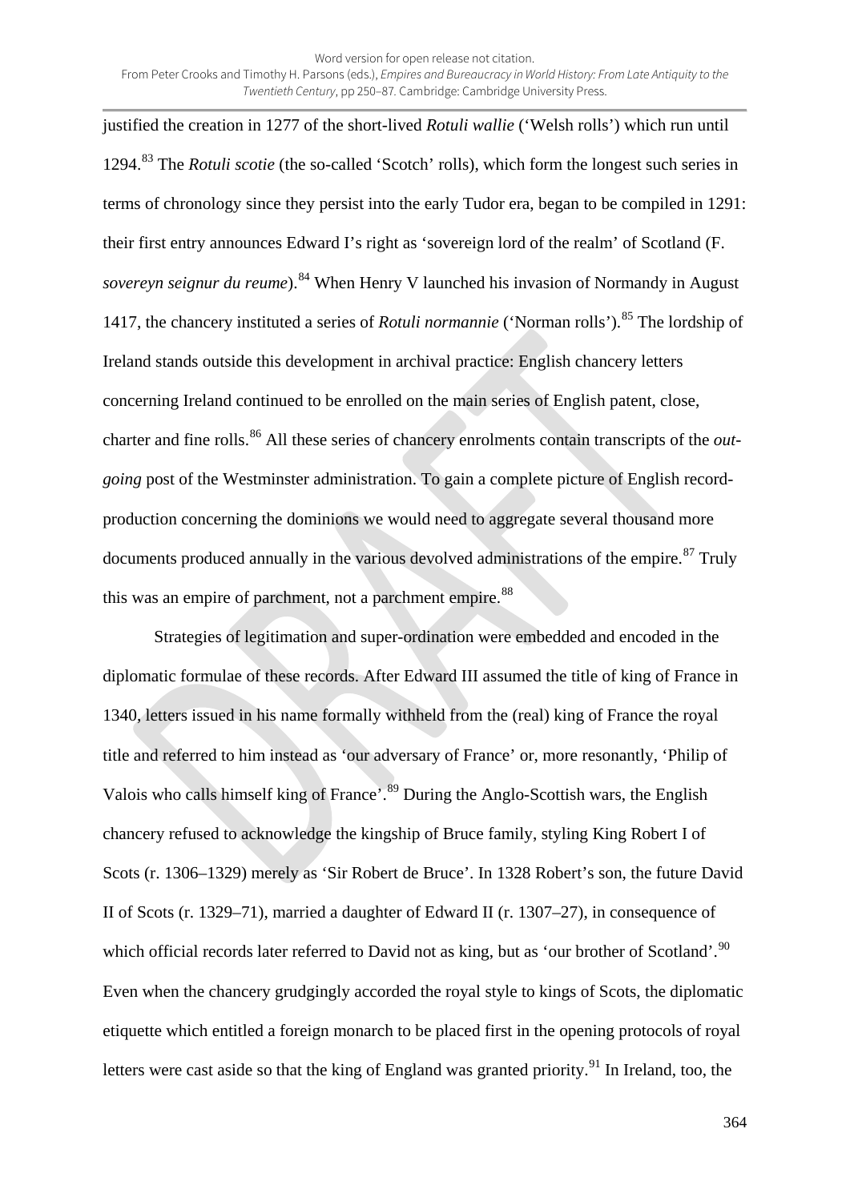justified the creation in 1277 of the short-lived *Rotuli wallie* ('Welsh rolls') which run until 1294.[83] The *Rotuli scotie* (the so-called 'Scotch' rolls), which form the longest such series in terms of chronology since they persist into the early Tudor era, began to be compiled in 1291: their first entry announces Edward I's right as 'sovereign lord of the realm' of Scotland (F. *sovereyn seignur du reume*).[84] When Henry V launched his invasion of Normandy in August 1417, the chancery instituted a series of *Rotuli normannie* ('Norman rolls').[85] The lordship of Ireland stands outside this development in archival practice: English chancery letters concerning Ireland continued to be enrolled on the main series of English patent, close, charter and fine rolls.[86] All these series of chancery enrolments contain transcripts of the *out-going* post of the Westminster administration. To gain a complete picture of English record-production concerning the dominions we would need to aggregate several thousand more documents produced annually in the various devolved administrations of the empire.[87] Truly this was an empire of parchment, not a parchment empire.[88]

Strategies of legitimation and super-ordination were embedded and encoded in the diplomatic formulae of these records. After Edward III assumed the title of king of France in 1340, letters issued in his name formally withheld from the (real) king of France the royal title and referred to him instead as 'our adversary of France' or, more resonantly, 'Philip of Valois who calls himself king of France'.[89] During the Anglo-Scottish wars, the English chancery refused to acknowledge the kingship of Bruce family, styling King Robert I of Scots (r. 1306–1329) merely as 'Sir Robert de Bruce'. In 1328 Robert's son, the future David II of Scots (r. 1329–71), married a daughter of Edward II (r. 1307–27), in consequence of which official records later referred to David not as king, but as 'our brother of Scotland'.[90] Even when the chancery grudgingly accorded the royal style to kings of Scots, the diplomatic etiquette which entitled a foreign monarch to be placed first in the opening protocols of royal letters were cast aside so that the king of England was granted priority.[91] In Ireland, too, the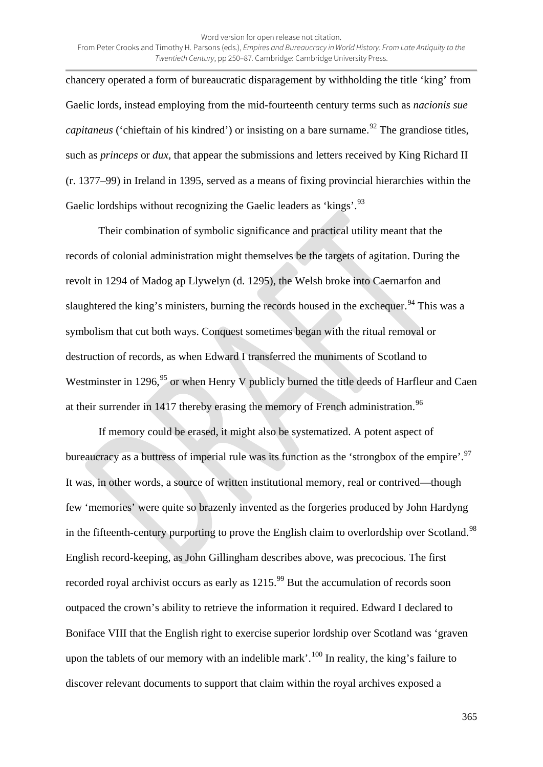chancery operated a form of bureaucratic disparagement by withholding the title 'king' from Gaelic lords, instead employing from the mid-fourteenth century terms such as *nacionis sue capitaneus* ('chieftain of his kindred') or insisting on a bare surname.[92] The grandiose titles, such as *princeps* or *dux*, that appear the submissions and letters received by King Richard II (r. 1377–99) in Ireland in 1395, served as a means of fixing provincial hierarchies within the Gaelic lordships without recognizing the Gaelic leaders as 'kings'.[93]

Their combination of symbolic significance and practical utility meant that the records of colonial administration might themselves be the targets of agitation. During the revolt in 1294 of Madog ap Llywelyn (d. 1295), the Welsh broke into Caernarfon and slaughtered the king's ministers, burning the records housed in the exchequer.[94] This was a symbolism that cut both ways. Conquest sometimes began with the ritual removal or destruction of records, as when Edward I transferred the muniments of Scotland to Westminster in 1296,[95] or when Henry V publicly burned the title deeds of Harfleur and Caen at their surrender in 1417 thereby erasing the memory of French administration.[96]

If memory could be erased, it might also be systematized. A potent aspect of bureaucracy as a buttress of imperial rule was its function as the 'strongbox of the empire'.[97] It was, in other words, a source of written institutional memory, real or contrived—though few 'memories' were quite so brazenly invented as the forgeries produced by John Hardyng in the fifteenth-century purporting to prove the English claim to overlordship over Scotland.[98] English record-keeping, as John Gillingham describes above, was precocious. The first recorded royal archivist occurs as early as 1215.[99] But the accumulation of records soon outpaced the crown's ability to retrieve the information it required. Edward I declared to Boniface VIII that the English right to exercise superior lordship over Scotland was 'graven upon the tablets of our memory with an indelible mark'.[100] In reality, the king's failure to discover relevant documents to support that claim within the royal archives exposed a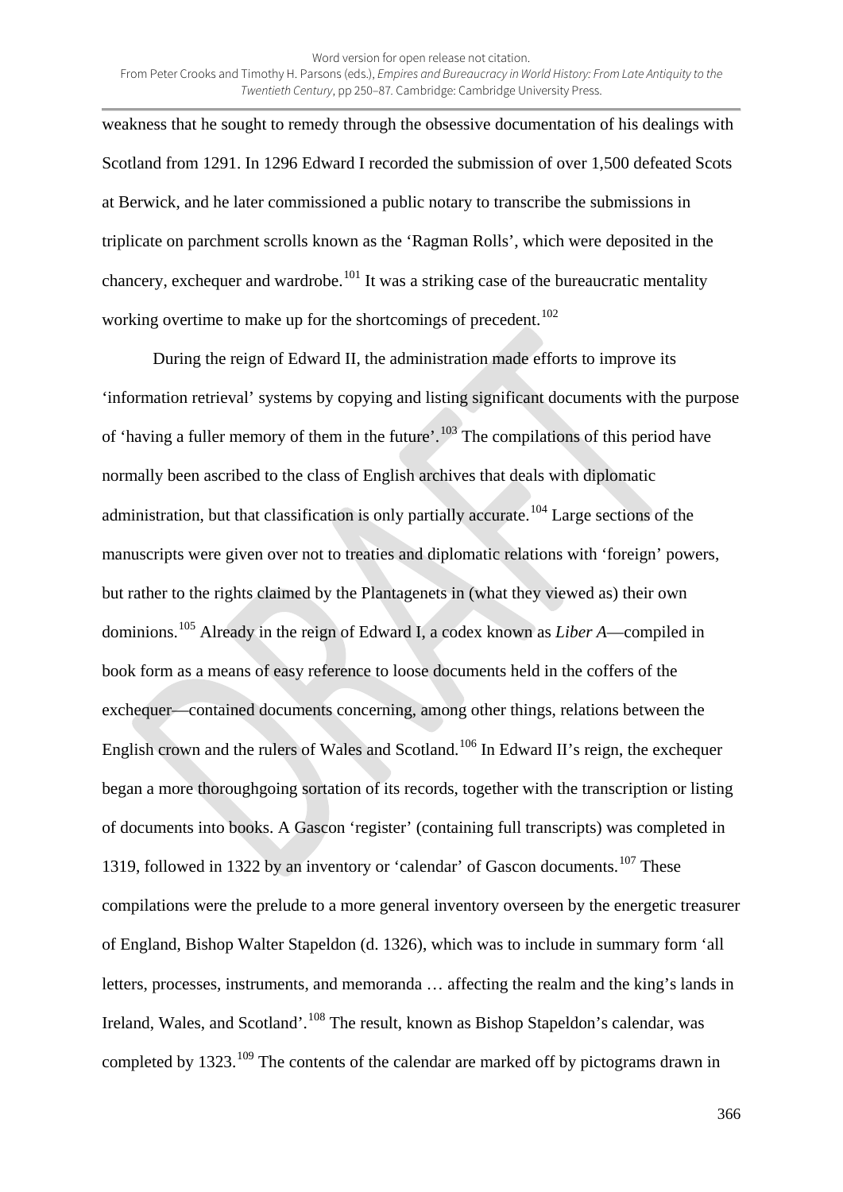weakness that he sought to remedy through the obsessive documentation of his dealings with Scotland from 1291. In 1296 Edward I recorded the submission of over 1,500 defeated Scots at Berwick, and he later commissioned a public notary to transcribe the submissions in triplicate on parchment scrolls known as the 'Ragman Rolls', which were deposited in the chancery, exchequer and wardrobe.[101] It was a striking case of the bureaucratic mentality working overtime to make up for the shortcomings of precedent.[102]

During the reign of Edward II, the administration made efforts to improve its 'information retrieval' systems by copying and listing significant documents with the purpose of 'having a fuller memory of them in the future'.[103] The compilations of this period have normally been ascribed to the class of English archives that deals with diplomatic administration, but that classification is only partially accurate.[104] Large sections of the manuscripts were given over not to treaties and diplomatic relations with 'foreign' powers, but rather to the rights claimed by the Plantagenets in (what they viewed as) their own dominions.[105] Already in the reign of Edward I, a codex known as *Liber A*—compiled in book form as a means of easy reference to loose documents held in the coffers of the exchequer—contained documents concerning, among other things, relations between the English crown and the rulers of Wales and Scotland.[106] In Edward II's reign, the exchequer began a more thoroughgoing sortation of its records, together with the transcription or listing of documents into books. A Gascon 'register' (containing full transcripts) was completed in 1319, followed in 1322 by an inventory or 'calendar' of Gascon documents.[107] These compilations were the prelude to a more general inventory overseen by the energetic treasurer of England, Bishop Walter Stapeldon (d. 1326), which was to include in summary form 'all letters, processes, instruments, and memoranda … affecting the realm and the king's lands in Ireland, Wales, and Scotland'.[108] The result, known as Bishop Stapeldon's calendar, was completed by 1323.[109] The contents of the calendar are marked off by pictograms drawn in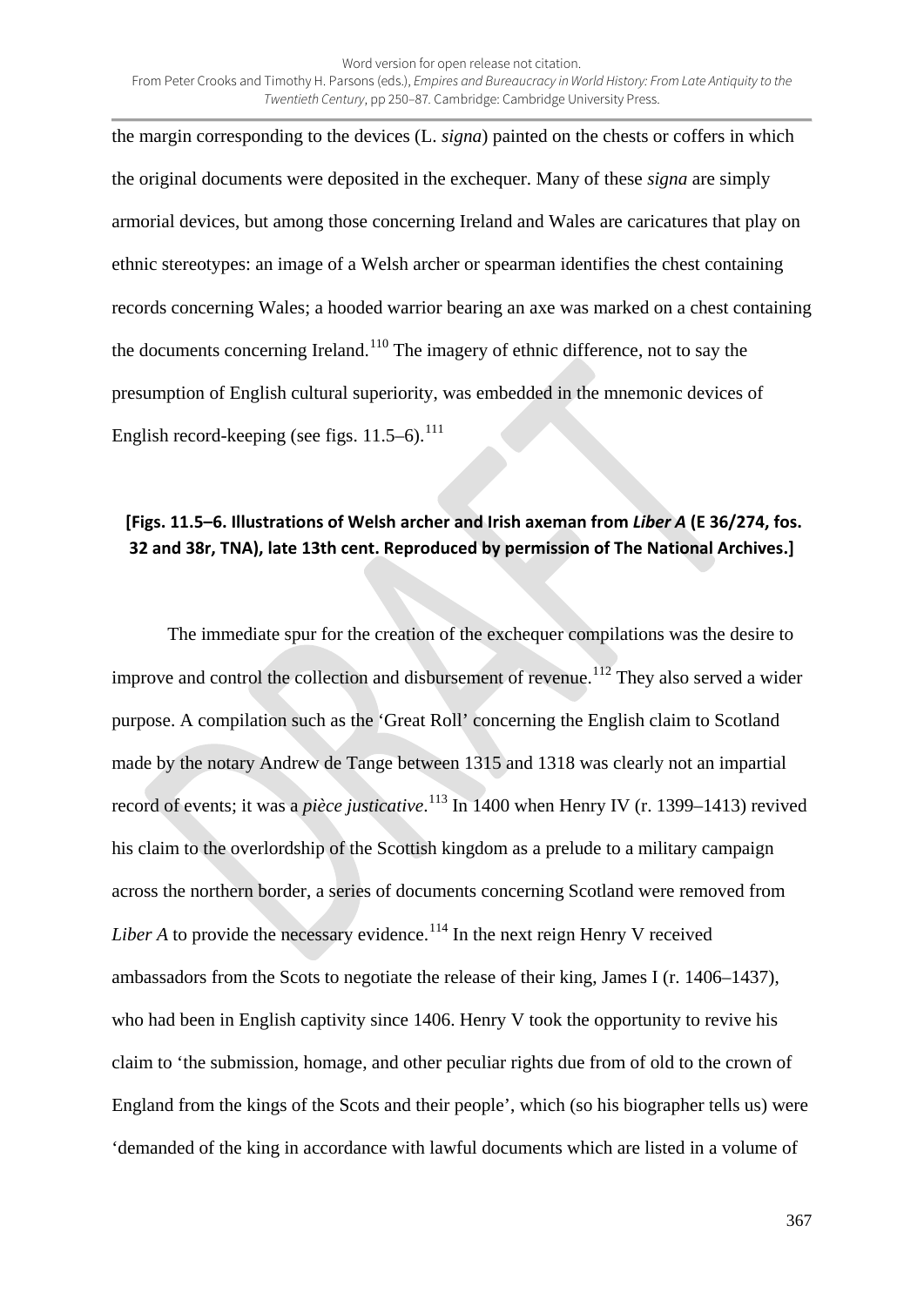the margin corresponding to the devices (L. *signa*) painted on the chests or coffers in which the original documents were deposited in the exchequer. Many of these *signa* are simply armorial devices, but among those concerning Ireland and Wales are caricatures that play on ethnic stereotypes: an image of a Welsh archer or spearman identifies the chest containing records concerning Wales; a hooded warrior bearing an axe was marked on a chest containing the documents concerning Ireland.[110] The imagery of ethnic difference, not to say the presumption of English cultural superiority, was embedded in the mnemonic devices of English record-keeping (see figs. 11.5–6).[111]

**[Figs. 11.5–6. Illustrations of Welsh archer and Irish axeman from *Liber A* (E 36/274, fos. 32 and 38r, TNA), late 13th cent. Reproduced by permission of The National Archives.]**

The immediate spur for the creation of the exchequer compilations was the desire to improve and control the collection and disbursement of revenue.[112] They also served a wider purpose. A compilation such as the 'Great Roll' concerning the English claim to Scotland made by the notary Andrew de Tange between 1315 and 1318 was clearly not an impartial record of events; it was a *pièce justicative*.[113] In 1400 when Henry IV (r. 1399–1413) revived his claim to the overlordship of the Scottish kingdom as a prelude to a military campaign across the northern border, a series of documents concerning Scotland were removed from *Liber A* to provide the necessary evidence.[114] In the next reign Henry V received ambassadors from the Scots to negotiate the release of their king, James I (r. 1406–1437), who had been in English captivity since 1406. Henry V took the opportunity to revive his claim to 'the submission, homage, and other peculiar rights due from of old to the crown of England from the kings of the Scots and their people', which (so his biographer tells us) were 'demanded of the king in accordance with lawful documents which are listed in a volume of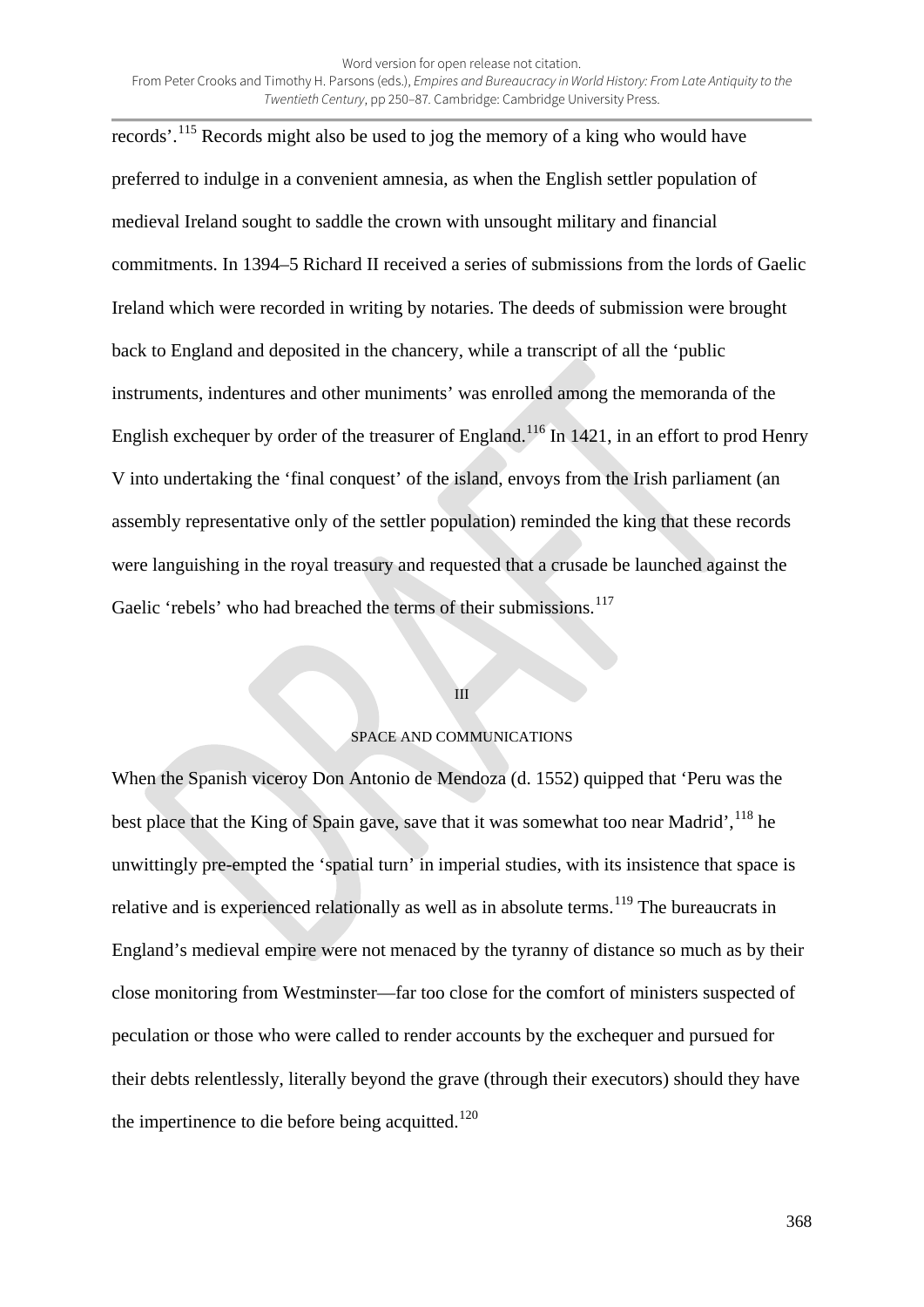records'.[115] Records might also be used to jog the memory of a king who would have preferred to indulge in a convenient amnesia, as when the English settler population of medieval Ireland sought to saddle the crown with unsought military and financial commitments. In 1394–5 Richard II received a series of submissions from the lords of Gaelic Ireland which were recorded in writing by notaries. The deeds of submission were brought back to England and deposited in the chancery, while a transcript of all the 'public instruments, indentures and other muniments' was enrolled among the memoranda of the English exchequer by order of the treasurer of England.[116] In 1421, in an effort to prod Henry V into undertaking the 'final conquest' of the island, envoys from the Irish parliament (an assembly representative only of the settler population) reminded the king that these records were languishing in the royal treasury and requested that a crusade be launched against the Gaelic 'rebels' who had breached the terms of their submissions.[117]

## III

## SPACE AND COMMUNICATIONS

When the Spanish viceroy Don Antonio de Mendoza (d. 1552) quipped that 'Peru was the best place that the King of Spain gave, save that it was somewhat too near Madrid',[118] he unwittingly pre-empted the 'spatial turn' in imperial studies, with its insistence that space is relative and is experienced relationally as well as in absolute terms.[119] The bureaucrats in England's medieval empire were not menaced by the tyranny of distance so much as by their close monitoring from Westminster—far too close for the comfort of ministers suspected of peculation or those who were called to render accounts by the exchequer and pursued for their debts relentlessly, literally beyond the grave (through their executors) should they have the impertinence to die before being acquitted.[120]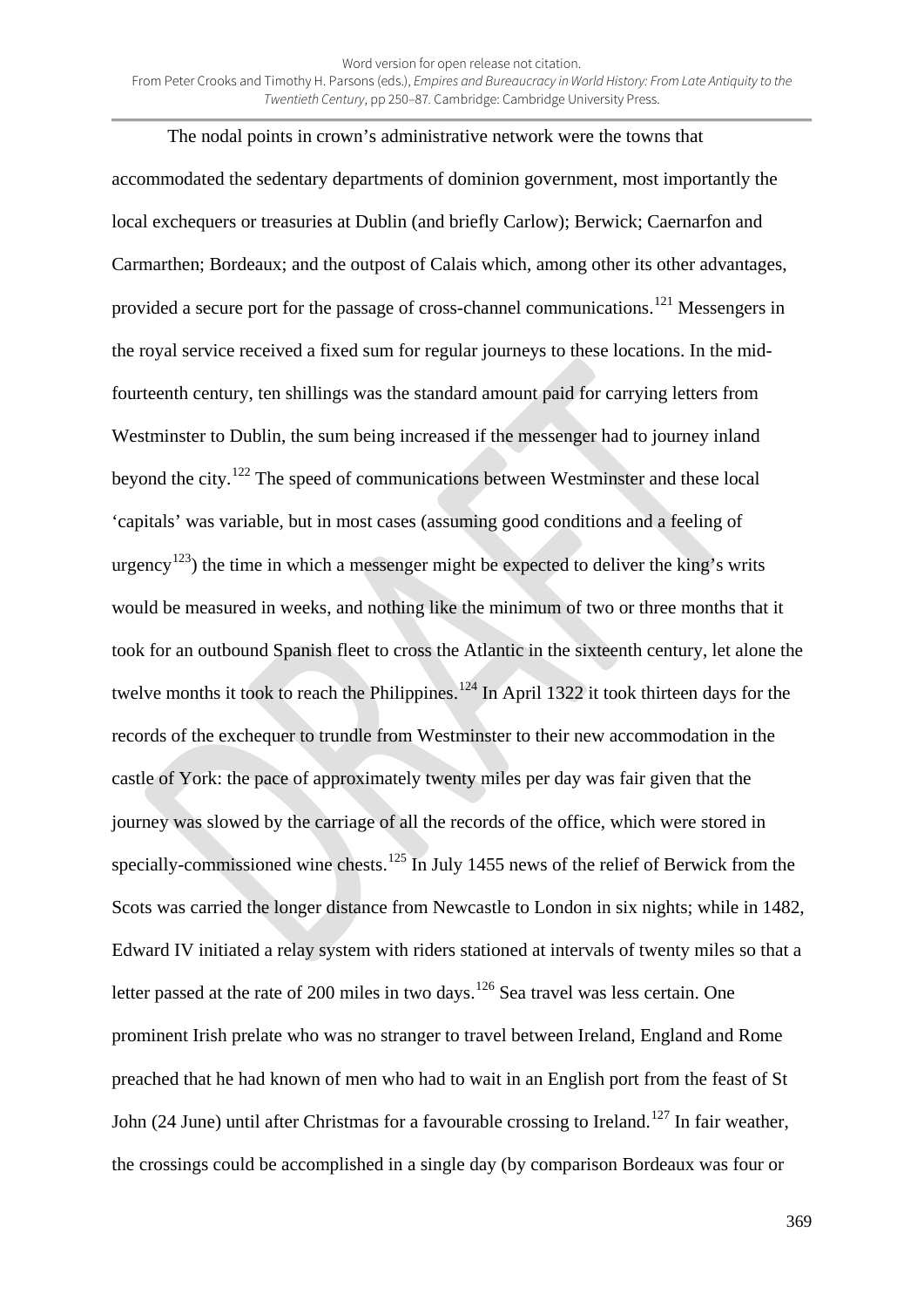The nodal points in crown's administrative network were the towns that accommodated the sedentary departments of dominion government, most importantly the local exchequers or treasuries at Dublin (and briefly Carlow); Berwick; Caernarfon and Carmarthen; Bordeaux; and the outpost of Calais which, among other its other advantages, provided a secure port for the passage of cross-channel communications.[121] Messengers in the royal service received a fixed sum for regular journeys to these locations. In the mid-fourteenth century, ten shillings was the standard amount paid for carrying letters from Westminster to Dublin, the sum being increased if the messenger had to journey inland beyond the city.[122] The speed of communications between Westminster and these local 'capitals' was variable, but in most cases (assuming good conditions and a feeling of urgency[123]) the time in which a messenger might be expected to deliver the king's writs would be measured in weeks, and nothing like the minimum of two or three months that it took for an outbound Spanish fleet to cross the Atlantic in the sixteenth century, let alone the twelve months it took to reach the Philippines.[124] In April 1322 it took thirteen days for the records of the exchequer to trundle from Westminster to their new accommodation in the castle of York: the pace of approximately twenty miles per day was fair given that the journey was slowed by the carriage of all the records of the office, which were stored in specially-commissioned wine chests.[125] In July 1455 news of the relief of Berwick from the Scots was carried the longer distance from Newcastle to London in six nights; while in 1482, Edward IV initiated a relay system with riders stationed at intervals of twenty miles so that a letter passed at the rate of 200 miles in two days.[126] Sea travel was less certain. One prominent Irish prelate who was no stranger to travel between Ireland, England and Rome preached that he had known of men who had to wait in an English port from the feast of St John (24 June) until after Christmas for a favourable crossing to Ireland.[127] In fair weather, the crossings could be accomplished in a single day (by comparison Bordeaux was four or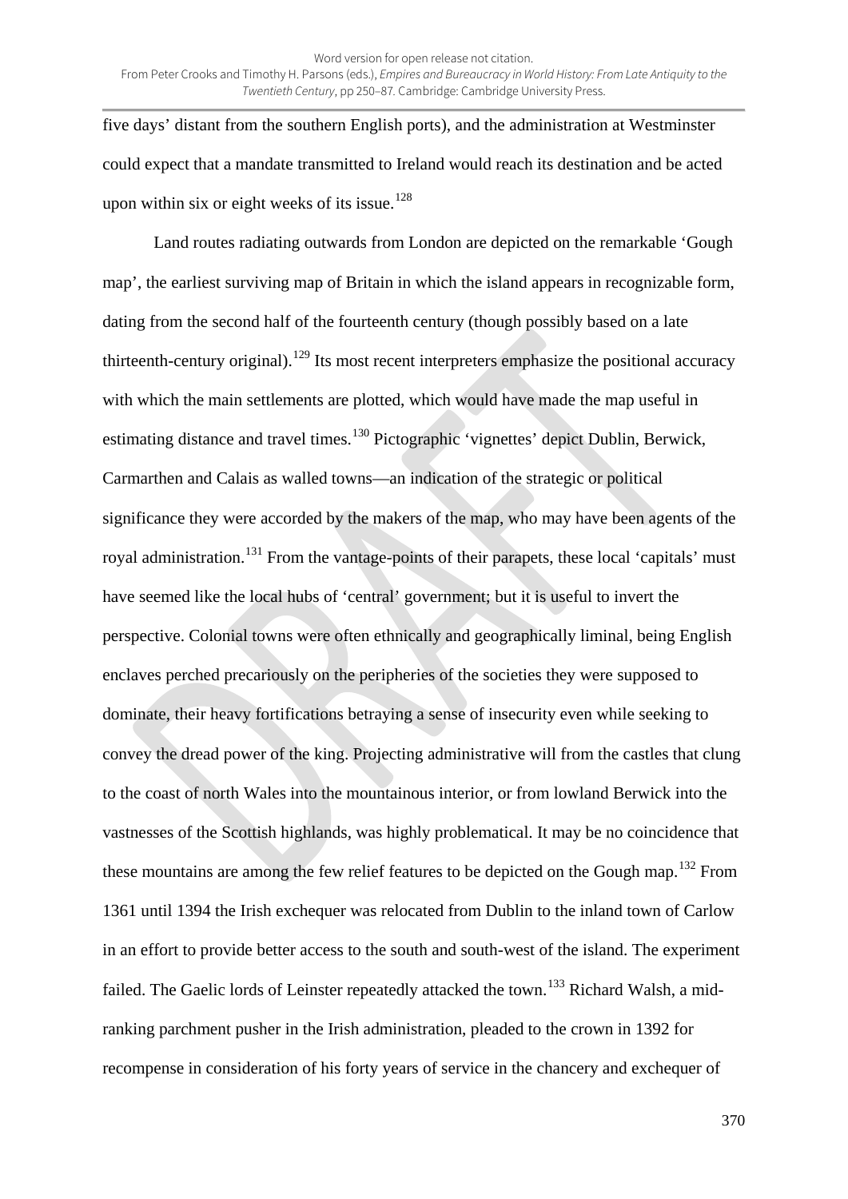five days' distant from the southern English ports), and the administration at Westminster could expect that a mandate transmitted to Ireland would reach its destination and be acted upon within six or eight weeks of its issue.[128]

Land routes radiating outwards from London are depicted on the remarkable 'Gough map', the earliest surviving map of Britain in which the island appears in recognizable form, dating from the second half of the fourteenth century (though possibly based on a late thirteenth-century original).[129] Its most recent interpreters emphasize the positional accuracy with which the main settlements are plotted, which would have made the map useful in estimating distance and travel times.[130] Pictographic 'vignettes' depict Dublin, Berwick, Carmarthen and Calais as walled towns—an indication of the strategic or political significance they were accorded by the makers of the map, who may have been agents of the royal administration.[131] From the vantage-points of their parapets, these local 'capitals' must have seemed like the local hubs of 'central' government; but it is useful to invert the perspective. Colonial towns were often ethnically and geographically liminal, being English enclaves perched precariously on the peripheries of the societies they were supposed to dominate, their heavy fortifications betraying a sense of insecurity even while seeking to convey the dread power of the king. Projecting administrative will from the castles that clung to the coast of north Wales into the mountainous interior, or from lowland Berwick into the vastnesses of the Scottish highlands, was highly problematical. It may be no coincidence that these mountains are among the few relief features to be depicted on the Gough map.[132] From 1361 until 1394 the Irish exchequer was relocated from Dublin to the inland town of Carlow in an effort to provide better access to the south and south-west of the island. The experiment failed. The Gaelic lords of Leinster repeatedly attacked the town.[133] Richard Walsh, a mid-ranking parchment pusher in the Irish administration, pleaded to the crown in 1392 for recompense in consideration of his forty years of service in the chancery and exchequer of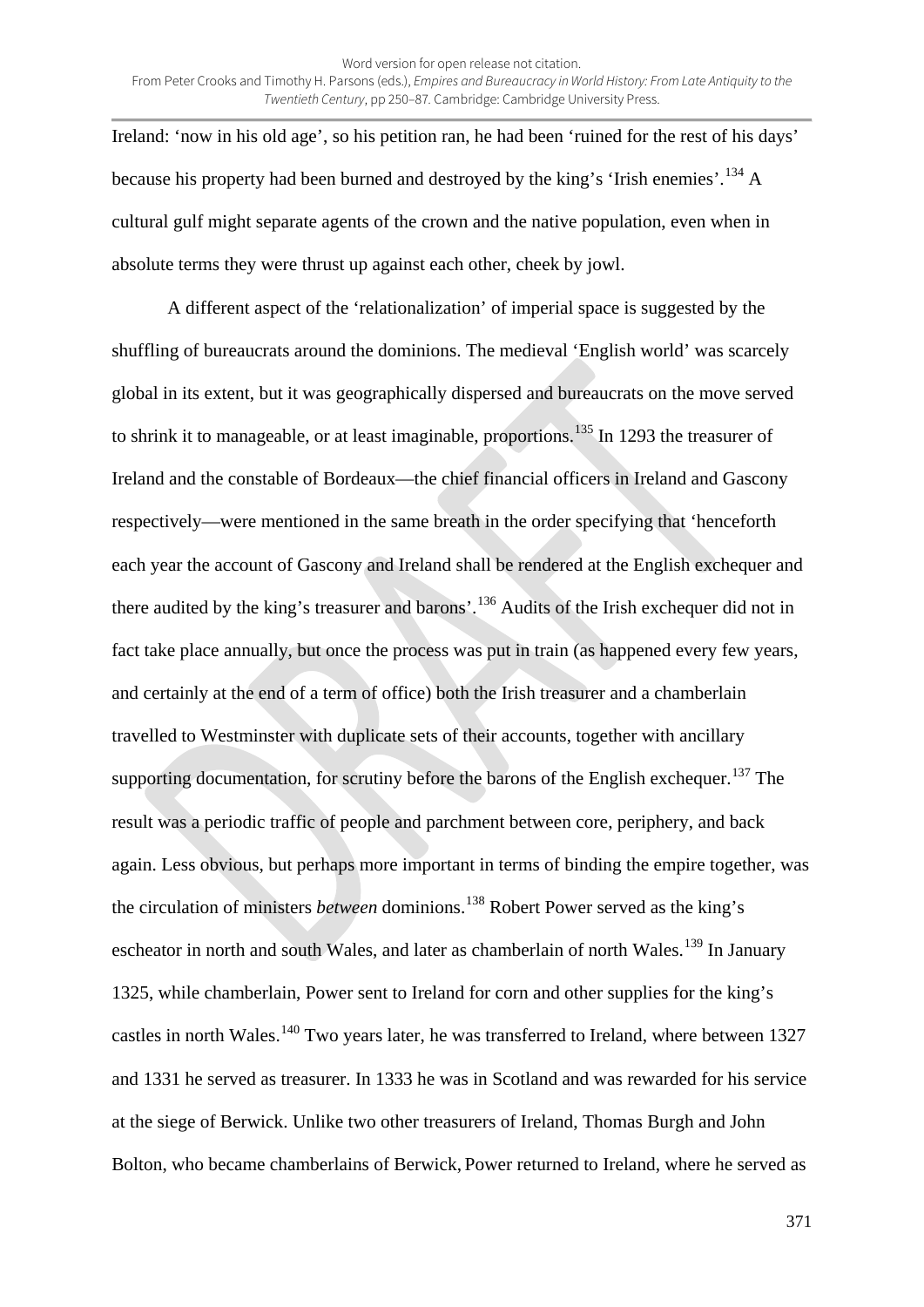Ireland: 'now in his old age', so his petition ran, he had been 'ruined for the rest of his days' because his property had been burned and destroyed by the king's 'Irish enemies'.[134] A cultural gulf might separate agents of the crown and the native population, even when in absolute terms they were thrust up against each other, cheek by jowl.

A different aspect of the 'relationalization' of imperial space is suggested by the shuffling of bureaucrats around the dominions. The medieval 'English world' was scarcely global in its extent, but it was geographically dispersed and bureaucrats on the move served to shrink it to manageable, or at least imaginable, proportions.[135] In 1293 the treasurer of Ireland and the constable of Bordeaux—the chief financial officers in Ireland and Gascony respectively—were mentioned in the same breath in the order specifying that 'henceforth each year the account of Gascony and Ireland shall be rendered at the English exchequer and there audited by the king's treasurer and barons'.[136] Audits of the Irish exchequer did not in fact take place annually, but once the process was put in train (as happened every few years, and certainly at the end of a term of office) both the Irish treasurer and a chamberlain travelled to Westminster with duplicate sets of their accounts, together with ancillary supporting documentation, for scrutiny before the barons of the English exchequer.[137] The result was a periodic traffic of people and parchment between core, periphery, and back again. Less obvious, but perhaps more important in terms of binding the empire together, was the circulation of ministers *between* dominions.[138] Robert Power served as the king's escheator in north and south Wales, and later as chamberlain of north Wales.[139] In January 1325, while chamberlain, Power sent to Ireland for corn and other supplies for the king's castles in north Wales.[140] Two years later, he was transferred to Ireland, where between 1327 and 1331 he served as treasurer. In 1333 he was in Scotland and was rewarded for his service at the siege of Berwick. Unlike two other treasurers of Ireland, Thomas Burgh and John Bolton, who became chamberlains of Berwick, Power returned to Ireland, where he served as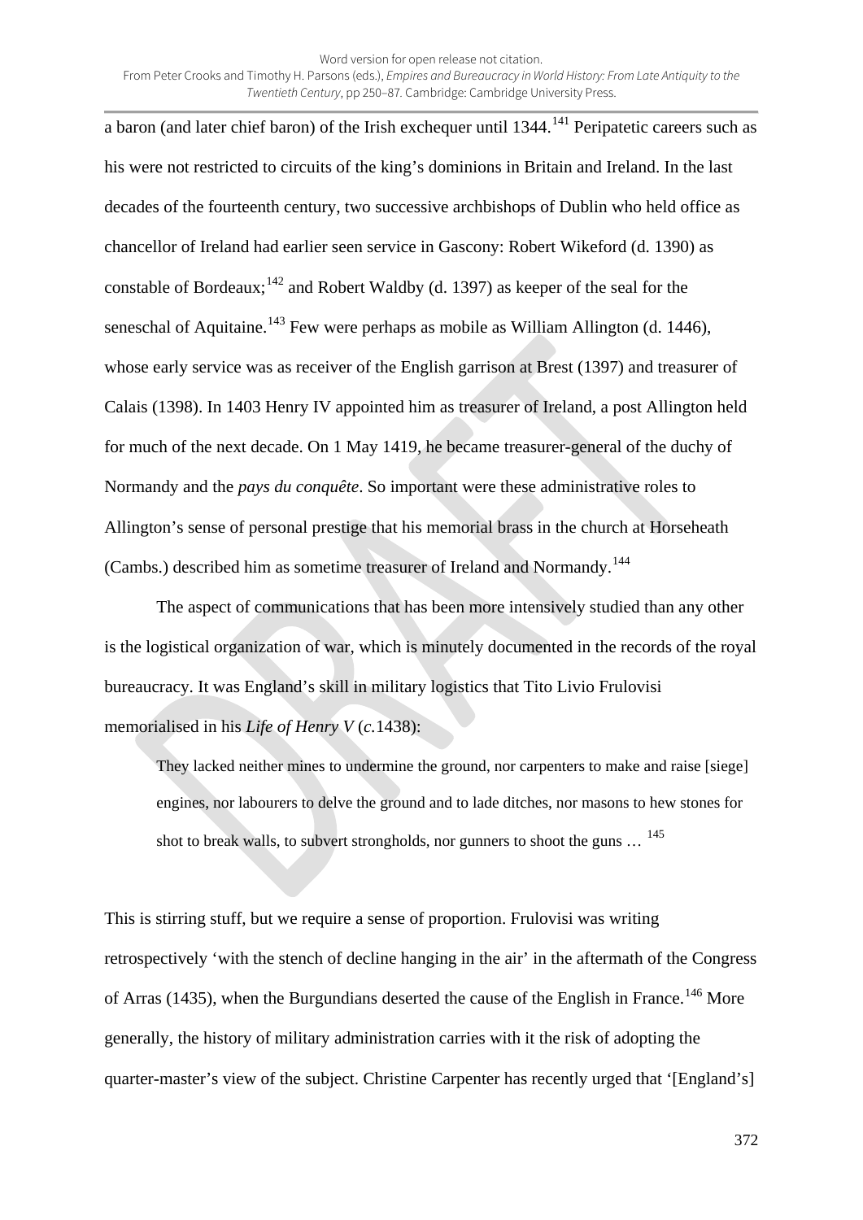a baron (and later chief baron) of the Irish exchequer until 1344.[141] Peripatetic careers such as his were not restricted to circuits of the king's dominions in Britain and Ireland. In the last decades of the fourteenth century, two successive archbishops of Dublin who held office as chancellor of Ireland had earlier seen service in Gascony: Robert Wikeford (d. 1390) as constable of Bordeaux;[142] and Robert Waldby (d. 1397) as keeper of the seal for the seneschal of Aquitaine.[143] Few were perhaps as mobile as William Allington (d. 1446), whose early service was as receiver of the English garrison at Brest (1397) and treasurer of Calais (1398). In 1403 Henry IV appointed him as treasurer of Ireland, a post Allington held for much of the next decade. On 1 May 1419, he became treasurer-general of the duchy of Normandy and the *pays du conquête*. So important were these administrative roles to Allington's sense of personal prestige that his memorial brass in the church at Horseheath (Cambs.) described him as sometime treasurer of Ireland and Normandy.[144]

The aspect of communications that has been more intensively studied than any other is the logistical organization of war, which is minutely documented in the records of the royal bureaucracy. It was England's skill in military logistics that Tito Livio Frulovisi memorialised in his *Life of Henry V* (*c.*1438):

> They lacked neither mines to undermine the ground, nor carpenters to make and raise [siege] engines, nor labourers to delve the ground and to lade ditches, nor masons to hew stones for shot to break walls, to subvert strongholds, nor gunners to shoot the guns … [145]

This is stirring stuff, but we require a sense of proportion. Frulovisi was writing retrospectively 'with the stench of decline hanging in the air' in the aftermath of the Congress of Arras (1435), when the Burgundians deserted the cause of the English in France.[146] More generally, the history of military administration carries with it the risk of adopting the quarter-master's view of the subject. Christine Carpenter has recently urged that '[England's]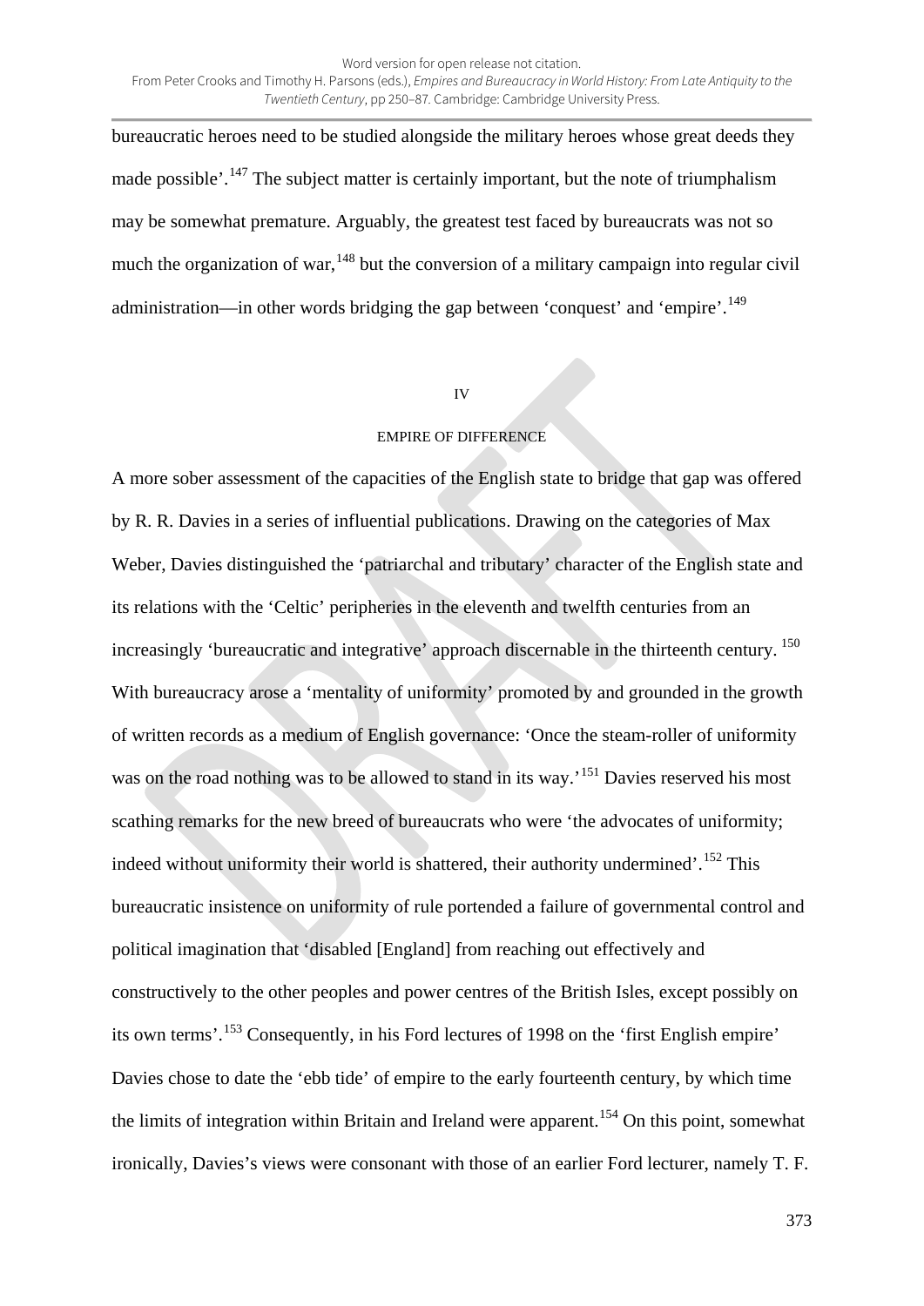bureaucratic heroes need to be studied alongside the military heroes whose great deeds they made possible'.[147] The subject matter is certainly important, but the note of triumphalism may be somewhat premature. Arguably, the greatest test faced by bureaucrats was not so much the organization of war,[148] but the conversion of a military campaign into regular civil administration—in other words bridging the gap between 'conquest' and 'empire'.[149]

## IV

## EMPIRE OF DIFFERENCE

A more sober assessment of the capacities of the English state to bridge that gap was offered by R. R. Davies in a series of influential publications. Drawing on the categories of Max Weber, Davies distinguished the 'patriarchal and tributary' character of the English state and its relations with the 'Celtic' peripheries in the eleventh and twelfth centuries from an increasingly 'bureaucratic and integrative' approach discernable in the thirteenth century. [150] With bureaucracy arose a 'mentality of uniformity' promoted by and grounded in the growth of written records as a medium of English governance: 'Once the steam-roller of uniformity was on the road nothing was to be allowed to stand in its way.'[151] Davies reserved his most scathing remarks for the new breed of bureaucrats who were 'the advocates of uniformity; indeed without uniformity their world is shattered, their authority undermined'.[152] This bureaucratic insistence on uniformity of rule portended a failure of governmental control and political imagination that 'disabled [England] from reaching out effectively and constructively to the other peoples and power centres of the British Isles, except possibly on its own terms'.[153] Consequently, in his Ford lectures of 1998 on the 'first English empire' Davies chose to date the 'ebb tide' of empire to the early fourteenth century, by which time the limits of integration within Britain and Ireland were apparent.[154] On this point, somewhat ironically, Davies's views were consonant with those of an earlier Ford lecturer, namely T. F.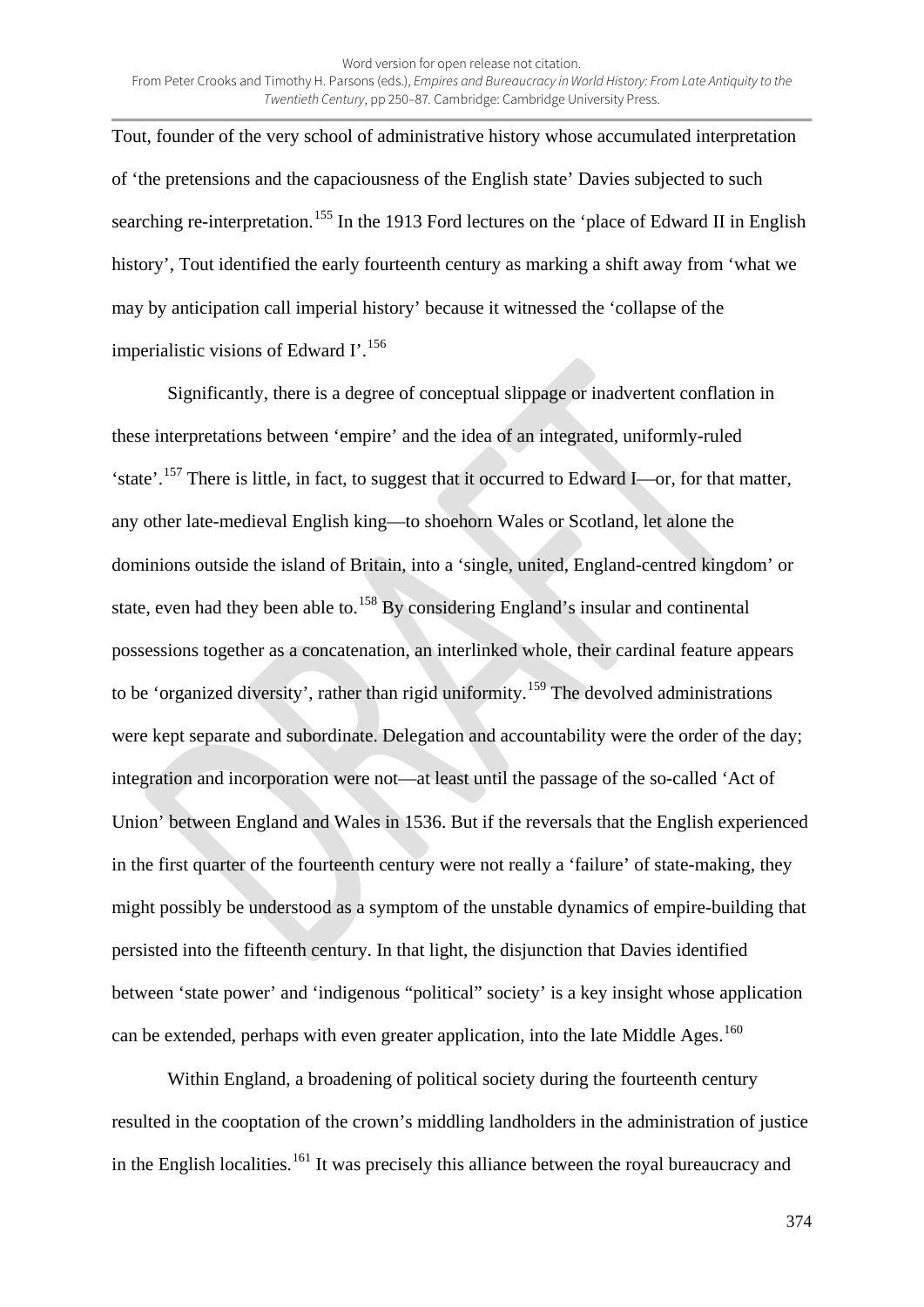Tout, founder of the very school of administrative history whose accumulated interpretation of 'the pretensions and the capaciousness of the English state' Davies subjected to such searching re-interpretation.[155] In the 1913 Ford lectures on the 'place of Edward II in English history', Tout identified the early fourteenth century as marking a shift away from 'what we may by anticipation call imperial history' because it witnessed the 'collapse of the imperialistic visions of Edward I'.[156]

Significantly, there is a degree of conceptual slippage or inadvertent conflation in these interpretations between 'empire' and the idea of an integrated, uniformly-ruled 'state'.[157] There is little, in fact, to suggest that it occurred to Edward I—or, for that matter, any other late-medieval English king—to shoehorn Wales or Scotland, let alone the dominions outside the island of Britain, into a 'single, united, England-centred kingdom' or state, even had they been able to.[158] By considering England's insular and continental possessions together as a concatenation, an interlinked whole, their cardinal feature appears to be 'organized diversity', rather than rigid uniformity.[159] The devolved administrations were kept separate and subordinate. Delegation and accountability were the order of the day; integration and incorporation were not—at least until the passage of the so-called 'Act of Union' between England and Wales in 1536. But if the reversals that the English experienced in the first quarter of the fourteenth century were not really a 'failure' of state-making, they might possibly be understood as a symptom of the unstable dynamics of empire-building that persisted into the fifteenth century. In that light, the disjunction that Davies identified between 'state power' and 'indigenous "political" society' is a key insight whose application can be extended, perhaps with even greater application, into the late Middle Ages.[160]

Within England, a broadening of political society during the fourteenth century resulted in the cooptation of the crown's middling landholders in the administration of justice in the English localities.[161] It was precisely this alliance between the royal bureaucracy and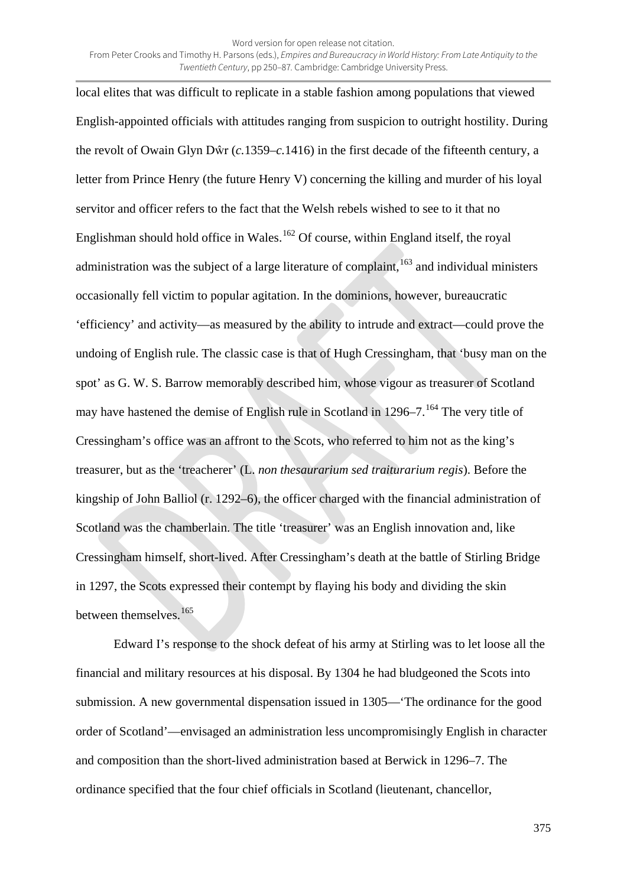local elites that was difficult to replicate in a stable fashion among populations that viewed English-appointed officials with attitudes ranging from suspicion to outright hostility. During the revolt of Owain Glyn Dŵr (*c.*1359–*c.*1416) in the first decade of the fifteenth century, a letter from Prince Henry (the future Henry V) concerning the killing and murder of his loyal servitor and officer refers to the fact that the Welsh rebels wished to see to it that no Englishman should hold office in Wales.[162] Of course, within England itself, the royal administration was the subject of a large literature of complaint,[163] and individual ministers occasionally fell victim to popular agitation. In the dominions, however, bureaucratic 'efficiency' and activity—as measured by the ability to intrude and extract—could prove the undoing of English rule. The classic case is that of Hugh Cressingham, that 'busy man on the spot' as G. W. S. Barrow memorably described him, whose vigour as treasurer of Scotland may have hastened the demise of English rule in Scotland in 1296–7.[164] The very title of Cressingham's office was an affront to the Scots, who referred to him not as the king's treasurer, but as the 'treacherer' (L. *non thesaurarium sed traiturarium regis*). Before the kingship of John Balliol (r. 1292–6), the officer charged with the financial administration of Scotland was the chamberlain. The title 'treasurer' was an English innovation and, like Cressingham himself, short-lived. After Cressingham's death at the battle of Stirling Bridge in 1297, the Scots expressed their contempt by flaying his body and dividing the skin between themselves.[165]

Edward I's response to the shock defeat of his army at Stirling was to let loose all the financial and military resources at his disposal. By 1304 he had bludgeoned the Scots into submission. A new governmental dispensation issued in 1305—'The ordinance for the good order of Scotland'—envisaged an administration less uncompromisingly English in character and composition than the short-lived administration based at Berwick in 1296–7. The ordinance specified that the four chief officials in Scotland (lieutenant, chancellor,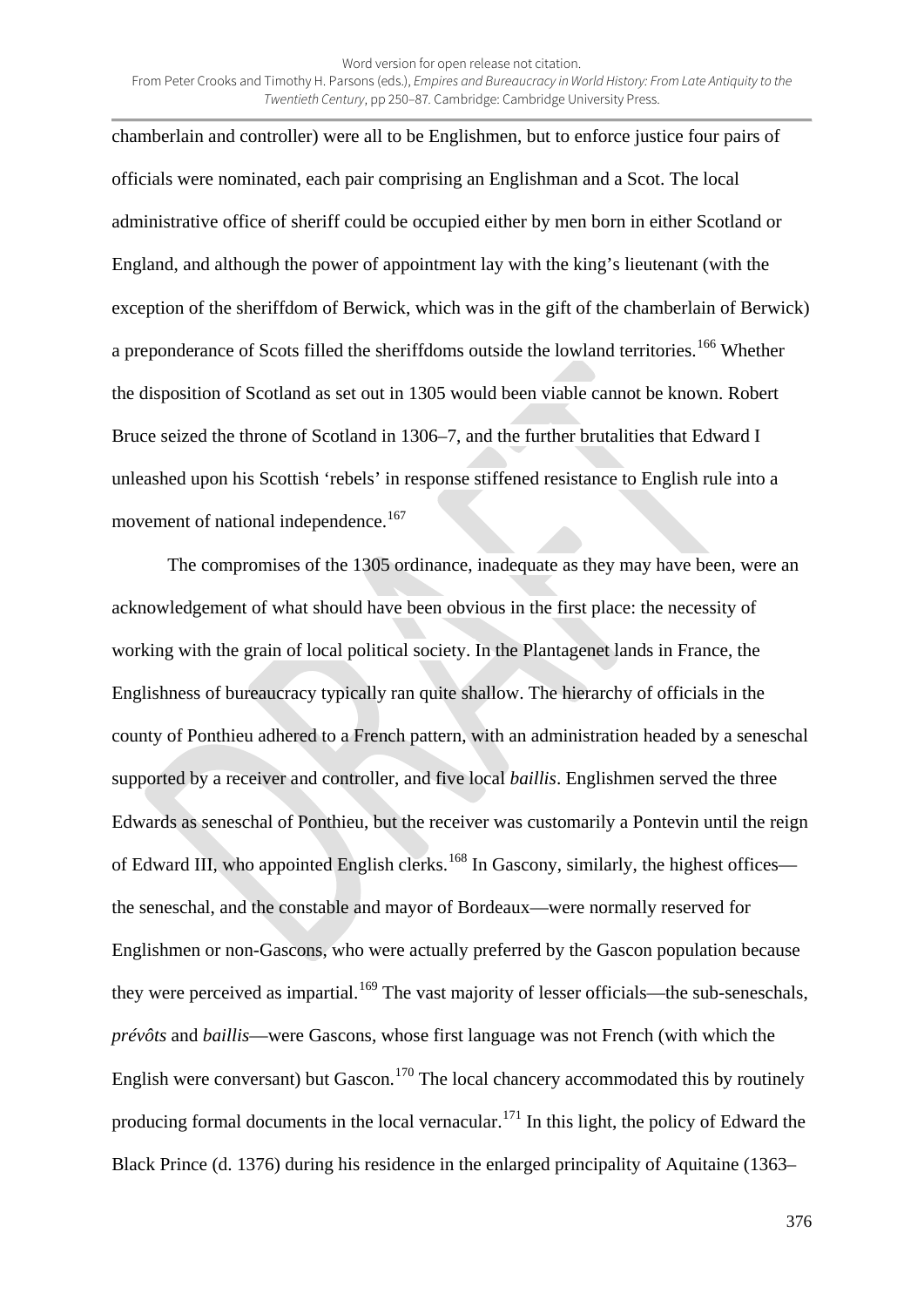chamberlain and controller) were all to be Englishmen, but to enforce justice four pairs of officials were nominated, each pair comprising an Englishman and a Scot. The local administrative office of sheriff could be occupied either by men born in either Scotland or England, and although the power of appointment lay with the king's lieutenant (with the exception of the sheriffdom of Berwick, which was in the gift of the chamberlain of Berwick) a preponderance of Scots filled the sheriffdoms outside the lowland territories.[166] Whether the disposition of Scotland as set out in 1305 would been viable cannot be known. Robert Bruce seized the throne of Scotland in 1306–7, and the further brutalities that Edward I unleashed upon his Scottish 'rebels' in response stiffened resistance to English rule into a movement of national independence.[167]

The compromises of the 1305 ordinance, inadequate as they may have been, were an acknowledgement of what should have been obvious in the first place: the necessity of working with the grain of local political society. In the Plantagenet lands in France, the Englishness of bureaucracy typically ran quite shallow. The hierarchy of officials in the county of Ponthieu adhered to a French pattern, with an administration headed by a seneschal supported by a receiver and controller, and five local *baillis*. Englishmen served the three Edwards as seneschal of Ponthieu, but the receiver was customarily a Pontevin until the reign of Edward III, who appointed English clerks.[168] In Gascony, similarly, the highest offices—the seneschal, and the constable and mayor of Bordeaux—were normally reserved for Englishmen or non-Gascons, who were actually preferred by the Gascon population because they were perceived as impartial.[169] The vast majority of lesser officials—the sub-seneschals, *prévôts* and *baillis*—were Gascons, whose first language was not French (with which the English were conversant) but Gascon.[170] The local chancery accommodated this by routinely producing formal documents in the local vernacular.[171] In this light, the policy of Edward the Black Prince (d. 1376) during his residence in the enlarged principality of Aquitaine (1363–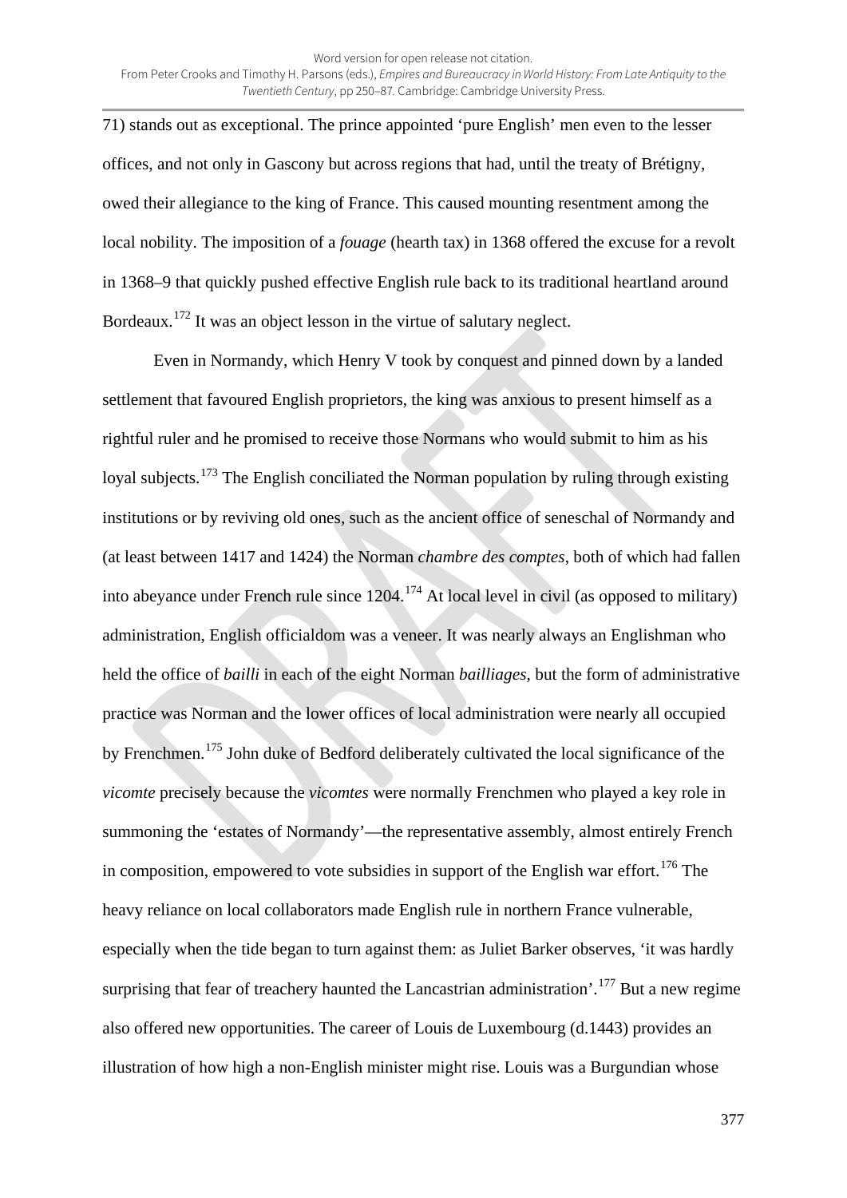71) stands out as exceptional. The prince appointed 'pure English' men even to the lesser offices, and not only in Gascony but across regions that had, until the treaty of Brétigny, owed their allegiance to the king of France. This caused mounting resentment among the local nobility. The imposition of a *fouage* (hearth tax) in 1368 offered the excuse for a revolt in 1368–9 that quickly pushed effective English rule back to its traditional heartland around Bordeaux.[172] It was an object lesson in the virtue of salutary neglect.

Even in Normandy, which Henry V took by conquest and pinned down by a landed settlement that favoured English proprietors, the king was anxious to present himself as a rightful ruler and he promised to receive those Normans who would submit to him as his loyal subjects.[173] The English conciliated the Norman population by ruling through existing institutions or by reviving old ones, such as the ancient office of seneschal of Normandy and (at least between 1417 and 1424) the Norman *chambre des comptes*, both of which had fallen into abeyance under French rule since 1204.[174] At local level in civil (as opposed to military) administration, English officialdom was a veneer. It was nearly always an Englishman who held the office of *bailli* in each of the eight Norman *bailliages*, but the form of administrative practice was Norman and the lower offices of local administration were nearly all occupied by Frenchmen.[175] John duke of Bedford deliberately cultivated the local significance of the *vicomte* precisely because the *vicomtes* were normally Frenchmen who played a key role in summoning the 'estates of Normandy'—the representative assembly, almost entirely French in composition, empowered to vote subsidies in support of the English war effort.[176] The heavy reliance on local collaborators made English rule in northern France vulnerable, especially when the tide began to turn against them: as Juliet Barker observes, 'it was hardly surprising that fear of treachery haunted the Lancastrian administration'.[177] But a new regime also offered new opportunities. The career of Louis de Luxembourg (d.1443) provides an illustration of how high a non-English minister might rise. Louis was a Burgundian whose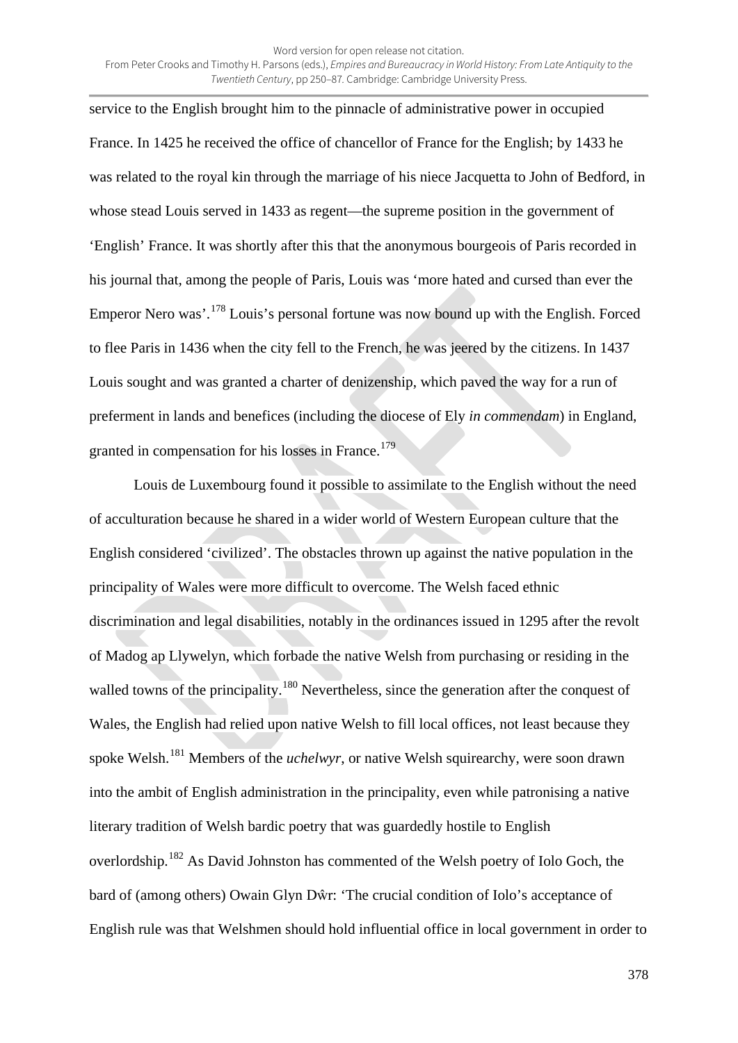service to the English brought him to the pinnacle of administrative power in occupied France. In 1425 he received the office of chancellor of France for the English; by 1433 he was related to the royal kin through the marriage of his niece Jacquetta to John of Bedford, in whose stead Louis served in 1433 as regent—the supreme position in the government of 'English' France. It was shortly after this that the anonymous bourgeois of Paris recorded in his journal that, among the people of Paris, Louis was 'more hated and cursed than ever the Emperor Nero was'.[178] Louis's personal fortune was now bound up with the English. Forced to flee Paris in 1436 when the city fell to the French, he was jeered by the citizens. In 1437 Louis sought and was granted a charter of denizenship, which paved the way for a run of preferment in lands and benefices (including the diocese of Ely *in commendam*) in England, granted in compensation for his losses in France.[179]

Louis de Luxembourg found it possible to assimilate to the English without the need of acculturation because he shared in a wider world of Western European culture that the English considered 'civilized'. The obstacles thrown up against the native population in the principality of Wales were more difficult to overcome. The Welsh faced ethnic discrimination and legal disabilities, notably in the ordinances issued in 1295 after the revolt of Madog ap Llywelyn, which forbade the native Welsh from purchasing or residing in the walled towns of the principality.[180] Nevertheless, since the generation after the conquest of Wales, the English had relied upon native Welsh to fill local offices, not least because they spoke Welsh.[181] Members of the *uchelwyr*, or native Welsh squirearchy, were soon drawn into the ambit of English administration in the principality, even while patronising a native literary tradition of Welsh bardic poetry that was guardedly hostile to English overlordship.[182] As David Johnston has commented of the Welsh poetry of Iolo Goch, the bard of (among others) Owain Glyn Dŵr: 'The crucial condition of Iolo's acceptance of English rule was that Welshmen should hold influential office in local government in order to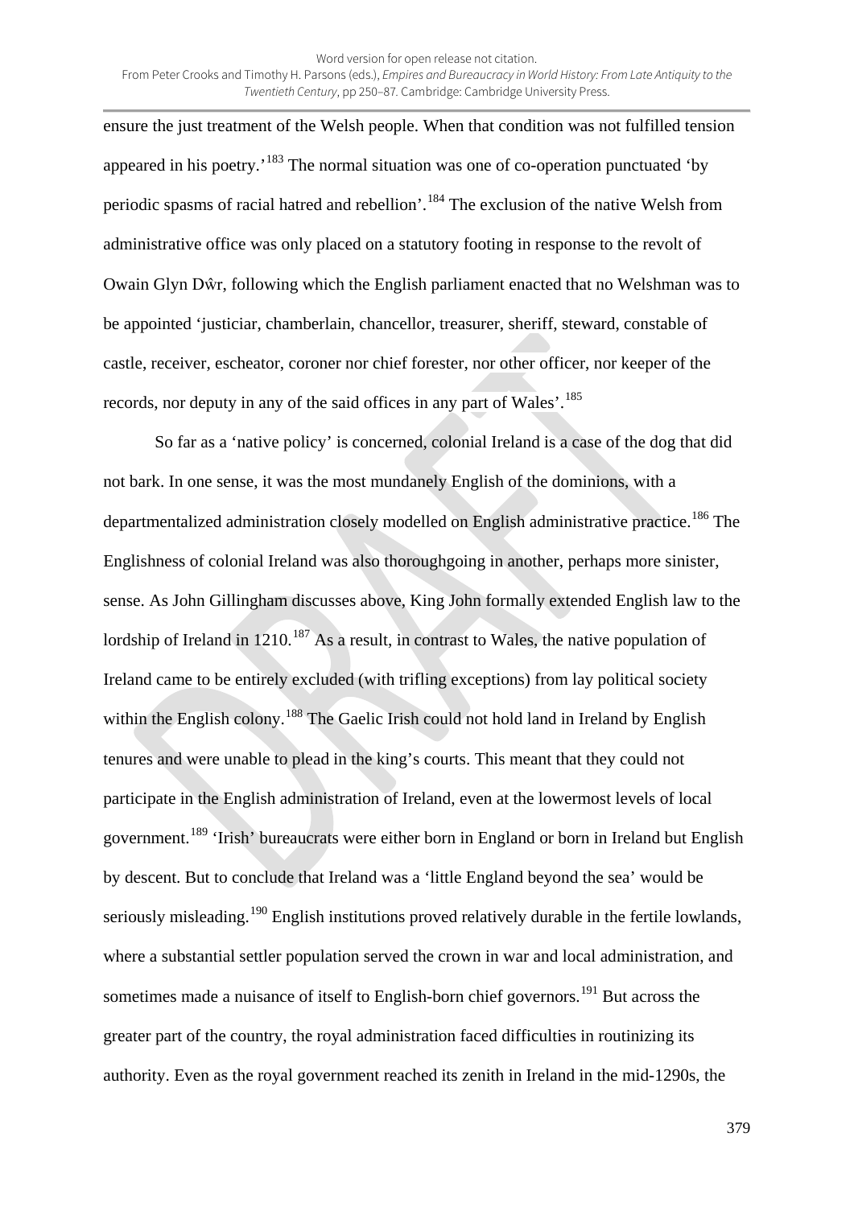ensure the just treatment of the Welsh people. When that condition was not fulfilled tension appeared in his poetry.'[183] The normal situation was one of co-operation punctuated 'by periodic spasms of racial hatred and rebellion'.[184] The exclusion of the native Welsh from administrative office was only placed on a statutory footing in response to the revolt of Owain Glyn Dŵr, following which the English parliament enacted that no Welshman was to be appointed 'justiciar, chamberlain, chancellor, treasurer, sheriff, steward, constable of castle, receiver, escheator, coroner nor chief forester, nor other officer, nor keeper of the records, nor deputy in any of the said offices in any part of Wales'.[185]

So far as a 'native policy' is concerned, colonial Ireland is a case of the dog that did not bark. In one sense, it was the most mundanely English of the dominions, with a departmentalized administration closely modelled on English administrative practice.[186] The Englishness of colonial Ireland was also thoroughgoing in another, perhaps more sinister, sense. As John Gillingham discusses above, King John formally extended English law to the lordship of Ireland in 1210.[187] As a result, in contrast to Wales, the native population of Ireland came to be entirely excluded (with trifling exceptions) from lay political society within the English colony.[188] The Gaelic Irish could not hold land in Ireland by English tenures and were unable to plead in the king's courts. This meant that they could not participate in the English administration of Ireland, even at the lowermost levels of local government.[189] 'Irish' bureaucrats were either born in England or born in Ireland but English by descent. But to conclude that Ireland was a 'little England beyond the sea' would be seriously misleading.[190] English institutions proved relatively durable in the fertile lowlands, where a substantial settler population served the crown in war and local administration, and sometimes made a nuisance of itself to English-born chief governors.[191] But across the greater part of the country, the royal administration faced difficulties in routinizing its authority. Even as the royal government reached its zenith in Ireland in the mid-1290s, the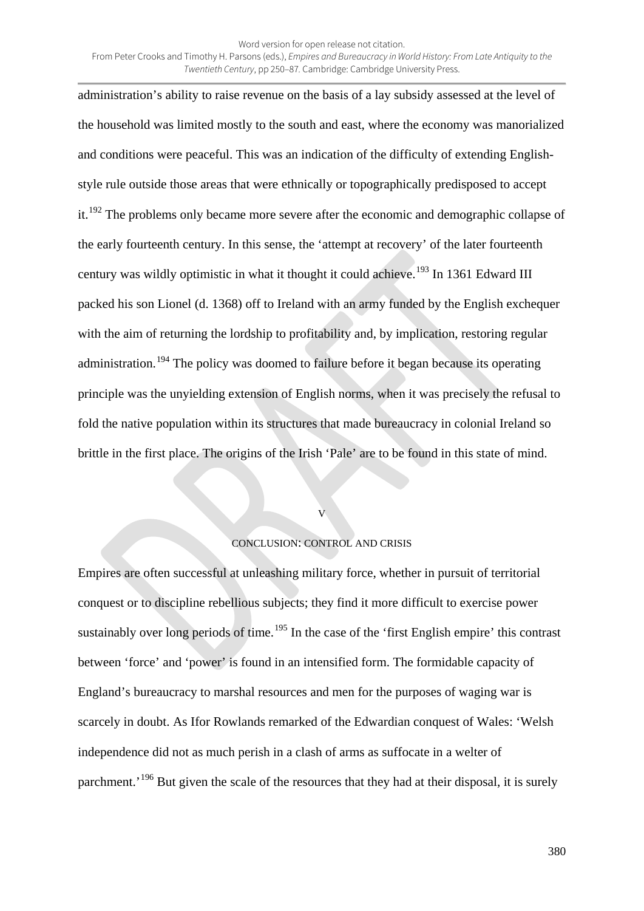administration's ability to raise revenue on the basis of a lay subsidy assessed at the level of the household was limited mostly to the south and east, where the economy was manorialized and conditions were peaceful. This was an indication of the difficulty of extending English-style rule outside those areas that were ethnically or topographically predisposed to accept it.[192] The problems only became more severe after the economic and demographic collapse of the early fourteenth century. In this sense, the 'attempt at recovery' of the later fourteenth century was wildly optimistic in what it thought it could achieve.[193] In 1361 Edward III packed his son Lionel (d. 1368) off to Ireland with an army funded by the English exchequer with the aim of returning the lordship to profitability and, by implication, restoring regular administration.[194] The policy was doomed to failure before it began because its operating principle was the unyielding extension of English norms, when it was precisely the refusal to fold the native population within its structures that made bureaucracy in colonial Ireland so brittle in the first place. The origins of the Irish 'Pale' are to be found in this state of mind.

## V

## CONCLUSION: CONTROL AND CRISIS

Empires are often successful at unleashing military force, whether in pursuit of territorial conquest or to discipline rebellious subjects; they find it more difficult to exercise power sustainably over long periods of time.[195] In the case of the 'first English empire' this contrast between 'force' and 'power' is found in an intensified form. The formidable capacity of England's bureaucracy to marshal resources and men for the purposes of waging war is scarcely in doubt. As Ifor Rowlands remarked of the Edwardian conquest of Wales: 'Welsh independence did not as much perish in a clash of arms as suffocate in a welter of parchment.'[196] But given the scale of the resources that they had at their disposal, it is surely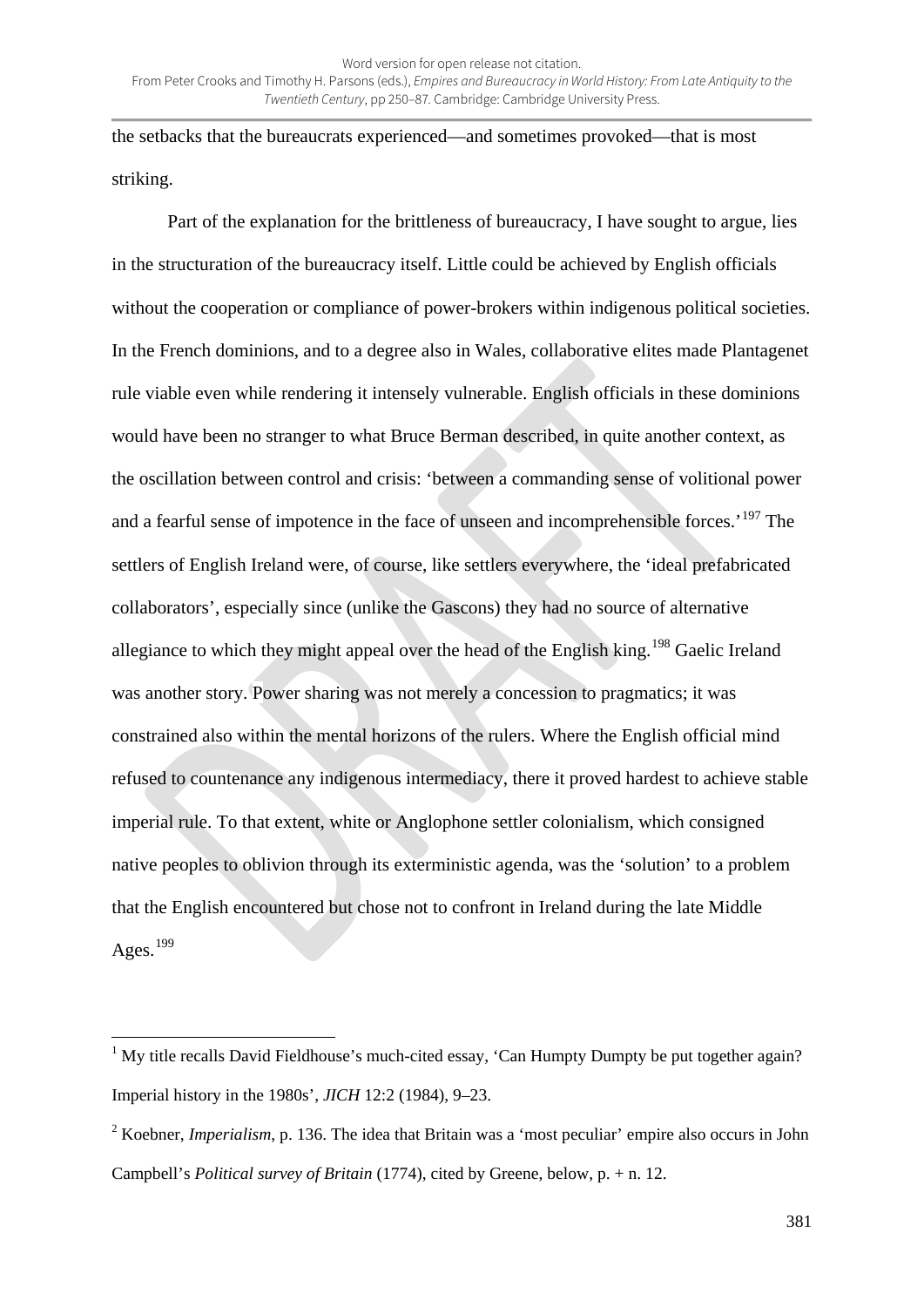the setbacks that the bureaucrats experienced—and sometimes provoked—that is most striking.

Part of the explanation for the brittleness of bureaucracy, I have sought to argue, lies in the structuration of the bureaucracy itself. Little could be achieved by English officials without the cooperation or compliance of power-brokers within indigenous political societies. In the French dominions, and to a degree also in Wales, collaborative elites made Plantagenet rule viable even while rendering it intensely vulnerable. English officials in these dominions would have been no stranger to what Bruce Berman described, in quite another context, as the oscillation between control and crisis: 'between a commanding sense of volitional power and a fearful sense of impotence in the face of unseen and incomprehensible forces.'[197] The settlers of English Ireland were, of course, like settlers everywhere, the 'ideal prefabricated collaborators', especially since (unlike the Gascons) they had no source of alternative allegiance to which they might appeal over the head of the English king.[198] Gaelic Ireland was another story. Power sharing was not merely a concession to pragmatics; it was constrained also within the mental horizons of the rulers. Where the English official mind refused to countenance any indigenous intermediacy, there it proved hardest to achieve stable imperial rule. To that extent, white or Anglophone settler colonialism, which consigned native peoples to oblivion through its exterministic agenda, was the 'solution' to a problem that the English encountered but chose not to confront in Ireland during the late Middle Ages.[199]

---

[1] My title recalls David Fieldhouse's much-cited essay, 'Can Humpty Dumpty be put together again? Imperial history in the 1980s', *JICH* 12:2 (1984), 9–23.

[2] Koebner, *Imperialism*, p. 136. The idea that Britain was a 'most peculiar' empire also occurs in John Campbell's *Political survey of Britain* (1774), cited by Greene, below, p. + n. 12.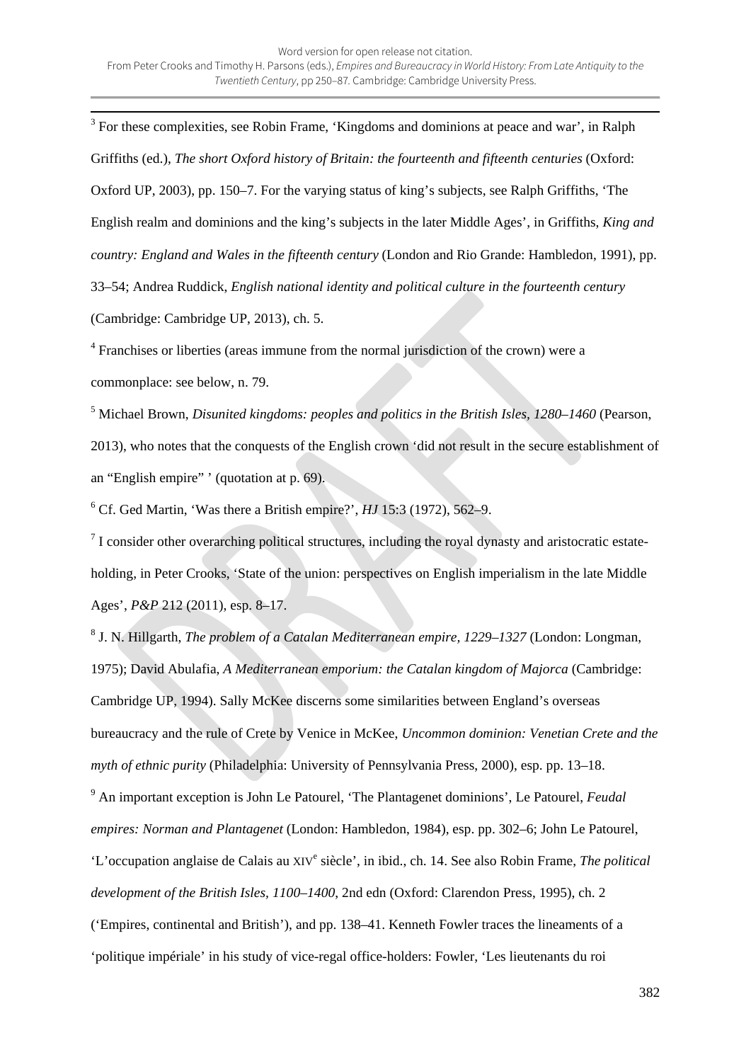[3] For these complexities, see Robin Frame, 'Kingdoms and dominions at peace and war', in Ralph Griffiths (ed.), *The short Oxford history of Britain: the fourteenth and fifteenth centuries* (Oxford: Oxford UP, 2003), pp. 150–7. For the varying status of king's subjects, see Ralph Griffiths, 'The English realm and dominions and the king's subjects in the later Middle Ages', in Griffiths, *King and country: England and Wales in the fifteenth century* (London and Rio Grande: Hambledon, 1991), pp. 33–54; Andrea Ruddick, *English national identity and political culture in the fourteenth century* (Cambridge: Cambridge UP, 2013), ch. 5.

[4] Franchises or liberties (areas immune from the normal jurisdiction of the crown) were a commonplace: see below, n. 79.

[5] Michael Brown, *Disunited kingdoms: peoples and politics in the British Isles, 1280–1460* (Pearson, 2013), who notes that the conquests of the English crown 'did not result in the secure establishment of an "English empire" ' (quotation at p. 69).

[6] Cf. Ged Martin, 'Was there a British empire?', *HJ* 15:3 (1972), 562–9.

[7] I consider other overarching political structures, including the royal dynasty and aristocratic estate-holding, in Peter Crooks, 'State of the union: perspectives on English imperialism in the late Middle Ages', *P&P* 212 (2011), esp. 8–17.

[8] J. N. Hillgarth, *The problem of a Catalan Mediterranean empire, 1229–1327* (London: Longman, 1975); David Abulafia, *A Mediterranean emporium: the Catalan kingdom of Majorca* (Cambridge: Cambridge UP, 1994). Sally McKee discerns some similarities between England's overseas bureaucracy and the rule of Crete by Venice in McKee, *Uncommon dominion: Venetian Crete and the myth of ethnic purity* (Philadelphia: University of Pennsylvania Press, 2000), esp. pp. 13–18.

[9] An important exception is John Le Patourel, 'The Plantagenet dominions', Le Patourel, *Feudal empires: Norman and Plantagenet* (London: Hambledon, 1984), esp. pp. 302–6; John Le Patourel, 'L'occupation anglaise de Calais au XIV[e] siècle', in ibid., ch. 14. See also Robin Frame, *The political development of the British Isles, 1100–1400*, 2nd edn (Oxford: Clarendon Press, 1995), ch. 2 ('Empires, continental and British'), and pp. 138–41. Kenneth Fowler traces the lineaments of a 'politique impériale' in his study of vice-regal office-holders: Fowler, 'Les lieutenants du roi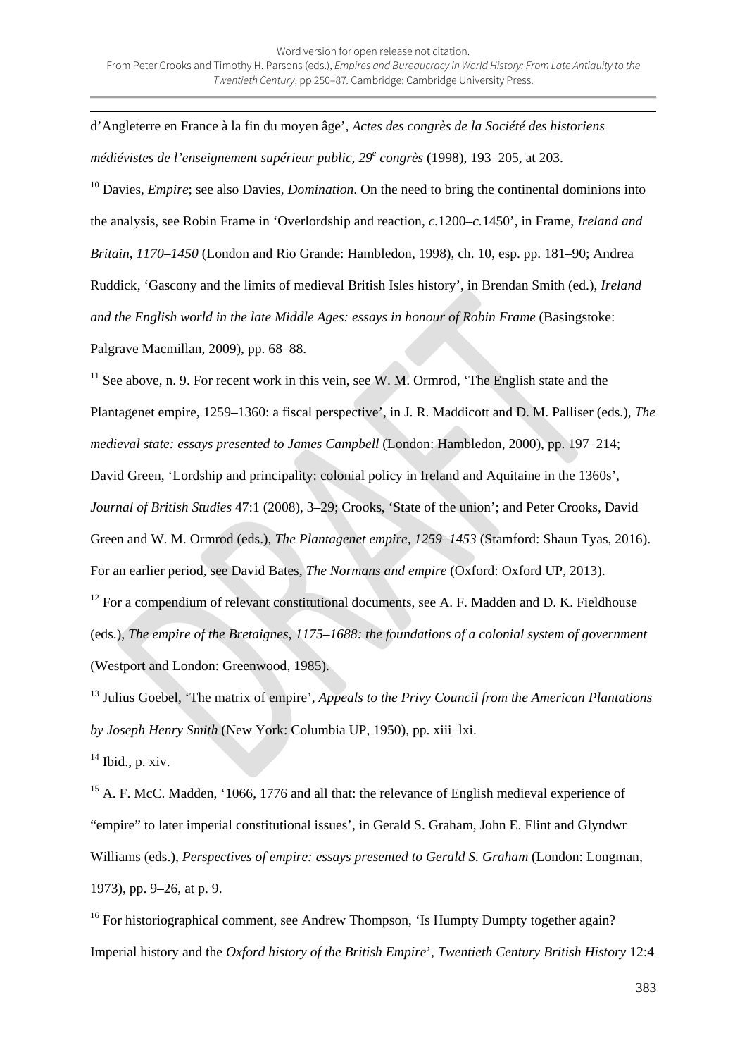d'Angleterre en France à la fin du moyen âge', *Actes des congrès de la Société des historiens médiévistes de l'enseignement supérieur public, 29e congrès* (1998), 193–205, at 203.

[10] Davies, *Empire*; see also Davies, *Domination*. On the need to bring the continental dominions into the analysis, see Robin Frame in 'Overlordship and reaction, *c.*1200–*c.*1450', in Frame, *Ireland and Britain, 1170–1450* (London and Rio Grande: Hambledon, 1998), ch. 10, esp. pp. 181–90; Andrea Ruddick, 'Gascony and the limits of medieval British Isles history', in Brendan Smith (ed.), *Ireland and the English world in the late Middle Ages: essays in honour of Robin Frame* (Basingstoke: Palgrave Macmillan, 2009), pp. 68–88.

[11] See above, n. 9. For recent work in this vein, see W. M. Ormrod, 'The English state and the Plantagenet empire, 1259–1360: a fiscal perspective', in J. R. Maddicott and D. M. Palliser (eds.), *The medieval state: essays presented to James Campbell* (London: Hambledon, 2000), pp. 197–214; David Green, 'Lordship and principality: colonial policy in Ireland and Aquitaine in the 1360s', *Journal of British Studies* 47:1 (2008), 3–29; Crooks, 'State of the union'; and Peter Crooks, David Green and W. M. Ormrod (eds.), *The Plantagenet empire, 1259–1453* (Stamford: Shaun Tyas, 2016). For an earlier period, see David Bates, *The Normans and empire* (Oxford: Oxford UP, 2013).

[12] For a compendium of relevant constitutional documents, see A. F. Madden and D. K. Fieldhouse (eds.), *The empire of the Bretaignes, 1175–1688: the foundations of a colonial system of government* (Westport and London: Greenwood, 1985).

[13] Julius Goebel, 'The matrix of empire', *Appeals to the Privy Council from the American Plantations by Joseph Henry Smith* (New York: Columbia UP, 1950), pp. xiii–lxi.

[14] Ibid., p. xiv.

[15] A. F. McC. Madden, '1066, 1776 and all that: the relevance of English medieval experience of "empire" to later imperial constitutional issues', in Gerald S. Graham, John E. Flint and Glyndwr Williams (eds.), *Perspectives of empire: essays presented to Gerald S. Graham* (London: Longman, 1973), pp. 9–26, at p. 9.

[16] For historiographical comment, see Andrew Thompson, 'Is Humpty Dumpty together again? Imperial history and the *Oxford history of the British Empire*', *Twentieth Century British History* 12:4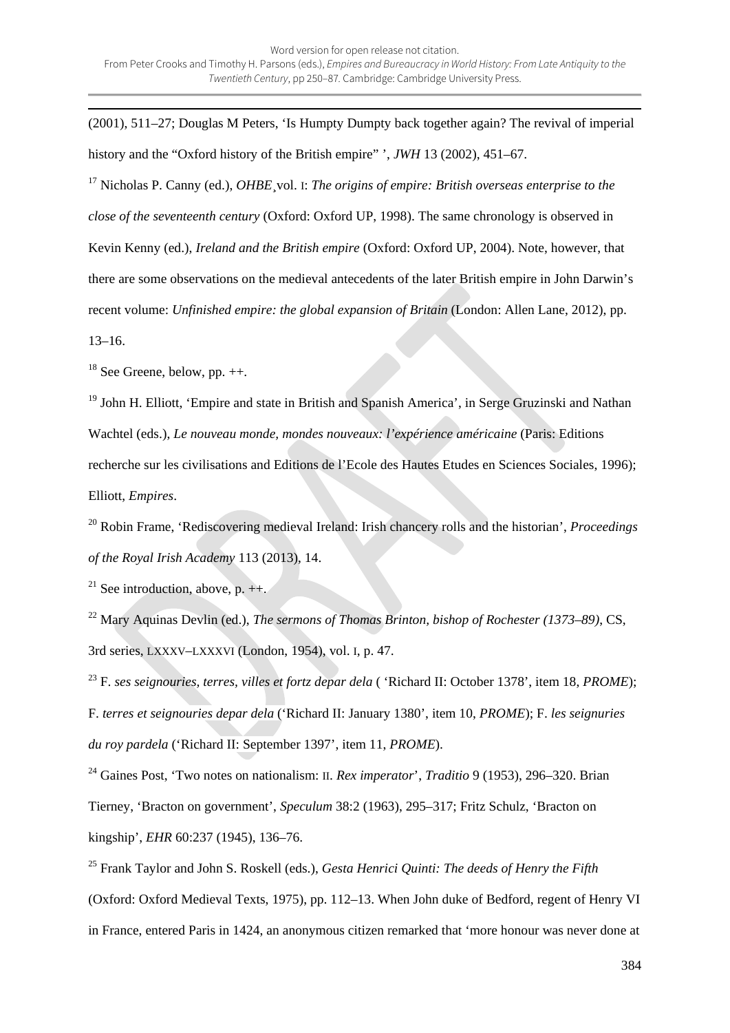(2001), 511–27; Douglas M Peters, 'Is Humpty Dumpty back together again? The revival of imperial history and the "Oxford history of the British empire" ', *JWH* 13 (2002), 451–67.

[17] Nicholas P. Canny (ed.), *OHBE*¸vol. I: *The origins of empire: British overseas enterprise to the close of the seventeenth century* (Oxford: Oxford UP, 1998). The same chronology is observed in Kevin Kenny (ed.), *Ireland and the British empire* (Oxford: Oxford UP, 2004). Note, however, that there are some observations on the medieval antecedents of the later British empire in John Darwin's recent volume: *Unfinished empire: the global expansion of Britain* (London: Allen Lane, 2012), pp. 13–16.

[18] See Greene, below, pp. ++.

[19] John H. Elliott, 'Empire and state in British and Spanish America', in Serge Gruzinski and Nathan Wachtel (eds.), *Le nouveau monde, mondes nouveaux: l'expérience américaine* (Paris: Editions recherche sur les civilisations and Editions de l'Ecole des Hautes Etudes en Sciences Sociales, 1996); Elliott, *Empires*.

[20] Robin Frame, 'Rediscovering medieval Ireland: Irish chancery rolls and the historian', *Proceedings of the Royal Irish Academy* 113 (2013), 14.

[21] See introduction, above, p. ++.

[22] Mary Aquinas Devlin (ed.), *The sermons of Thomas Brinton, bishop of Rochester (1373–89)*, CS, 3rd series, LXXXV–LXXXVI (London, 1954), vol. I, p. 47.

[23] F. *ses seignouries, terres, villes et fortz depar dela* ( 'Richard II: October 1378', item 18, *PROME*); F. *terres et seignouries depar dela* ('Richard II: January 1380', item 10, *PROME*); F. *les seignuries du roy pardela* ('Richard II: September 1397', item 11, *PROME*).

[24] Gaines Post, 'Two notes on nationalism: II. *Rex imperator*', *Traditio* 9 (1953), 296–320. Brian Tierney, 'Bracton on government', *Speculum* 38:2 (1963), 295–317; Fritz Schulz, 'Bracton on kingship', *EHR* 60:237 (1945), 136–76.

[25] Frank Taylor and John S. Roskell (eds.), *Gesta Henrici Quinti: The deeds of Henry the Fifth* (Oxford: Oxford Medieval Texts, 1975), pp. 112–13. When John duke of Bedford, regent of Henry VI in France, entered Paris in 1424, an anonymous citizen remarked that 'more honour was never done at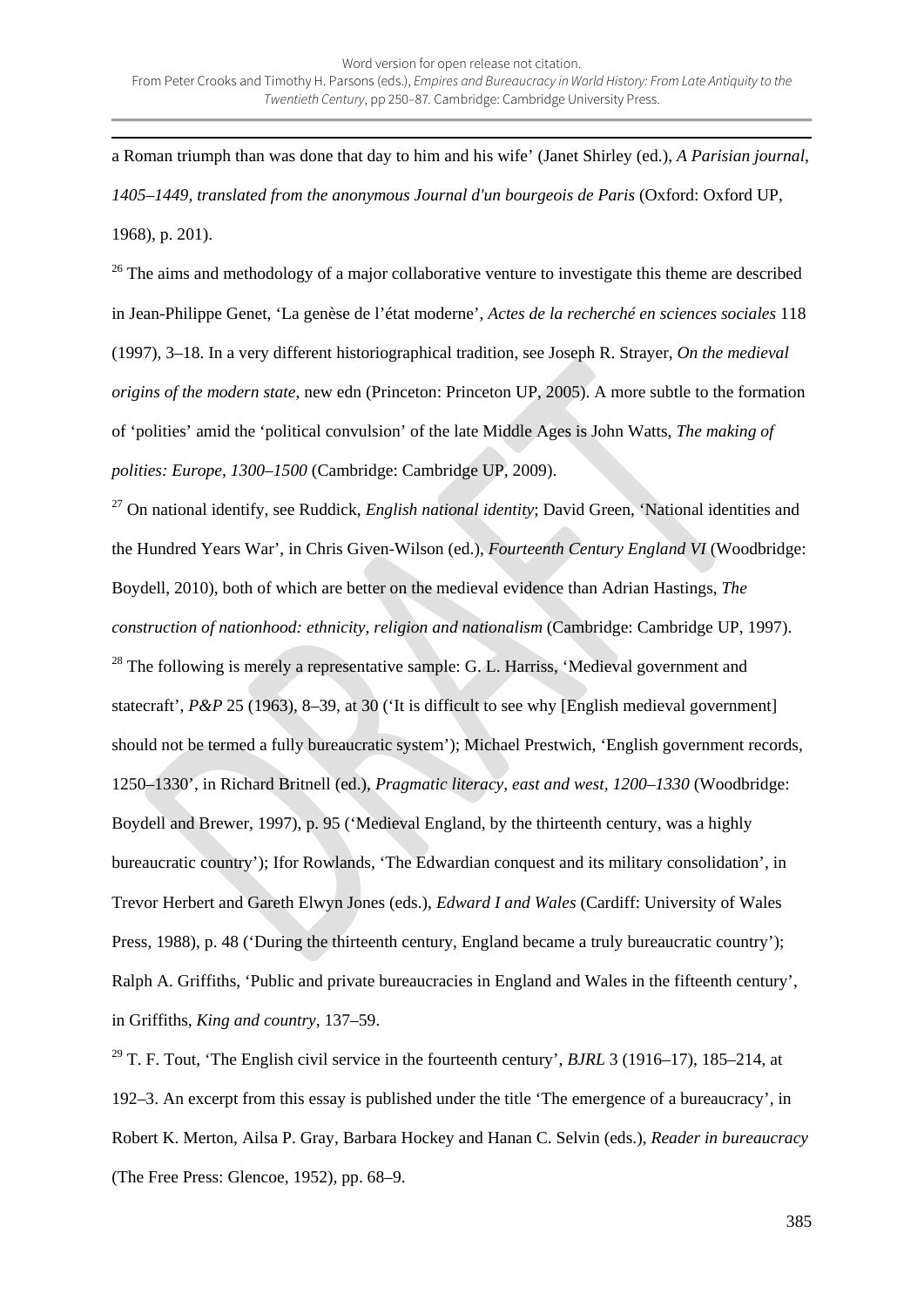a Roman triumph than was done that day to him and his wife' (Janet Shirley (ed.), *A Parisian journal, 1405–1449, translated from the anonymous Journal d'un bourgeois de Paris* (Oxford: Oxford UP, 1968), p. 201).

[26] The aims and methodology of a major collaborative venture to investigate this theme are described in Jean-Philippe Genet, 'La genèse de l'état moderne', *Actes de la recherché en sciences sociales* 118 (1997), 3–18. In a very different historiographical tradition, see Joseph R. Strayer, *On the medieval origins of the modern state*, new edn (Princeton: Princeton UP, 2005). A more subtle to the formation of 'polities' amid the 'political convulsion' of the late Middle Ages is John Watts, *The making of polities: Europe, 1300–1500* (Cambridge: Cambridge UP, 2009).

[27] On national identify, see Ruddick, *English national identity*; David Green, 'National identities and the Hundred Years War', in Chris Given-Wilson (ed.), *Fourteenth Century England VI* (Woodbridge: Boydell, 2010), both of which are better on the medieval evidence than Adrian Hastings, *The construction of nationhood: ethnicity, religion and nationalism* (Cambridge: Cambridge UP, 1997).

[28] The following is merely a representative sample: G. L. Harriss, 'Medieval government and statecraft', *P&P* 25 (1963), 8–39, at 30 ('It is difficult to see why [English medieval government] should not be termed a fully bureaucratic system'); Michael Prestwich, 'English government records, 1250–1330', in Richard Britnell (ed.), *Pragmatic literacy, east and west, 1200–1330* (Woodbridge: Boydell and Brewer, 1997), p. 95 ('Medieval England, by the thirteenth century, was a highly bureaucratic country'); Ifor Rowlands, 'The Edwardian conquest and its military consolidation', in Trevor Herbert and Gareth Elwyn Jones (eds.), *Edward I and Wales* (Cardiff: University of Wales Press, 1988), p. 48 ('During the thirteenth century, England became a truly bureaucratic country'); Ralph A. Griffiths, 'Public and private bureaucracies in England and Wales in the fifteenth century', in Griffiths, *King and country*, 137–59.

[29] T. F. Tout, 'The English civil service in the fourteenth century', *BJRL* 3 (1916–17), 185–214, at 192–3. An excerpt from this essay is published under the title 'The emergence of a bureaucracy', in Robert K. Merton, Ailsa P. Gray, Barbara Hockey and Hanan C. Selvin (eds.), *Reader in bureaucracy* (The Free Press: Glencoe, 1952), pp. 68–9.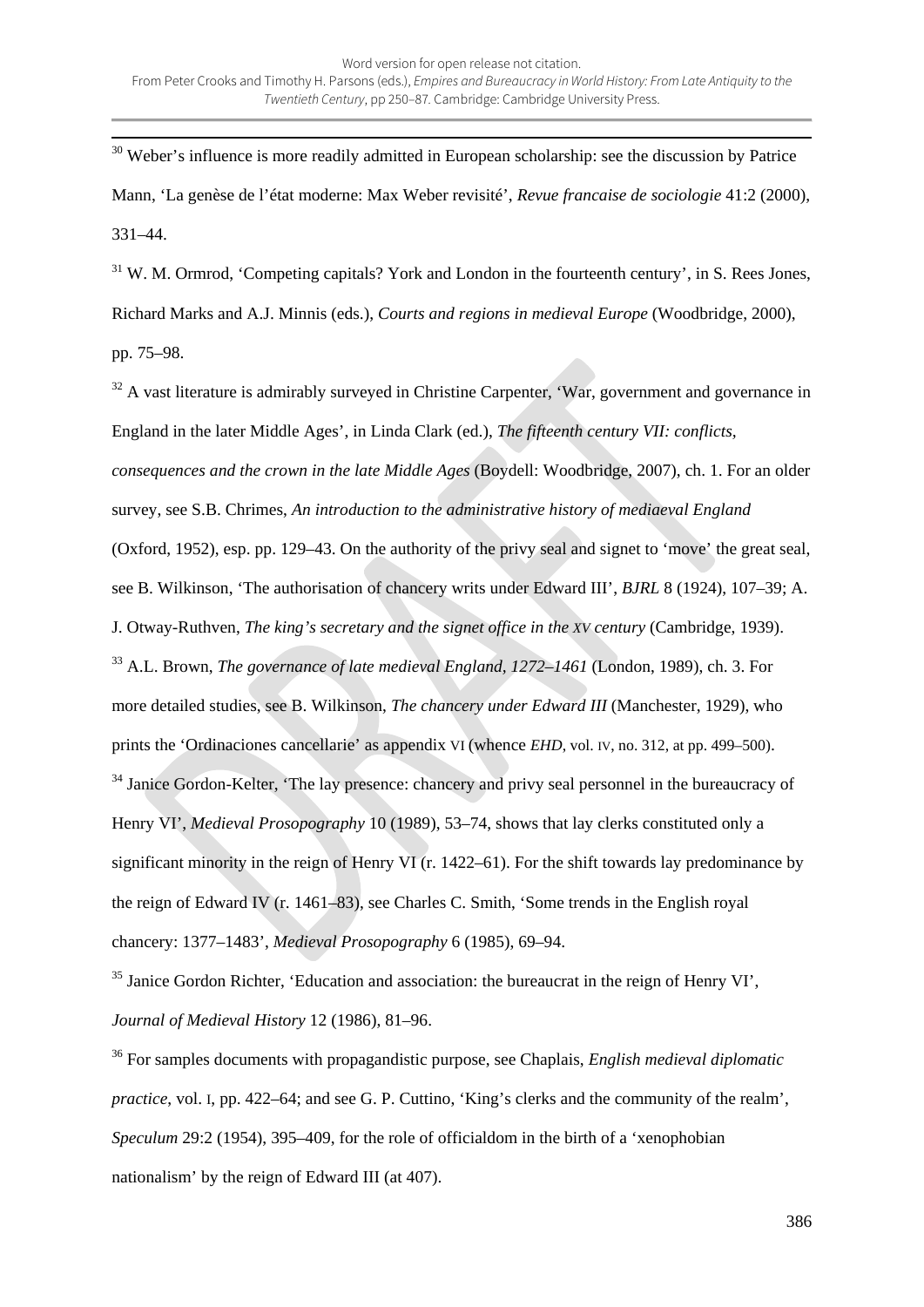[30] Weber's influence is more readily admitted in European scholarship: see the discussion by Patrice Mann, 'La genèse de l'état moderne: Max Weber revisité', *Revue francaise de sociologie* 41:2 (2000), 331–44.

[31] W. M. Ormrod, 'Competing capitals? York and London in the fourteenth century', in S. Rees Jones, Richard Marks and A.J. Minnis (eds.), *Courts and regions in medieval Europe* (Woodbridge, 2000), pp. 75–98.

[32] A vast literature is admirably surveyed in Christine Carpenter, 'War, government and governance in England in the later Middle Ages', in Linda Clark (ed.), *The fifteenth century VII: conflicts, consequences and the crown in the late Middle Ages* (Boydell: Woodbridge, 2007), ch. 1. For an older survey, see S.B. Chrimes, *An introduction to the administrative history of mediaeval England* (Oxford, 1952), esp. pp. 129–43. On the authority of the privy seal and signet to 'move' the great seal, see B. Wilkinson, 'The authorisation of chancery writs under Edward III', *BJRL* 8 (1924), 107–39; A. J. Otway-Ruthven, *The king's secretary and the signet office in the XV century* (Cambridge, 1939).

[33] A.L. Brown, *The governance of late medieval England, 1272–1461* (London, 1989), ch. 3. For more detailed studies, see B. Wilkinson, *The chancery under Edward III* (Manchester, 1929), who prints the 'Ordinaciones cancellarie' as appendix VI (whence *EHD*, vol. IV, no. 312, at pp. 499–500).

[34] Janice Gordon-Kelter, 'The lay presence: chancery and privy seal personnel in the bureaucracy of Henry VI', *Medieval Prosopography* 10 (1989), 53–74, shows that lay clerks constituted only a significant minority in the reign of Henry VI (r. 1422–61). For the shift towards lay predominance by the reign of Edward IV (r. 1461–83), see Charles C. Smith, 'Some trends in the English royal chancery: 1377–1483', *Medieval Prosopography* 6 (1985), 69–94.

[35] Janice Gordon Richter, 'Education and association: the bureaucrat in the reign of Henry VI', *Journal of Medieval History* 12 (1986), 81–96.

[36] For samples documents with propagandistic purpose, see Chaplais, *English medieval diplomatic practice*, vol. I, pp. 422–64; and see G. P. Cuttino, 'King's clerks and the community of the realm', *Speculum* 29:2 (1954), 395–409, for the role of officialdom in the birth of a 'xenophobian nationalism' by the reign of Edward III (at 407).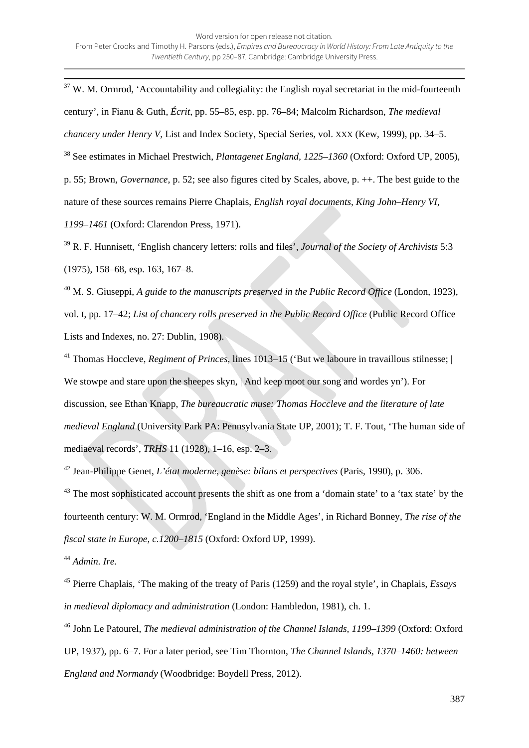[37] W. M. Ormrod, 'Accountability and collegiality: the English royal secretariat in the mid-fourteenth century', in Fianu & Guth, *Écrit*, pp. 55–85, esp. pp. 76–84; Malcolm Richardson, *The medieval chancery under Henry V*, List and Index Society, Special Series, vol. XXX (Kew, 1999), pp. 34–5.

[38] See estimates in Michael Prestwich, *Plantagenet England, 1225–1360* (Oxford: Oxford UP, 2005), p. 55; Brown, *Governance*, p. 52; see also figures cited by Scales, above, p. ++. The best guide to the nature of these sources remains Pierre Chaplais, *English royal documents, King John–Henry VI, 1199–1461* (Oxford: Clarendon Press, 1971).

[39] R. F. Hunnisett, 'English chancery letters: rolls and files', *Journal of the Society of Archivists* 5:3 (1975), 158–68, esp. 163, 167–8.

[40] M. S. Giuseppi, *A guide to the manuscripts preserved in the Public Record Office* (London, 1923), vol. I, pp. 17–42; *List of chancery rolls preserved in the Public Record Office* (Public Record Office Lists and Indexes, no. 27: Dublin, 1908).

[41] Thomas Hoccleve, *Regiment of Princes*, lines 1013–15 ('But we laboure in travaillous stilnesse; | We stowpe and stare upon the sheepes skyn, | And keep moot our song and wordes yn'). For discussion, see Ethan Knapp, *The bureaucratic muse: Thomas Hoccleve and the literature of late medieval England* (University Park PA: Pennsylvania State UP, 2001); T. F. Tout, 'The human side of mediaeval records', *TRHS* 11 (1928), 1–16, esp. 2–3.

[42] Jean-Philippe Genet, *L'état moderne, genèse: bilans et perspectives* (Paris, 1990), p. 306.

[43] The most sophisticated account presents the shift as one from a 'domain state' to a 'tax state' by the fourteenth century: W. M. Ormrod, 'England in the Middle Ages', in Richard Bonney, *The rise of the fiscal state in Europe, c.1200–1815* (Oxford: Oxford UP, 1999).

[44] *Admin. Ire.*

[45] Pierre Chaplais, 'The making of the treaty of Paris (1259) and the royal style', in Chaplais, *Essays in medieval diplomacy and administration* (London: Hambledon, 1981), ch. 1.

[46] John Le Patourel, *The medieval administration of the Channel Islands, 1199–1399* (Oxford: Oxford UP, 1937), pp. 6–7. For a later period, see Tim Thornton, *The Channel Islands, 1370–1460: between England and Normandy* (Woodbridge: Boydell Press, 2012).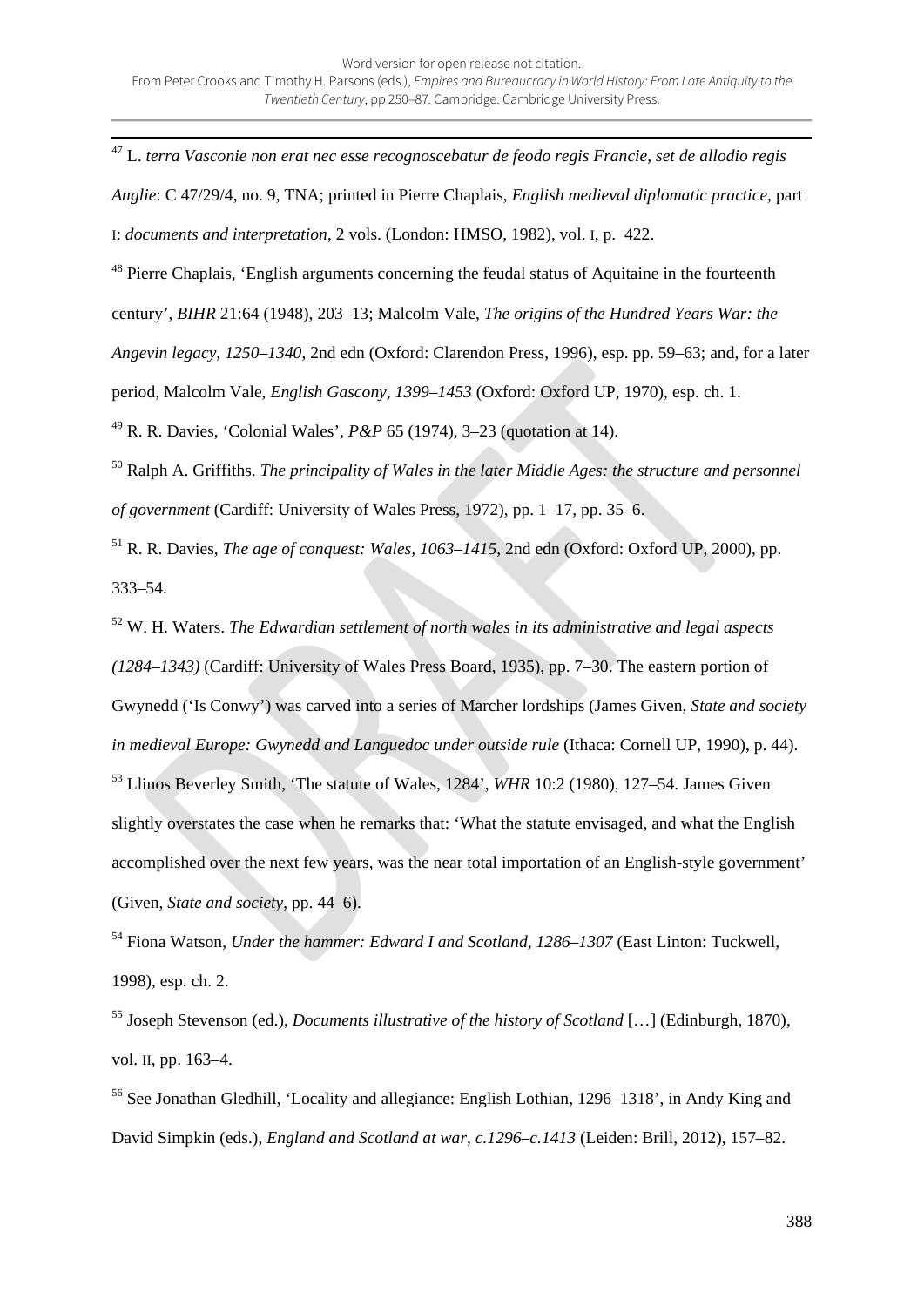[47] L. *terra Vasconie non erat nec esse recognoscebatur de feodo regis Francie, set de allodio regis Anglie*: C 47/29/4, no. 9, TNA; printed in Pierre Chaplais, *English medieval diplomatic practice*, part I: *documents and interpretation*, 2 vols. (London: HMSO, 1982), vol. I, p. 422.

[48] Pierre Chaplais, 'English arguments concerning the feudal status of Aquitaine in the fourteenth century', *BIHR* 21:64 (1948), 203–13; Malcolm Vale, *The origins of the Hundred Years War: the Angevin legacy, 1250–1340*, 2nd edn (Oxford: Clarendon Press, 1996), esp. pp. 59–63; and, for a later period, Malcolm Vale, *English Gascony, 1399–1453* (Oxford: Oxford UP, 1970), esp. ch. 1.

[49] R. R. Davies, 'Colonial Wales', *P&P* 65 (1974), 3–23 (quotation at 14).

[50] Ralph A. Griffiths. *The principality of Wales in the later Middle Ages: the structure and personnel of government* (Cardiff: University of Wales Press, 1972), pp. 1–17, pp. 35–6.

[51] R. R. Davies, *The age of conquest: Wales, 1063–1415*, 2nd edn (Oxford: Oxford UP, 2000), pp. 333–54.

[52] W. H. Waters. *The Edwardian settlement of north wales in its administrative and legal aspects (1284–1343)* (Cardiff: University of Wales Press Board, 1935), pp. 7–30. The eastern portion of Gwynedd ('Is Conwy') was carved into a series of Marcher lordships (James Given, *State and society in medieval Europe: Gwynedd and Languedoc under outside rule* (Ithaca: Cornell UP, 1990), p. 44).

[53] Llinos Beverley Smith, 'The statute of Wales, 1284', *WHR* 10:2 (1980), 127–54. James Given slightly overstates the case when he remarks that: 'What the statute envisaged, and what the English accomplished over the next few years, was the near total importation of an English-style government' (Given, *State and society*, pp. 44–6).

[54] Fiona Watson, *Under the hammer: Edward I and Scotland, 1286–1307* (East Linton: Tuckwell, 1998), esp. ch. 2.

[55] Joseph Stevenson (ed.), *Documents illustrative of the history of Scotland* […] (Edinburgh, 1870), vol. II, pp. 163–4.

[56] See Jonathan Gledhill, 'Locality and allegiance: English Lothian, 1296–1318', in Andy King and David Simpkin (eds.), *England and Scotland at war, c.1296–c.1413* (Leiden: Brill, 2012), 157–82.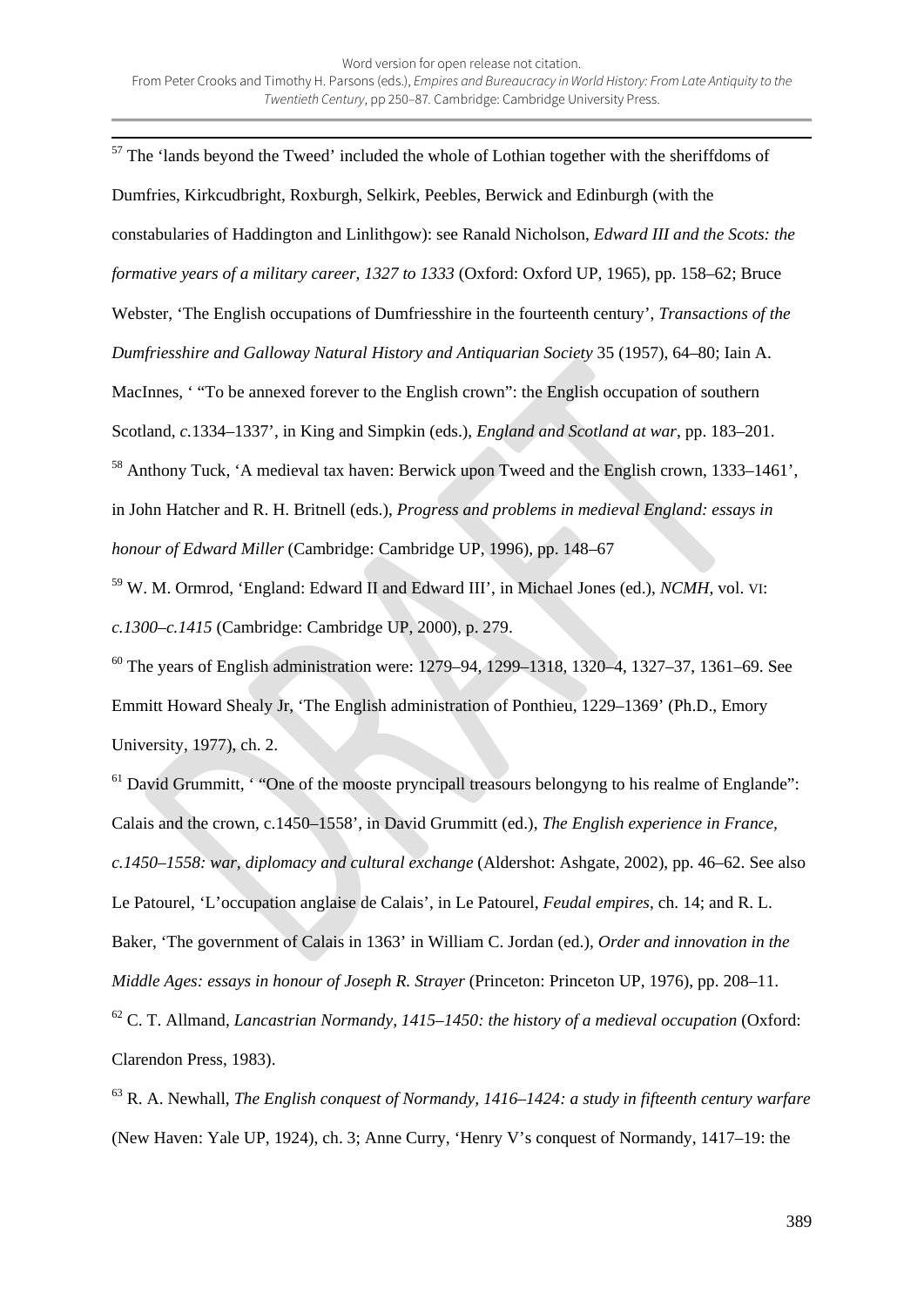[57] The 'lands beyond the Tweed' included the whole of Lothian together with the sheriffdoms of Dumfries, Kirkcudbright, Roxburgh, Selkirk, Peebles, Berwick and Edinburgh (with the constabularies of Haddington and Linlithgow): see Ranald Nicholson, *Edward III and the Scots: the formative years of a military career, 1327 to 1333* (Oxford: Oxford UP, 1965), pp. 158–62; Bruce Webster, 'The English occupations of Dumfriesshire in the fourteenth century', *Transactions of the Dumfriesshire and Galloway Natural History and Antiquarian Society* 35 (1957), 64–80; Iain A. MacInnes, ' "To be annexed forever to the English crown": the English occupation of southern Scotland, *c.*1334–1337', in King and Simpkin (eds.), *England and Scotland at war*, pp. 183–201.

[58] Anthony Tuck, 'A medieval tax haven: Berwick upon Tweed and the English crown, 1333–1461', in John Hatcher and R. H. Britnell (eds.), *Progress and problems in medieval England: essays in honour of Edward Miller* (Cambridge: Cambridge UP, 1996), pp. 148–67

[59] W. M. Ormrod, 'England: Edward II and Edward III', in Michael Jones (ed.), *NCMH*, vol. VI: *c.1300–c.1415* (Cambridge: Cambridge UP, 2000), p. 279.

[60] The years of English administration were: 1279–94, 1299–1318, 1320–4, 1327–37, 1361–69. See Emmitt Howard Shealy Jr, 'The English administration of Ponthieu, 1229–1369' (Ph.D., Emory University, 1977), ch. 2.

[61] David Grummitt, ' "One of the mooste pryncipall treasours belongyng to his realme of Englande": Calais and the crown, c.1450–1558', in David Grummitt (ed.), *The English experience in France, c.1450–1558: war, diplomacy and cultural exchange* (Aldershot: Ashgate, 2002), pp. 46–62. See also Le Patourel, 'L'occupation anglaise de Calais', in Le Patourel, *Feudal empires*, ch. 14; and R. L. Baker, 'The government of Calais in 1363' in William C. Jordan (ed.), *Order and innovation in the Middle Ages: essays in honour of Joseph R. Strayer* (Princeton: Princeton UP, 1976), pp. 208–11.

[62] C. T. Allmand, *Lancastrian Normandy, 1415–1450: the history of a medieval occupation* (Oxford: Clarendon Press, 1983).

[63] R. A. Newhall, *The English conquest of Normandy, 1416–1424: a study in fifteenth century warfare* (New Haven: Yale UP, 1924), ch. 3; Anne Curry, 'Henry V's conquest of Normandy, 1417–19: the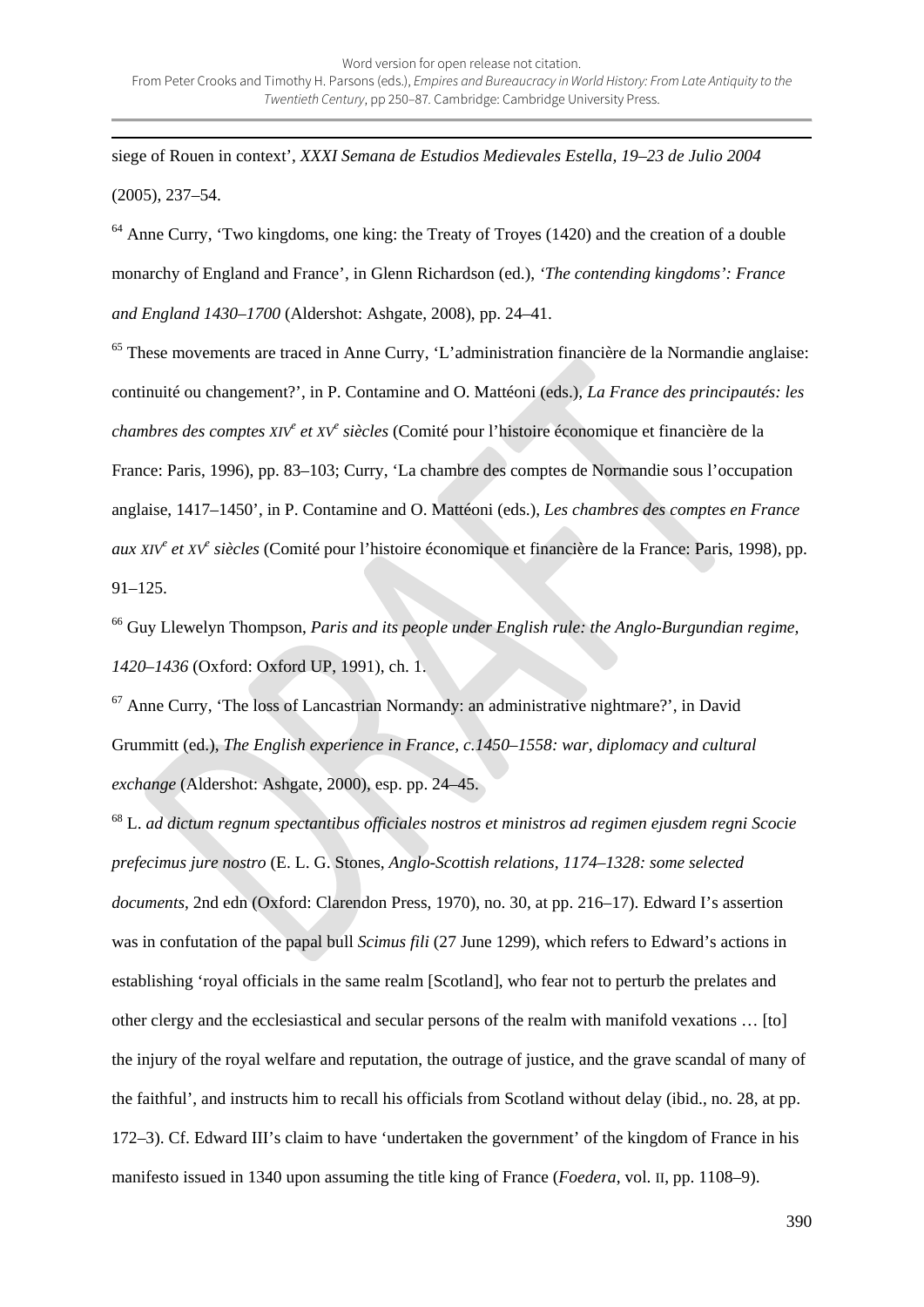siege of Rouen in context', *XXXI Semana de Estudios Medievales Estella, 19–23 de Julio 2004* (2005), 237–54.

[64] Anne Curry, 'Two kingdoms, one king: the Treaty of Troyes (1420) and the creation of a double monarchy of England and France', in Glenn Richardson (ed.), *'The contending kingdoms': France and England 1430–1700* (Aldershot: Ashgate, 2008), pp. 24–41.

[65] These movements are traced in Anne Curry, 'L'administration financière de la Normandie anglaise: continuité ou changement?', in P. Contamine and O. Mattéoni (eds.), *La France des principautés: les chambres des comptes XIVe et XVe siècles* (Comité pour l'histoire économique et financière de la France: Paris, 1996), pp. 83–103; Curry, 'La chambre des comptes de Normandie sous l'occupation anglaise, 1417–1450', in P. Contamine and O. Mattéoni (eds.), *Les chambres des comptes en France aux XIVe et XVe siècles* (Comité pour l'histoire économique et financière de la France: Paris, 1998), pp. 91–125.

[66] Guy Llewelyn Thompson, *Paris and its people under English rule: the Anglo-Burgundian regime, 1420–1436* (Oxford: Oxford UP, 1991), ch. 1.

[67] Anne Curry, 'The loss of Lancastrian Normandy: an administrative nightmare?', in David Grummitt (ed.), *The English experience in France, c.1450–1558: war, diplomacy and cultural exchange* (Aldershot: Ashgate, 2000), esp. pp. 24–45.

[68] L. *ad dictum regnum spectantibus officiales nostros et ministros ad regimen ejusdem regni Scocie prefecimus jure nostro* (E. L. G. Stones, *Anglo-Scottish relations, 1174–1328: some selected documents*, 2nd edn (Oxford: Clarendon Press, 1970), no. 30, at pp. 216–17). Edward I's assertion was in confutation of the papal bull *Scimus fili* (27 June 1299), which refers to Edward's actions in establishing 'royal officials in the same realm [Scotland], who fear not to perturb the prelates and other clergy and the ecclesiastical and secular persons of the realm with manifold vexations … [to] the injury of the royal welfare and reputation, the outrage of justice, and the grave scandal of many of the faithful', and instructs him to recall his officials from Scotland without delay (ibid., no. 28, at pp. 172–3). Cf. Edward III's claim to have 'undertaken the government' of the kingdom of France in his manifesto issued in 1340 upon assuming the title king of France (*Foedera*, vol. II, pp. 1108–9).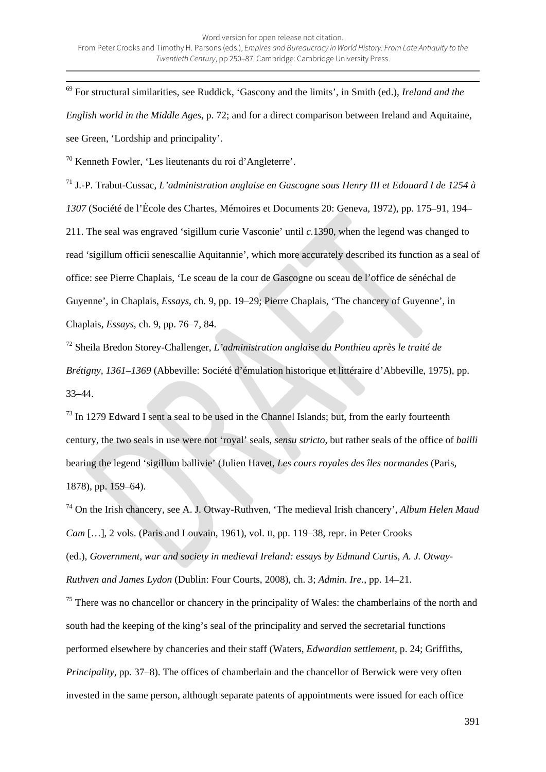[69] For structural similarities, see Ruddick, 'Gascony and the limits', in Smith (ed.), *Ireland and the English world in the Middle Ages*, p. 72; and for a direct comparison between Ireland and Aquitaine, see Green, 'Lordship and principality'.

[70] Kenneth Fowler, 'Les lieutenants du roi d'Angleterre'.

[71] J.-P. Trabut-Cussac, *L'administration anglaise en Gascogne sous Henry III et Edouard I de 1254 à 1307* (Société de l'École des Chartes, Mémoires et Documents 20: Geneva, 1972), pp. 175–91, 194–211. The seal was engraved 'sigillum curie Vasconie' until *c.*1390, when the legend was changed to read 'sigillum officii senescallie Aquitannie', which more accurately described its function as a seal of office: see Pierre Chaplais, 'Le sceau de la cour de Gascogne ou sceau de l'office de sénéchal de Guyenne', in Chaplais, *Essays*, ch. 9, pp. 19–29; Pierre Chaplais, 'The chancery of Guyenne', in Chaplais, *Essays*, ch. 9, pp. 76–7, 84.

[72] Sheila Bredon Storey-Challenger, *L'administration anglaise du Ponthieu après le traité de Brétigny, 1361–1369* (Abbeville: Société d'émulation historique et littéraire d'Abbeville, 1975), pp. 33–44.

[73] In 1279 Edward I sent a seal to be used in the Channel Islands; but, from the early fourteenth century, the two seals in use were not 'royal' seals, *sensu stricto*, but rather seals of the office of *bailli* bearing the legend 'sigillum ballivie' (Julien Havet, *Les cours royales des îles normandes* (Paris, 1878), pp. 159–64).

[74] On the Irish chancery, see A. J. Otway-Ruthven, 'The medieval Irish chancery', *Album Helen Maud Cam* […], 2 vols. (Paris and Louvain, 1961), vol. II, pp. 119–38, repr. in Peter Crooks (ed.), *Government, war and society in medieval Ireland: essays by Edmund Curtis, A. J. Otway-Ruthven and James Lydon* (Dublin: Four Courts, 2008), ch. 3; *Admin. Ire.*, pp. 14–21.

[75] There was no chancellor or chancery in the principality of Wales: the chamberlains of the north and south had the keeping of the king's seal of the principality and served the secretarial functions performed elsewhere by chanceries and their staff (Waters, *Edwardian settlement*, p. 24; Griffiths, *Principality*, pp. 37–8). The offices of chamberlain and the chancellor of Berwick were very often invested in the same person, although separate patents of appointments were issued for each office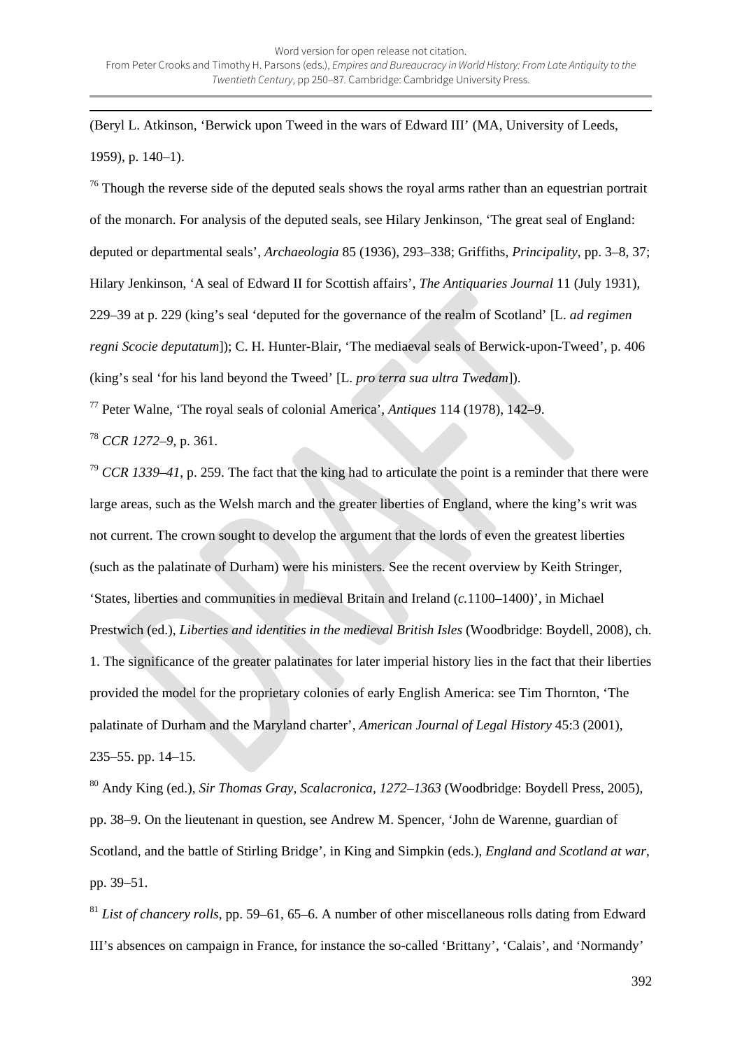(Beryl L. Atkinson, 'Berwick upon Tweed in the wars of Edward III' (MA, University of Leeds, 1959), p. 140–1).

[76] Though the reverse side of the deputed seals shows the royal arms rather than an equestrian portrait of the monarch. For analysis of the deputed seals, see Hilary Jenkinson, 'The great seal of England: deputed or departmental seals', *Archaeologia* 85 (1936), 293–338; Griffiths, *Principality*, pp. 3–8, 37; Hilary Jenkinson, 'A seal of Edward II for Scottish affairs', *The Antiquaries Journal* 11 (July 1931), 229–39 at p. 229 (king's seal 'deputed for the governance of the realm of Scotland' [L. *ad regimen regni Scocie deputatum*]); C. H. Hunter-Blair, 'The mediaeval seals of Berwick-upon-Tweed', p. 406 (king's seal 'for his land beyond the Tweed' [L. *pro terra sua ultra Twedam*]).

[77] Peter Walne, 'The royal seals of colonial America', *Antiques* 114 (1978), 142–9.

[78] *CCR 1272–9*, p. 361.

[79] *CCR 1339–41*, p. 259. The fact that the king had to articulate the point is a reminder that there were large areas, such as the Welsh march and the greater liberties of England, where the king's writ was not current. The crown sought to develop the argument that the lords of even the greatest liberties (such as the palatinate of Durham) were his ministers. See the recent overview by Keith Stringer, 'States, liberties and communities in medieval Britain and Ireland (*c.*1100–1400)', in Michael Prestwich (ed.), *Liberties and identities in the medieval British Isles* (Woodbridge: Boydell, 2008), ch. 1. The significance of the greater palatinates for later imperial history lies in the fact that their liberties provided the model for the proprietary colonies of early English America: see Tim Thornton, 'The palatinate of Durham and the Maryland charter', *American Journal of Legal History* 45:3 (2001), 235–55. pp. 14–15.

[80] Andy King (ed.), *Sir Thomas Gray, Scalacronica, 1272–1363* (Woodbridge: Boydell Press, 2005), pp. 38–9. On the lieutenant in question, see Andrew M. Spencer, 'John de Warenne, guardian of Scotland, and the battle of Stirling Bridge', in King and Simpkin (eds.), *England and Scotland at war*, pp. 39–51.

[81] *List of chancery rolls*, pp. 59–61, 65–6. A number of other miscellaneous rolls dating from Edward III's absences on campaign in France, for instance the so-called 'Brittany', 'Calais', and 'Normandy'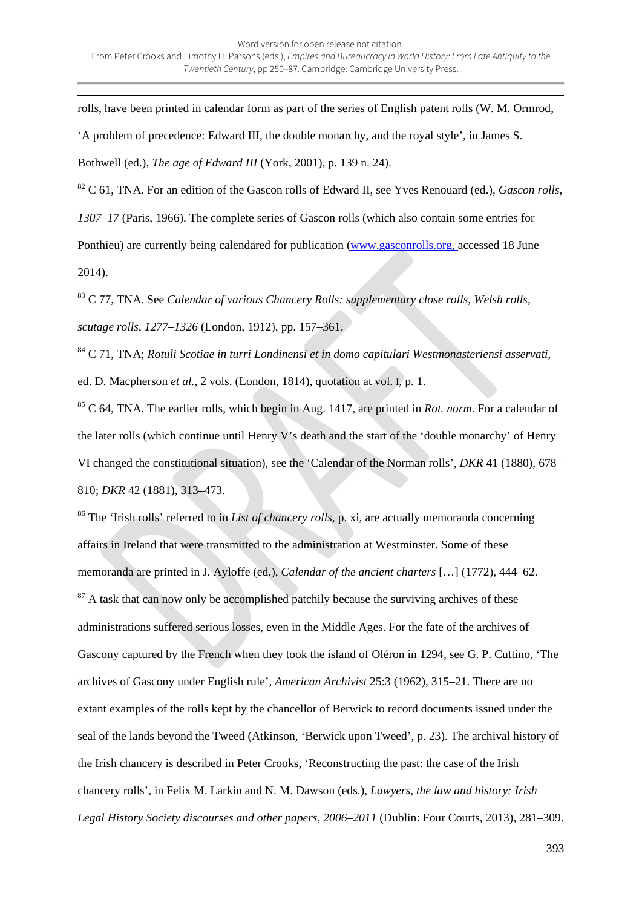rolls, have been printed in calendar form as part of the series of English patent rolls (W. M. Ormrod, 'A problem of precedence: Edward III, the double monarchy, and the royal style', in James S. Bothwell (ed.), *The age of Edward III* (York, 2001), p. 139 n. 24).

[82] C 61, TNA. For an edition of the Gascon rolls of Edward II, see Yves Renouard (ed.), *Gascon rolls, 1307–17* (Paris, 1966). The complete series of Gascon rolls (which also contain some entries for Ponthieu) are currently being calendared for publication (www.gasconrolls.org, accessed 18 June 2014).

[83] C 77, TNA. See *Calendar of various Chancery Rolls: supplementary close rolls, Welsh rolls, scutage rolls, 1277–1326* (London, 1912), pp. 157–361.

[84] C 71, TNA; *Rotuli Scotiae in turri Londinensi et in domo capitulari Westmonasteriensi asservati*, ed. D. Macpherson *et al.*, 2 vols. (London, 1814), quotation at vol. I, p. 1.

[85] C 64, TNA. The earlier rolls, which begin in Aug. 1417, are printed in *Rot. norm.* For a calendar of the later rolls (which continue until Henry V's death and the start of the 'double monarchy' of Henry VI changed the constitutional situation), see the 'Calendar of the Norman rolls', *DKR* 41 (1880), 678–810; *DKR* 42 (1881), 313–473.

[86] The 'Irish rolls' referred to in *List of chancery rolls*, p. xi, are actually memoranda concerning affairs in Ireland that were transmitted to the administration at Westminster. Some of these memoranda are printed in J. Ayloffe (ed.), *Calendar of the ancient charters* […] (1772), 444–62.

[87] A task that can now only be accomplished patchily because the surviving archives of these administrations suffered serious losses, even in the Middle Ages. For the fate of the archives of Gascony captured by the French when they took the island of Oléron in 1294, see G. P. Cuttino, 'The archives of Gascony under English rule', *American Archivist* 25:3 (1962), 315–21. There are no extant examples of the rolls kept by the chancellor of Berwick to record documents issued under the seal of the lands beyond the Tweed (Atkinson, 'Berwick upon Tweed', p. 23). The archival history of the Irish chancery is described in Peter Crooks, 'Reconstructing the past: the case of the Irish chancery rolls', in Felix M. Larkin and N. M. Dawson (eds.), *Lawyers, the law and history: Irish Legal History Society discourses and other papers, 2006–2011* (Dublin: Four Courts, 2013), 281–309.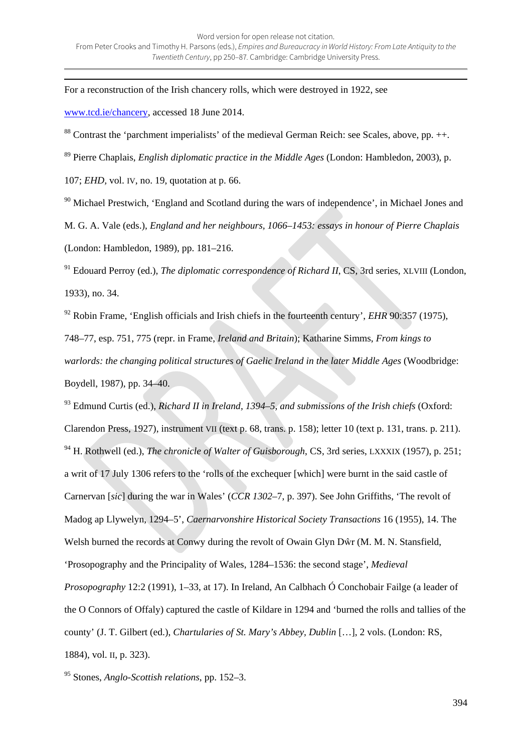For a reconstruction of the Irish chancery rolls, which were destroyed in 1922, see www.tcd.ie/chancery, accessed 18 June 2014.

[88] Contrast the 'parchment imperialists' of the medieval German Reich: see Scales, above, pp. ++.

[89] Pierre Chaplais, *English diplomatic practice in the Middle Ages* (London: Hambledon, 2003), p. 107; *EHD*, vol. IV, no. 19, quotation at p. 66.

[90] Michael Prestwich, 'England and Scotland during the wars of independence', in Michael Jones and M. G. A. Vale (eds.), *England and her neighbours, 1066–1453: essays in honour of Pierre Chaplais* (London: Hambledon, 1989), pp. 181–216.

[91] Edouard Perroy (ed.), *The diplomatic correspondence of Richard II*, CS, 3rd series, XLVIII (London, 1933), no. 34.

[92] Robin Frame, 'English officials and Irish chiefs in the fourteenth century', *EHR* 90:357 (1975), 748–77, esp. 751, 775 (repr. in Frame, *Ireland and Britain*); Katharine Simms, *From kings to warlords: the changing political structures of Gaelic Ireland in the later Middle Ages* (Woodbridge: Boydell, 1987), pp. 34–40.

[93] Edmund Curtis (ed.), *Richard II in Ireland, 1394–5, and submissions of the Irish chiefs* (Oxford: Clarendon Press, 1927), instrument VII (text p. 68, trans. p. 158); letter 10 (text p. 131, trans. p. 211).

[94] H. Rothwell (ed.), *The chronicle of Walter of Guisborough*, CS, 3rd series, LXXXIX (1957), p. 251; a writ of 17 July 1306 refers to the 'rolls of the exchequer [which] were burnt in the said castle of Carnervan [*sic*] during the war in Wales' (*CCR 1302–7*, p. 397). See John Griffiths, 'The revolt of Madog ap Llywelyn, 1294–5', *Caernarvonshire Historical Society Transactions* 16 (1955), 14. The Welsh burned the records at Conwy during the revolt of Owain Glyn Dŵr (M. M. N. Stansfield, 'Prosopography and the Principality of Wales, 1284–1536: the second stage', *Medieval Prosopography* 12:2 (1991), 1–33, at 17). In Ireland, An Calbhach Ó Conchobair Failge (a leader of the O Connors of Offaly) captured the castle of Kildare in 1294 and 'burned the rolls and tallies of the county' (J. T. Gilbert (ed.), *Chartularies of St. Mary's Abbey, Dublin* […], 2 vols. (London: RS, 1884), vol. II, p. 323).

[95] Stones, *Anglo-Scottish relations*, pp. 152–3.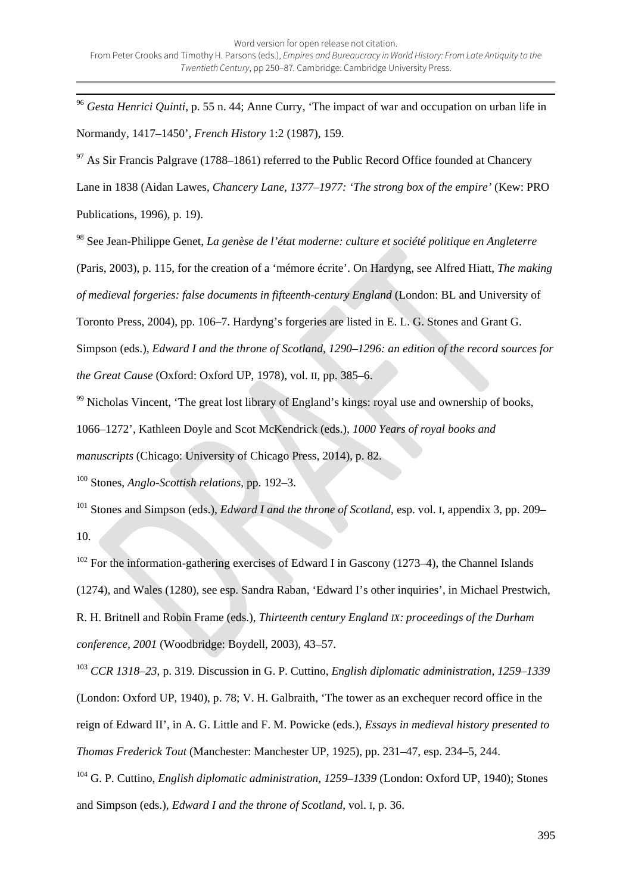[96] *Gesta Henrici Quinti*, p. 55 n. 44; Anne Curry, 'The impact of war and occupation on urban life in Normandy, 1417–1450', *French History* 1:2 (1987), 159.

[97] As Sir Francis Palgrave (1788–1861) referred to the Public Record Office founded at Chancery Lane in 1838 (Aidan Lawes, *Chancery Lane, 1377–1977: 'The strong box of the empire'* (Kew: PRO Publications, 1996), p. 19).

[98] See Jean-Philippe Genet, *La genèse de l'état moderne: culture et société politique en Angleterre* (Paris, 2003), p. 115, for the creation of a 'mémore écrite'. On Hardyng, see Alfred Hiatt, *The making of medieval forgeries: false documents in fifteenth-century England* (London: BL and University of Toronto Press, 2004), pp. 106–7. Hardyng's forgeries are listed in E. L. G. Stones and Grant G. Simpson (eds.), *Edward I and the throne of Scotland, 1290–1296: an edition of the record sources for the Great Cause* (Oxford: Oxford UP, 1978), vol. II, pp. 385–6.

[99] Nicholas Vincent, 'The great lost library of England's kings: royal use and ownership of books, 1066–1272', Kathleen Doyle and Scot McKendrick (eds.), *1000 Years of royal books and manuscripts* (Chicago: University of Chicago Press, 2014), p. 82.

[100] Stones, *Anglo-Scottish relations*, pp. 192–3.

[101] Stones and Simpson (eds.), *Edward I and the throne of Scotland*, esp. vol. I, appendix 3, pp. 209–10.

[102] For the information-gathering exercises of Edward I in Gascony (1273–4), the Channel Islands (1274), and Wales (1280), see esp. Sandra Raban, 'Edward I's other inquiries', in Michael Prestwich, R. H. Britnell and Robin Frame (eds.), *Thirteenth century England IX: proceedings of the Durham conference, 2001* (Woodbridge: Boydell, 2003), 43–57.

[103] *CCR 1318–23*, p. 319. Discussion in G. P. Cuttino, *English diplomatic administration, 1259–1339* (London: Oxford UP, 1940), p. 78; V. H. Galbraith, 'The tower as an exchequer record office in the reign of Edward II', in A. G. Little and F. M. Powicke (eds.), *Essays in medieval history presented to Thomas Frederick Tout* (Manchester: Manchester UP, 1925), pp. 231–47, esp. 234–5, 244.

[104] G. P. Cuttino, *English diplomatic administration, 1259–1339* (London: Oxford UP, 1940); Stones and Simpson (eds.), *Edward I and the throne of Scotland*, vol. I, p. 36.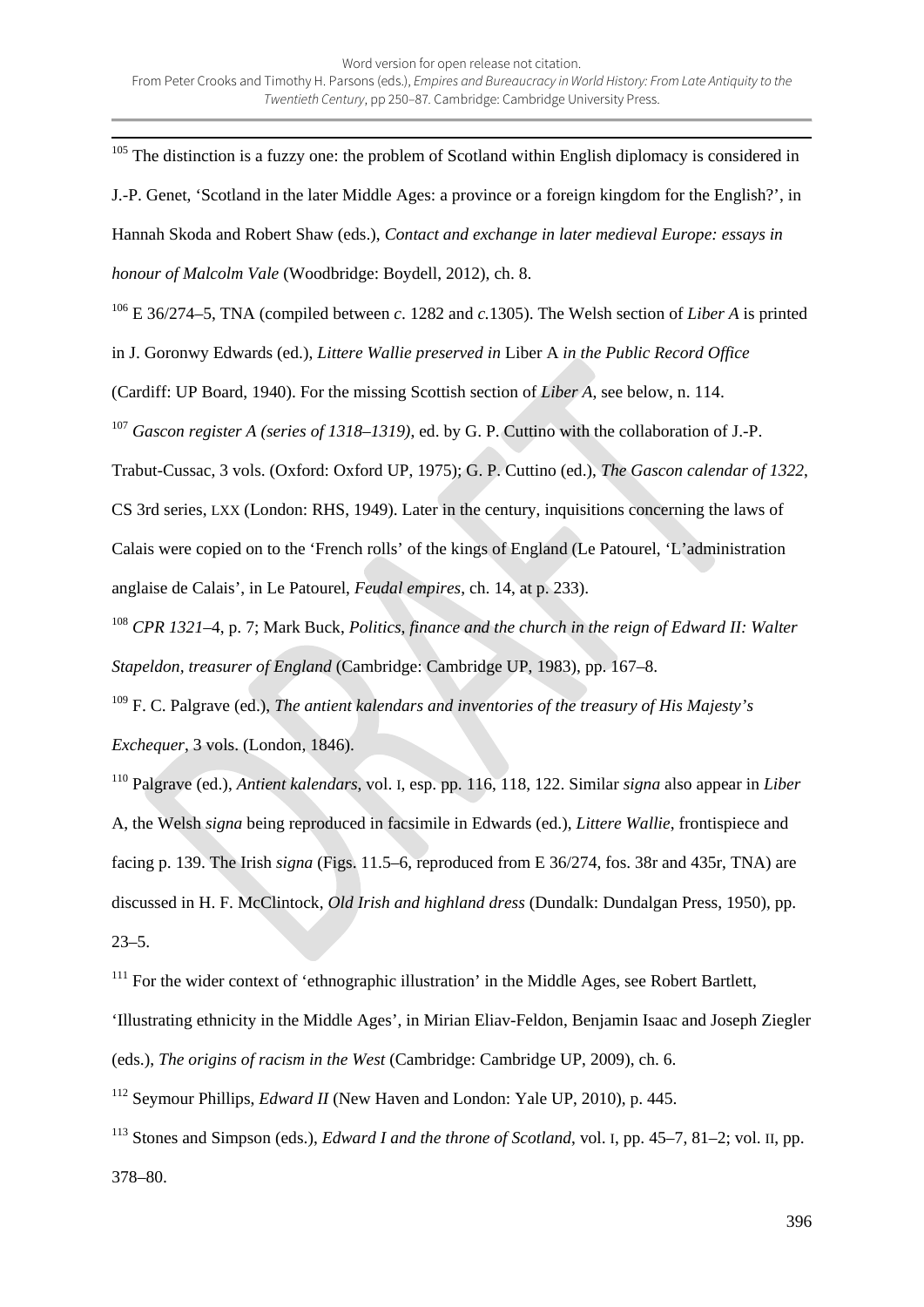[105] The distinction is a fuzzy one: the problem of Scotland within English diplomacy is considered in J.-P. Genet, 'Scotland in the later Middle Ages: a province or a foreign kingdom for the English?', in Hannah Skoda and Robert Shaw (eds.), *Contact and exchange in later medieval Europe: essays in honour of Malcolm Vale* (Woodbridge: Boydell, 2012), ch. 8.

[106] E 36/274–5, TNA (compiled between *c.* 1282 and *c.*1305). The Welsh section of *Liber A* is printed in J. Goronwy Edwards (ed.), *Littere Wallie preserved in* Liber A *in the Public Record Office* (Cardiff: UP Board, 1940). For the missing Scottish section of *Liber A*, see below, n. 114.

[107] *Gascon register A (series of 1318–1319)*, ed. by G. P. Cuttino with the collaboration of J.-P. Trabut-Cussac, 3 vols. (Oxford: Oxford UP, 1975); G. P. Cuttino (ed.), *The Gascon calendar of 1322*, CS 3rd series, LXX (London: RHS, 1949). Later in the century, inquisitions concerning the laws of Calais were copied on to the 'French rolls' of the kings of England (Le Patourel, 'L'administration anglaise de Calais', in Le Patourel, *Feudal empires*, ch. 14, at p. 233).

[108] *CPR 1321*–4, p. 7; Mark Buck, *Politics, finance and the church in the reign of Edward II: Walter Stapeldon, treasurer of England* (Cambridge: Cambridge UP, 1983), pp. 167–8.

[109] F. C. Palgrave (ed.), *The antient kalendars and inventories of the treasury of His Majesty's Exchequer*, 3 vols. (London, 1846).

[110] Palgrave (ed.), *Antient kalendars*, vol. I, esp. pp. 116, 118, 122. Similar *signa* also appear in *Liber* A, the Welsh *signa* being reproduced in facsimile in Edwards (ed.), *Littere Wallie*, frontispiece and facing p. 139. The Irish *signa* (Figs. 11.5–6, reproduced from E 36/274, fos. 38r and 435r, TNA) are discussed in H. F. McClintock, *Old Irish and highland dress* (Dundalk: Dundalgan Press, 1950), pp. 23–5.

[111] For the wider context of 'ethnographic illustration' in the Middle Ages, see Robert Bartlett, 'Illustrating ethnicity in the Middle Ages', in Mirian Eliav-Feldon, Benjamin Isaac and Joseph Ziegler (eds.), *The origins of racism in the West* (Cambridge: Cambridge UP, 2009), ch. 6.

[112] Seymour Phillips, *Edward II* (New Haven and London: Yale UP, 2010), p. 445.

[113] Stones and Simpson (eds.), *Edward I and the throne of Scotland*, vol. I, pp. 45–7, 81–2; vol. II, pp. 378–80.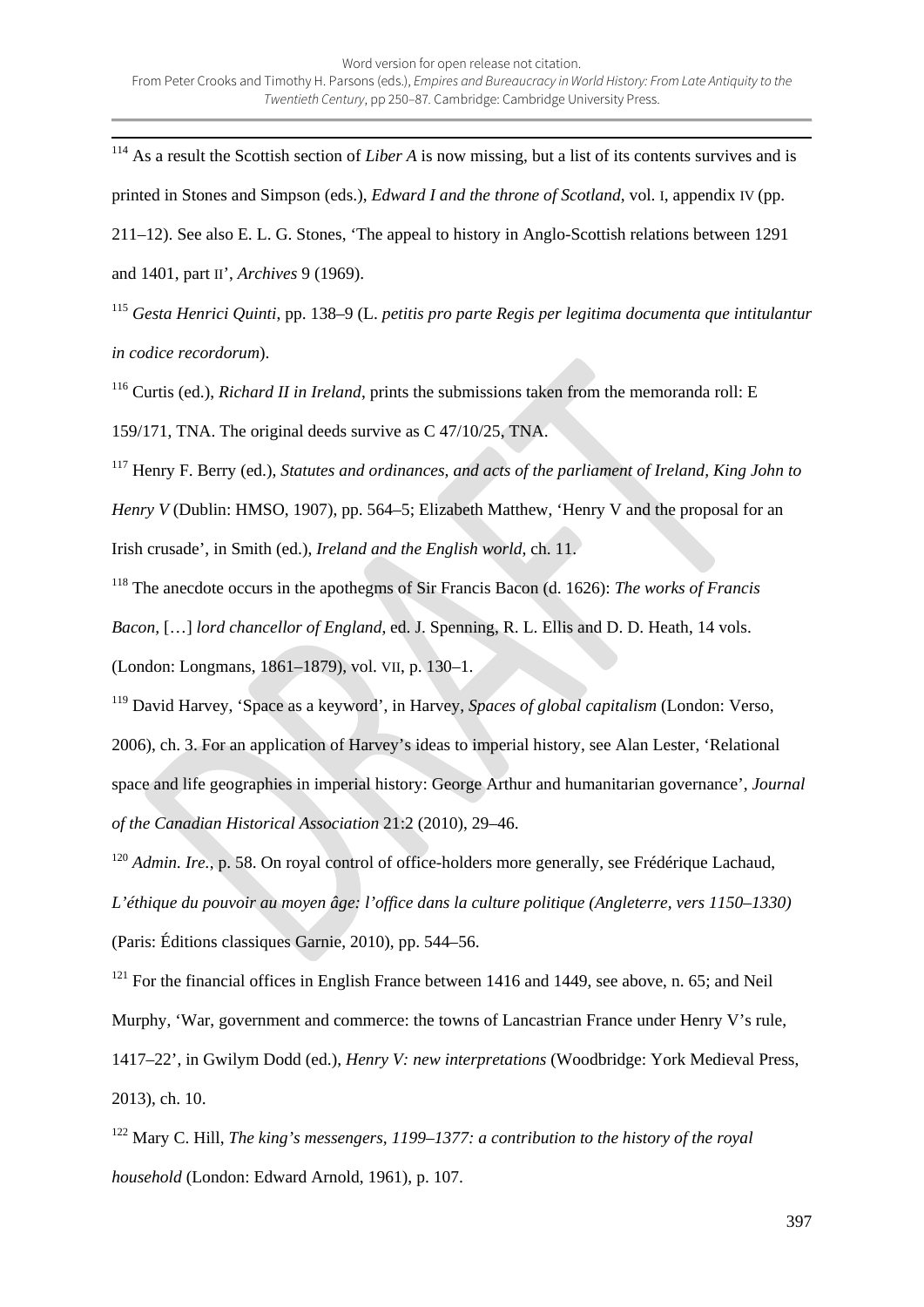[114] As a result the Scottish section of *Liber A* is now missing, but a list of its contents survives and is printed in Stones and Simpson (eds.), *Edward I and the throne of Scotland*, vol. I, appendix IV (pp. 211–12). See also E. L. G. Stones, 'The appeal to history in Anglo-Scottish relations between 1291 and 1401, part II', *Archives* 9 (1969).

[115] *Gesta Henrici Quinti*, pp. 138–9 (L. *petitis pro parte Regis per legitima documenta que intitulantur in codice recordorum*).

[116] Curtis (ed.), *Richard II in Ireland*, prints the submissions taken from the memoranda roll: E 159/171, TNA. The original deeds survive as C 47/10/25, TNA.

[117] Henry F. Berry (ed.), *Statutes and ordinances, and acts of the parliament of Ireland, King John to Henry V* (Dublin: HMSO, 1907), pp. 564–5; Elizabeth Matthew, 'Henry V and the proposal for an Irish crusade', in Smith (ed.), *Ireland and the English world*, ch. 11.

[118] The anecdote occurs in the apothegms of Sir Francis Bacon (d. 1626): *The works of Francis Bacon,* […] *lord chancellor of England*, ed. J. Spenning, R. L. Ellis and D. D. Heath, 14 vols. (London: Longmans, 1861–1879), vol. VII, p. 130–1.

[119] David Harvey, 'Space as a keyword', in Harvey, *Spaces of global capitalism* (London: Verso, 2006), ch. 3. For an application of Harvey's ideas to imperial history, see Alan Lester, 'Relational space and life geographies in imperial history: George Arthur and humanitarian governance', *Journal of the Canadian Historical Association* 21:2 (2010), 29–46.

[120] *Admin. Ire.*, p. 58. On royal control of office-holders more generally, see Frédérique Lachaud, *L'éthique du pouvoir au moyen âge: l'office dans la culture politique (Angleterre, vers 1150–1330)* (Paris: Éditions classiques Garnie, 2010), pp. 544–56.

[121] For the financial offices in English France between 1416 and 1449, see above, n. 65; and Neil Murphy, 'War, government and commerce: the towns of Lancastrian France under Henry V's rule, 1417–22', in Gwilym Dodd (ed.), *Henry V: new interpretations* (Woodbridge: York Medieval Press, 2013), ch. 10.

[122] Mary C. Hill, *The king's messengers, 1199–1377: a contribution to the history of the royal household* (London: Edward Arnold, 1961), p. 107.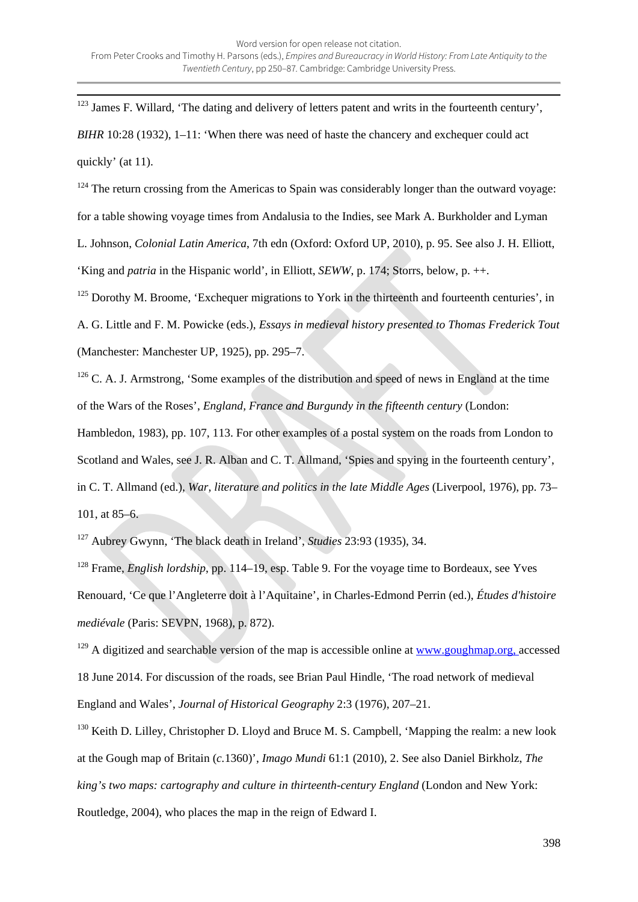[123] James F. Willard, 'The dating and delivery of letters patent and writs in the fourteenth century', *BIHR* 10:28 (1932), 1–11: 'When there was need of haste the chancery and exchequer could act quickly' (at 11).

[124] The return crossing from the Americas to Spain was considerably longer than the outward voyage: for a table showing voyage times from Andalusia to the Indies, see Mark A. Burkholder and Lyman L. Johnson, *Colonial Latin America*, 7th edn (Oxford: Oxford UP, 2010), p. 95. See also J. H. Elliott, 'King and *patria* in the Hispanic world', in Elliott, *SEWW*, p. 174; Storrs, below, p. ++.

[125] Dorothy M. Broome, 'Exchequer migrations to York in the thirteenth and fourteenth centuries', in A. G. Little and F. M. Powicke (eds.), *Essays in medieval history presented to Thomas Frederick Tout* (Manchester: Manchester UP, 1925), pp. 295–7.

[126] C. A. J. Armstrong, 'Some examples of the distribution and speed of news in England at the time of the Wars of the Roses', *England, France and Burgundy in the fifteenth century* (London: Hambledon, 1983), pp. 107, 113. For other examples of a postal system on the roads from London to Scotland and Wales, see J. R. Alban and C. T. Allmand, 'Spies and spying in the fourteenth century', in C. T. Allmand (ed.), *War, literature and politics in the late Middle Ages* (Liverpool, 1976), pp. 73–101, at 85–6.

[127] Aubrey Gwynn, 'The black death in Ireland', *Studies* 23:93 (1935), 34.

[128] Frame, *English lordship*, pp. 114–19, esp. Table 9. For the voyage time to Bordeaux, see Yves Renouard, 'Ce que l'Angleterre doit à l'Aquitaine', in Charles-Edmond Perrin (ed.), *Études d'histoire mediévale* (Paris: SEVPN, 1968), p. 872).

[129] A digitized and searchable version of the map is accessible online at www.goughmap.org, accessed 18 June 2014. For discussion of the roads, see Brian Paul Hindle, 'The road network of medieval England and Wales', *Journal of Historical Geography* 2:3 (1976), 207–21.

[130] Keith D. Lilley, Christopher D. Lloyd and Bruce M. S. Campbell, 'Mapping the realm: a new look at the Gough map of Britain (*c.*1360)', *Imago Mundi* 61:1 (2010), 2. See also Daniel Birkholz, *The king's two maps: cartography and culture in thirteenth-century England* (London and New York: Routledge, 2004), who places the map in the reign of Edward I.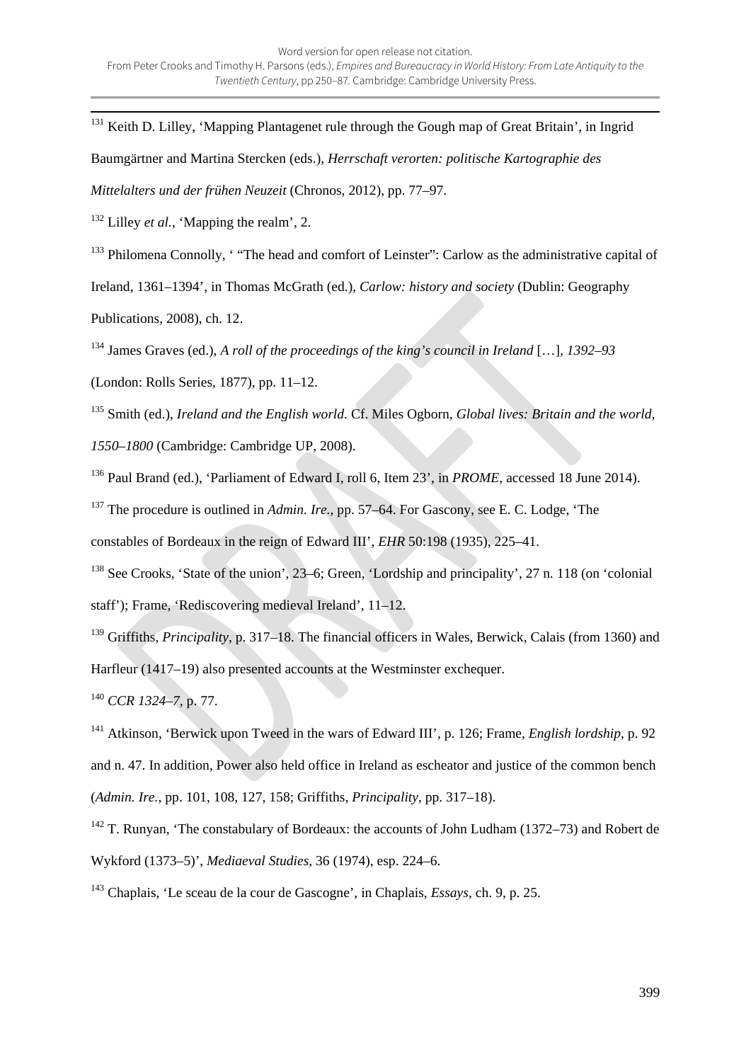[131] Keith D. Lilley, 'Mapping Plantagenet rule through the Gough map of Great Britain', in Ingrid Baumgärtner and Martina Stercken (eds.), *Herrschaft verorten: politische Kartographie des Mittelalters und der frühen Neuzeit* (Chronos, 2012), pp. 77–97.

[132] Lilley *et al.*, 'Mapping the realm', 2.

[133] Philomena Connolly, ' "The head and comfort of Leinster": Carlow as the administrative capital of Ireland, 1361–1394', in Thomas McGrath (ed.), *Carlow: history and society* (Dublin: Geography Publications, 2008), ch. 12.

[134] James Graves (ed.), *A roll of the proceedings of the king's council in Ireland* […], *1392–93* (London: Rolls Series, 1877), pp. 11–12.

[135] Smith (ed.), *Ireland and the English world.* Cf. Miles Ogborn, *Global lives: Britain and the world, 1550–1800* (Cambridge: Cambridge UP, 2008).

[136] Paul Brand (ed.), 'Parliament of Edward I, roll 6, Item 23', in *PROME*, accessed 18 June 2014).

[137] The procedure is outlined in *Admin. Ire.*, pp. 57–64. For Gascony, see E. C. Lodge, 'The constables of Bordeaux in the reign of Edward III', *EHR* 50:198 (1935), 225–41.

[138] See Crooks, 'State of the union', 23–6; Green, 'Lordship and principality', 27 n. 118 (on 'colonial staff'); Frame, 'Rediscovering medieval Ireland', 11–12.

[139] Griffiths, *Principality*, p. 317–18. The financial officers in Wales, Berwick, Calais (from 1360) and Harfleur (1417–19) also presented accounts at the Westminster exchequer.

[140] *CCR 1324–7*, p. 77.

[141] Atkinson, 'Berwick upon Tweed in the wars of Edward III', p. 126; Frame, *English lordship*, p. 92 and n. 47. In addition, Power also held office in Ireland as escheator and justice of the common bench (*Admin. Ire.*, pp. 101, 108, 127, 158; Griffiths, *Principality*, pp. 317–18).

[142] T. Runyan, 'The constabulary of Bordeaux: the accounts of John Ludham (1372–73) and Robert de Wykford (1373–5)', *Mediaeval Studies*, 36 (1974), esp. 224–6.

[143] Chaplais, 'Le sceau de la cour de Gascogne', in Chaplais, *Essays*, ch. 9, p. 25.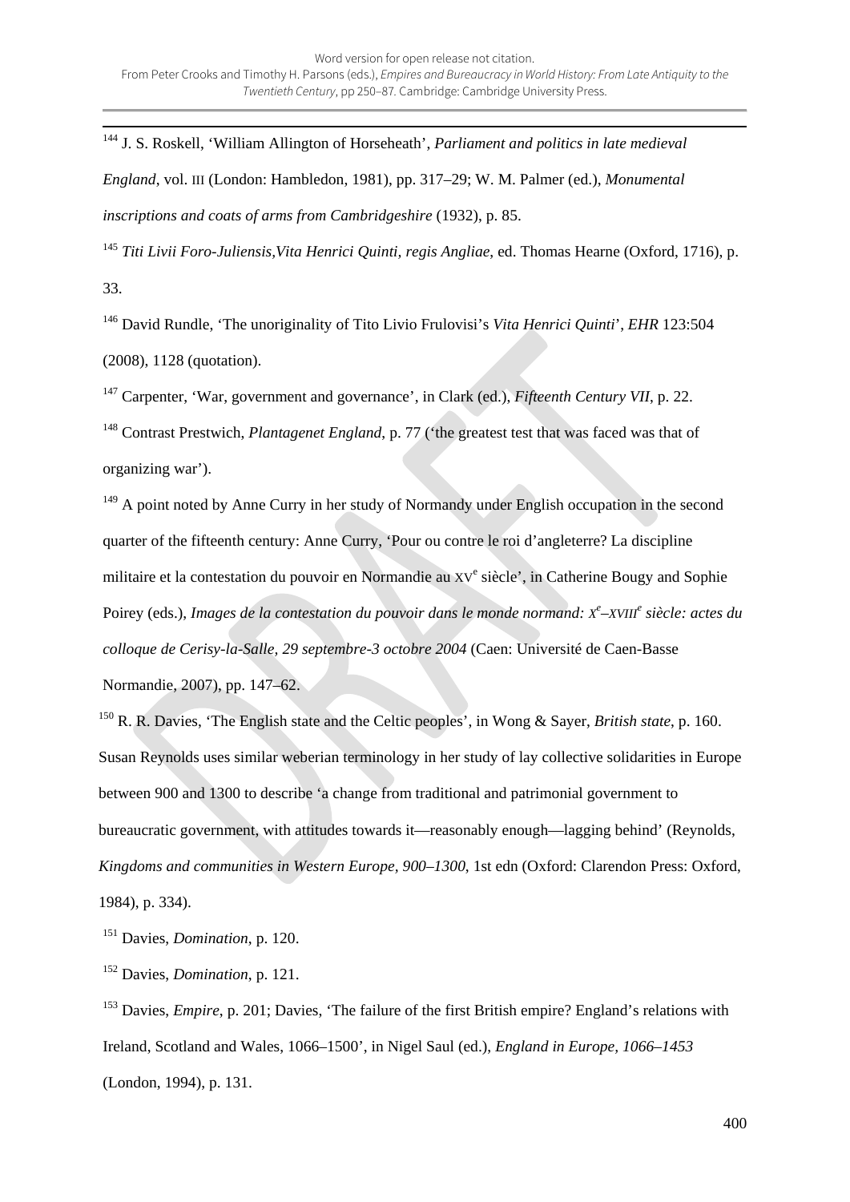[144] J. S. Roskell, 'William Allington of Horseheath', *Parliament and politics in late medieval England*, vol. III (London: Hambledon, 1981), pp. 317–29; W. M. Palmer (ed.), *Monumental inscriptions and coats of arms from Cambridgeshire* (1932), p. 85.

[145] *Titi Livii Foro-Juliensis,Vita Henrici Quinti, regis Angliae*, ed. Thomas Hearne (Oxford, 1716), p. 33.

[146] David Rundle, 'The unoriginality of Tito Livio Frulovisi's *Vita Henrici Quinti*', *EHR* 123:504 (2008), 1128 (quotation).

[147] Carpenter, 'War, government and governance', in Clark (ed.), *Fifteenth Century VII*, p. 22.

[148] Contrast Prestwich, *Plantagenet England*, p. 77 ('the greatest test that was faced was that of organizing war').

[149] A point noted by Anne Curry in her study of Normandy under English occupation in the second quarter of the fifteenth century: Anne Curry, 'Pour ou contre le roi d'angleterre? La discipline militaire et la contestation du pouvoir en Normandie au XV[e] siècle', in Catherine Bougy and Sophie Poirey (eds.), *Images de la contestation du pouvoir dans le monde normand: X[e]–XVIII[e] siècle: actes du colloque de Cerisy-la-Salle, 29 septembre-3 octobre 2004* (Caen: Université de Caen-Basse Normandie, 2007), pp. 147–62.

[150] R. R. Davies, 'The English state and the Celtic peoples', in Wong & Sayer, *British state*, p. 160. Susan Reynolds uses similar weberian terminology in her study of lay collective solidarities in Europe between 900 and 1300 to describe 'a change from traditional and patrimonial government to bureaucratic government, with attitudes towards it—reasonably enough—lagging behind' (Reynolds, *Kingdoms and communities in Western Europe, 900–1300*, 1st edn (Oxford: Clarendon Press: Oxford, 1984), p. 334).

[151] Davies, *Domination*, p. 120.

[152] Davies, *Domination*, p. 121.

[153] Davies, *Empire*, p. 201; Davies, 'The failure of the first British empire? England's relations with Ireland, Scotland and Wales, 1066–1500', in Nigel Saul (ed.), *England in Europe, 1066–1453* (London, 1994), p. 131.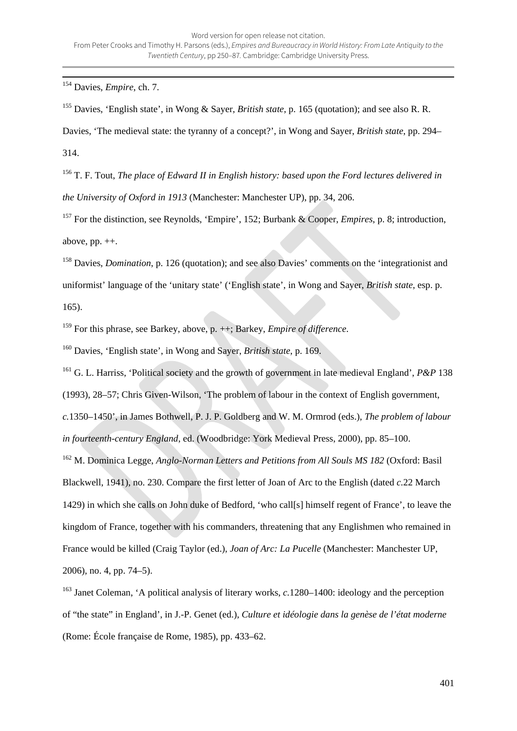[154] Davies, *Empire*, ch. 7.

[155] Davies, 'English state', in Wong & Sayer, *British state*, p. 165 (quotation); and see also R. R. Davies, 'The medieval state: the tyranny of a concept?', in Wong and Sayer, *British state*, pp. 294–314.

[156] T. F. Tout, *The place of Edward II in English history: based upon the Ford lectures delivered in the University of Oxford in 1913* (Manchester: Manchester UP), pp. 34, 206.

[157] For the distinction, see Reynolds, 'Empire', 152; Burbank & Cooper, *Empires*, p. 8; introduction, above, pp. ++.

[158] Davies, *Domination*, p. 126 (quotation); and see also Davies' comments on the 'integrationist and uniformist' language of the 'unitary state' ('English state', in Wong and Sayer, *British state*, esp. p. 165).

[159] For this phrase, see Barkey, above, p. ++; Barkey, *Empire of difference*.

[160] Davies, 'English state', in Wong and Sayer, *British state*, p. 169.

[161] G. L. Harriss, 'Political society and the growth of government in late medieval England', *P&P* 138 (1993), 28–57; Chris Given-Wilson, 'The problem of labour in the context of English government, *c.*1350–1450', in James Bothwell, P. J. P. Goldberg and W. M. Ormrod (eds.), *The problem of labour in fourteenth-century England*, ed. (Woodbridge: York Medieval Press, 2000), pp. 85–100.

[162] M. Dominica Legge, *Anglo-Norman Letters and Petitions from All Souls MS 182* (Oxford: Basil Blackwell, 1941), no. 230. Compare the first letter of Joan of Arc to the English (dated *c.*22 March 1429) in which she calls on John duke of Bedford, 'who call[s] himself regent of France', to leave the kingdom of France, together with his commanders, threatening that any Englishmen who remained in France would be killed (Craig Taylor (ed.), *Joan of Arc: La Pucelle* (Manchester: Manchester UP, 2006), no. 4, pp. 74–5).

[163] Janet Coleman, 'A political analysis of literary works, *c.*1280–1400: ideology and the perception of "the state" in England', in J.-P. Genet (ed.), *Culture et idéologie dans la genèse de l'état moderne* (Rome: École française de Rome, 1985), pp. 433–62.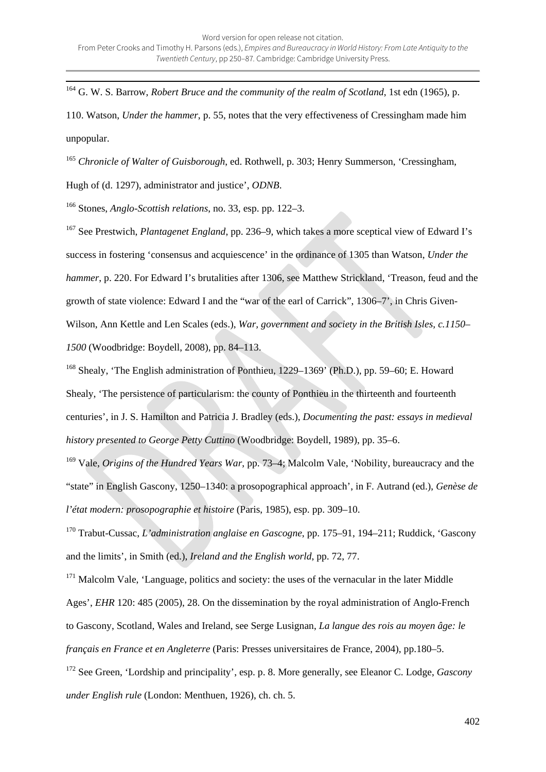[164] G. W. S. Barrow, *Robert Bruce and the community of the realm of Scotland*, 1st edn (1965), p. 110. Watson, *Under the hammer*, p. 55, notes that the very effectiveness of Cressingham made him unpopular.

[165] *Chronicle of Walter of Guisborough*, ed. Rothwell, p. 303; Henry Summerson, 'Cressingham, Hugh of (d. 1297), administrator and justice', *ODNB*.

[166] Stones, *Anglo-Scottish relations*, no. 33, esp. pp. 122–3.

[167] See Prestwich, *Plantagenet England*, pp. 236–9, which takes a more sceptical view of Edward I's success in fostering 'consensus and acquiescence' in the ordinance of 1305 than Watson, *Under the hammer*, p. 220. For Edward I's brutalities after 1306, see Matthew Strickland, 'Treason, feud and the growth of state violence: Edward I and the "war of the earl of Carrick", 1306–7', in Chris Given-Wilson, Ann Kettle and Len Scales (eds.), *War, government and society in the British Isles, c.1150–1500* (Woodbridge: Boydell, 2008), pp. 84–113.

[168] Shealy, 'The English administration of Ponthieu, 1229–1369' (Ph.D.), pp. 59–60; E. Howard Shealy, 'The persistence of particularism: the county of Ponthieu in the thirteenth and fourteenth centuries', in J. S. Hamilton and Patricia J. Bradley (eds.), *Documenting the past: essays in medieval history presented to George Petty Cuttino* (Woodbridge: Boydell, 1989), pp. 35–6.

[169] Vale, *Origins of the Hundred Years War*, pp. 73–4; Malcolm Vale, 'Nobility, bureaucracy and the "state" in English Gascony, 1250–1340: a prosopographical approach', in F. Autrand (ed.), *Genèse de l'état modern: prosopographie et histoire* (Paris, 1985), esp. pp. 309–10.

[170] Trabut-Cussac, *L'administration anglaise en Gascogne*, pp. 175–91, 194–211; Ruddick, 'Gascony and the limits', in Smith (ed.), *Ireland and the English world*, pp. 72, 77.

[171] Malcolm Vale, 'Language, politics and society: the uses of the vernacular in the later Middle Ages', *EHR* 120: 485 (2005), 28. On the dissemination by the royal administration of Anglo-French to Gascony, Scotland, Wales and Ireland, see Serge Lusignan, *La langue des rois au moyen âge: le français en France et en Angleterre* (Paris: Presses universitaires de France, 2004), pp.180–5.

[172] See Green, 'Lordship and principality', esp. p. 8. More generally, see Eleanor C. Lodge, *Gascony under English rule* (London: Menthuen, 1926), ch. ch. 5.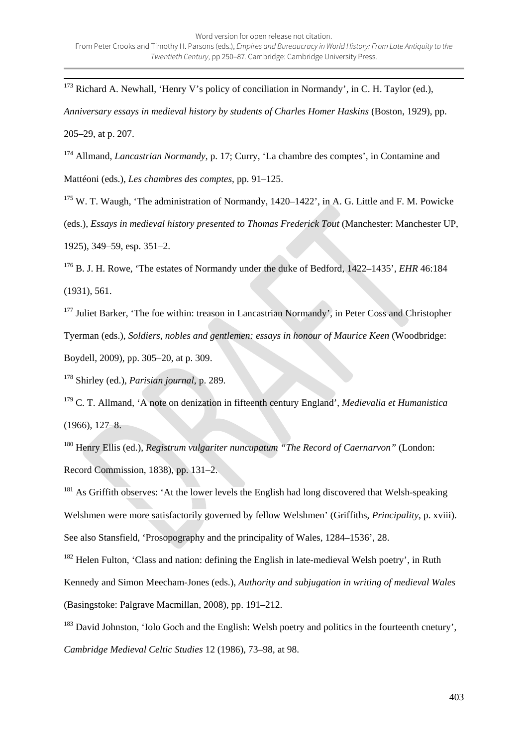[173] Richard A. Newhall, 'Henry V's policy of conciliation in Normandy', in C. H. Taylor (ed.), *Anniversary essays in medieval history by students of Charles Homer Haskins* (Boston, 1929), pp. 205–29, at p. 207.

[174] Allmand, *Lancastrian Normandy*, p. 17; Curry, 'La chambre des comptes', in Contamine and Mattéoni (eds.), *Les chambres des comptes*, pp. 91–125.

[175] W. T. Waugh, 'The administration of Normandy, 1420–1422', in A. G. Little and F. M. Powicke (eds.), *Essays in medieval history presented to Thomas Frederick Tout* (Manchester: Manchester UP, 1925), 349–59, esp. 351–2.

[176] B. J. H. Rowe, 'The estates of Normandy under the duke of Bedford, 1422–1435', *EHR* 46:184 (1931), 561.

[177] Juliet Barker, 'The foe within: treason in Lancastrian Normandy', in Peter Coss and Christopher Tyerman (eds.), *Soldiers, nobles and gentlemen: essays in honour of Maurice Keen* (Woodbridge: Boydell, 2009), pp. 305–20, at p. 309.

[178] Shirley (ed.), *Parisian journal*, p. 289.

[179] C. T. Allmand, 'A note on denization in fifteenth century England', *Medievalia et Humanistica* (1966), 127–8.

[180] Henry Ellis (ed.), *Registrum vulgariter nuncupatum "The Record of Caernarvon"* (London: Record Commission, 1838), pp. 131–2.

[181] As Griffith observes: 'At the lower levels the English had long discovered that Welsh-speaking Welshmen were more satisfactorily governed by fellow Welshmen' (Griffiths, *Principality*, p. xviii). See also Stansfield, 'Prosopography and the principality of Wales, 1284–1536', 28.

[182] Helen Fulton, 'Class and nation: defining the English in late-medieval Welsh poetry', in Ruth Kennedy and Simon Meecham-Jones (eds.), *Authority and subjugation in writing of medieval Wales* (Basingstoke: Palgrave Macmillan, 2008), pp. 191–212.

[183] David Johnston, 'Iolo Goch and the English: Welsh poetry and politics in the fourteenth cnetury', *Cambridge Medieval Celtic Studies* 12 (1986), 73–98, at 98.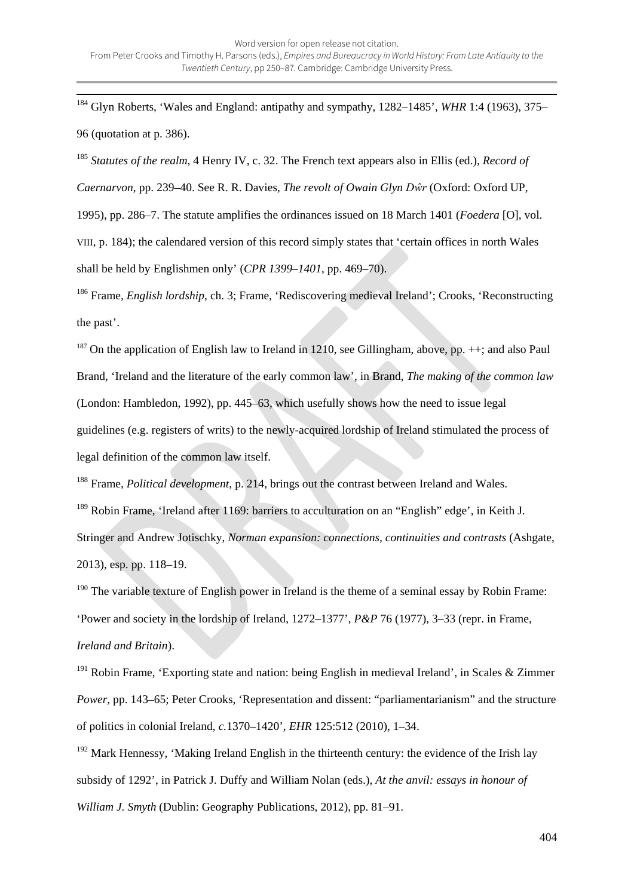[184] Glyn Roberts, 'Wales and England: antipathy and sympathy, 1282–1485', *WHR* 1:4 (1963), 375–96 (quotation at p. 386).

[185] *Statutes of the realm*, 4 Henry IV, c. 32. The French text appears also in Ellis (ed.), *Record of Caernarvon*, pp. 239–40. See R. R. Davies, *The revolt of Owain Glyn Dŵr* (Oxford: Oxford UP, 1995), pp. 286–7. The statute amplifies the ordinances issued on 18 March 1401 (*Foedera* [O], vol. VIII, p. 184); the calendared version of this record simply states that 'certain offices in north Wales shall be held by Englishmen only' (*CPR 1399–1401*, pp. 469–70).

[186] Frame, *English lordship*, ch. 3; Frame, 'Rediscovering medieval Ireland'; Crooks, 'Reconstructing the past'.

[187] On the application of English law to Ireland in 1210, see Gillingham, above, pp. ++; and also Paul Brand, 'Ireland and the literature of the early common law', in Brand, *The making of the common law* (London: Hambledon, 1992), pp. 445–63, which usefully shows how the need to issue legal guidelines (e.g. registers of writs) to the newly-acquired lordship of Ireland stimulated the process of legal definition of the common law itself.

[188] Frame, *Political development*, p. 214, brings out the contrast between Ireland and Wales.

[189] Robin Frame, 'Ireland after 1169: barriers to acculturation on an "English" edge', in Keith J. Stringer and Andrew Jotischky, *Norman expansion: connections, continuities and contrasts* (Ashgate, 2013), esp. pp. 118–19.

[190] The variable texture of English power in Ireland is the theme of a seminal essay by Robin Frame: 'Power and society in the lordship of Ireland, 1272–1377', *P&P* 76 (1977), 3–33 (repr. in Frame, *Ireland and Britain*).

[191] Robin Frame, 'Exporting state and nation: being English in medieval Ireland', in Scales & Zimmer *Power*, pp. 143–65; Peter Crooks, 'Representation and dissent: "parliamentarianism" and the structure of politics in colonial Ireland, *c.*1370–1420', *EHR* 125:512 (2010), 1–34.

[192] Mark Hennessy, 'Making Ireland English in the thirteenth century: the evidence of the Irish lay subsidy of 1292', in Patrick J. Duffy and William Nolan (eds.), *At the anvil: essays in honour of William J. Smyth* (Dublin: Geography Publications, 2012), pp. 81–91.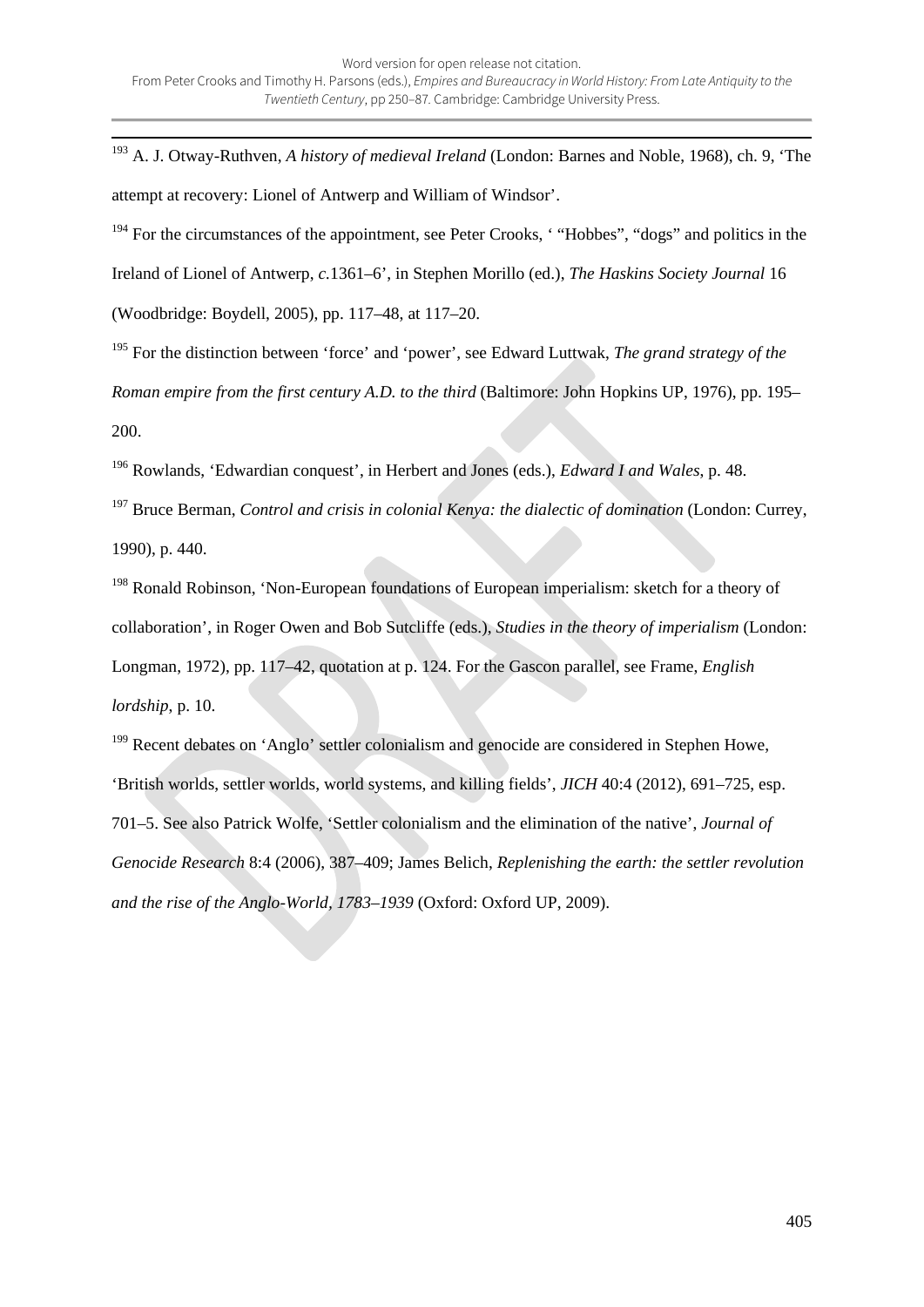[193] A. J. Otway-Ruthven, *A history of medieval Ireland* (London: Barnes and Noble, 1968), ch. 9, 'The attempt at recovery: Lionel of Antwerp and William of Windsor'.

[194] For the circumstances of the appointment, see Peter Crooks, ' "Hobbes", "dogs" and politics in the Ireland of Lionel of Antwerp, *c.*1361–6', in Stephen Morillo (ed.), *The Haskins Society Journal* 16 (Woodbridge: Boydell, 2005), pp. 117–48, at 117–20.

[195] For the distinction between 'force' and 'power', see Edward Luttwak, *The grand strategy of the Roman empire from the first century A.D. to the third* (Baltimore: John Hopkins UP, 1976), pp. 195–200.

[196] Rowlands, 'Edwardian conquest', in Herbert and Jones (eds.), *Edward I and Wales*, p. 48.

[197] Bruce Berman, *Control and crisis in colonial Kenya: the dialectic of domination* (London: Currey, 1990), p. 440.

[198] Ronald Robinson, 'Non-European foundations of European imperialism: sketch for a theory of collaboration', in Roger Owen and Bob Sutcliffe (eds.), *Studies in the theory of imperialism* (London: Longman, 1972), pp. 117–42, quotation at p. 124. For the Gascon parallel, see Frame, *English lordship*, p. 10.

[199] Recent debates on 'Anglo' settler colonialism and genocide are considered in Stephen Howe, 'British worlds, settler worlds, world systems, and killing fields', *JICH* 40:4 (2012), 691–725, esp. 701–5. See also Patrick Wolfe, 'Settler colonialism and the elimination of the native', *Journal of Genocide Research* 8:4 (2006), 387–409; James Belich, *Replenishing the earth: the settler revolution and the rise of the Anglo-World, 1783–1939* (Oxford: Oxford UP, 2009).